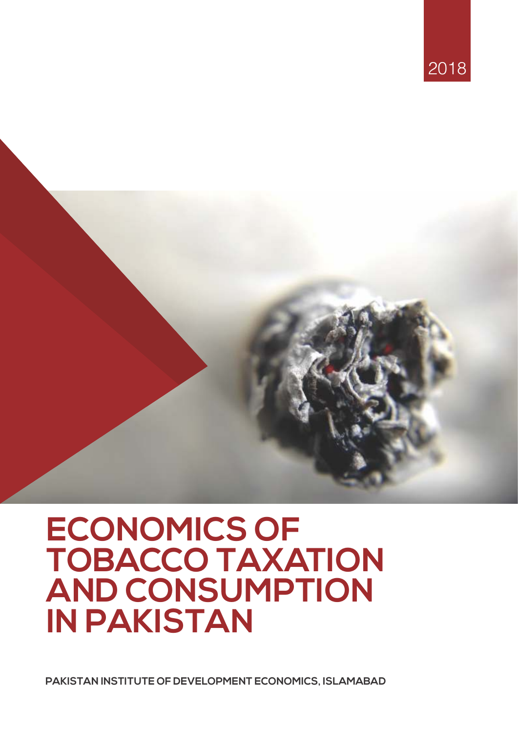2018

# ECONOMICS OF TOBACCO TAXATION AND CONSUMPTION IN PAKISTAN

**PAKISTAN INSTITUTE OF DEVELOPMENT ECONOMICS, ISLAMABAD**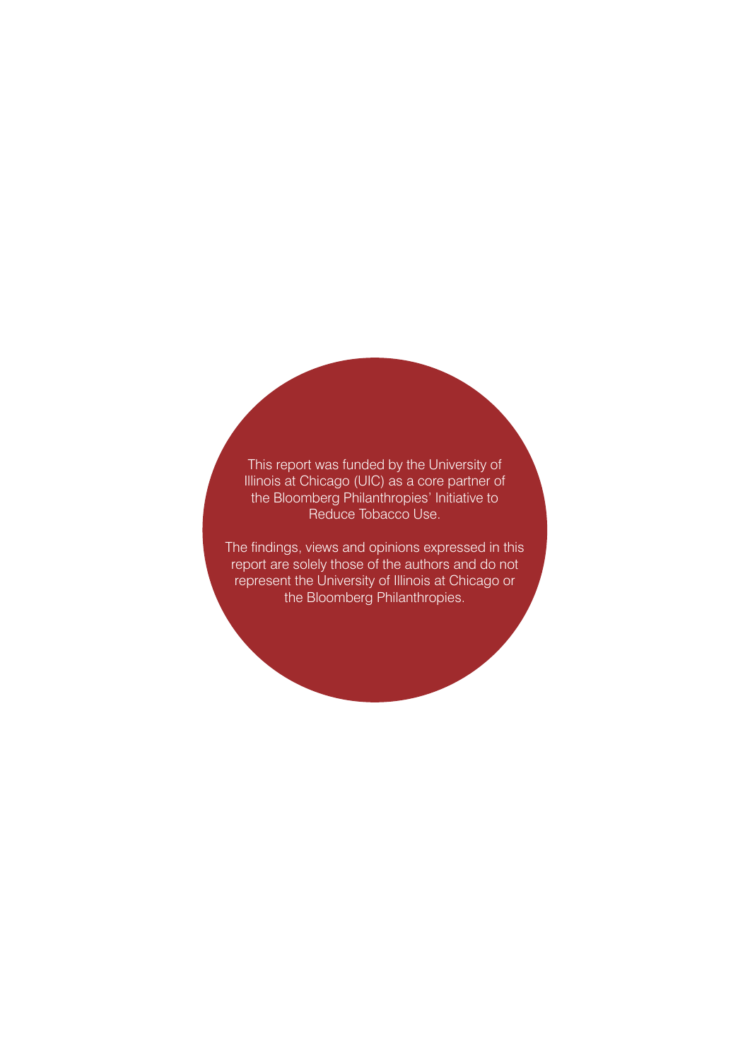This report was funded by the University of Illinois at Chicago (UIC) as a core partner of the Bloomberg Philanthropies' Initiative to Reduce Tobacco Use.

The findings, views and opinions expressed in this report are solely those of the authors and do not represent the University of Illinois at Chicago or the Bloomberg Philanthropies.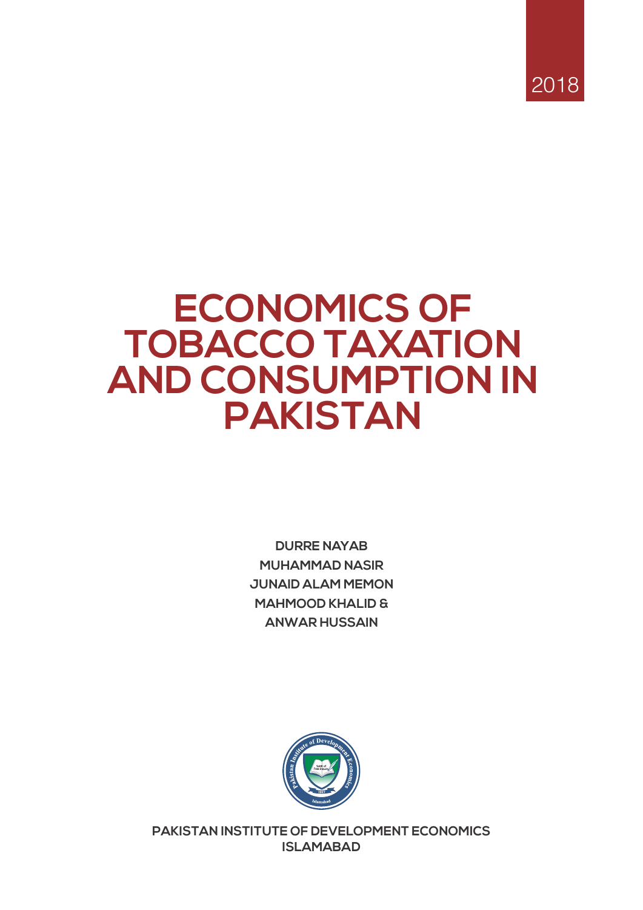2018

# ECONOMICS OF TOBACCO TAXATION AND CONSUMPTION IN PAKISTAN

**DURRE NAYAB**
**MUHAMMAD NASIR**
**JUNAID ALAM MEMON**
**MAHMOOD KHALID &**
**ANWAR HUSSAIN**

**PAKISTAN INSTITUTE OF DEVELOPMENT ECONOMICS**
**ISLAMABAD**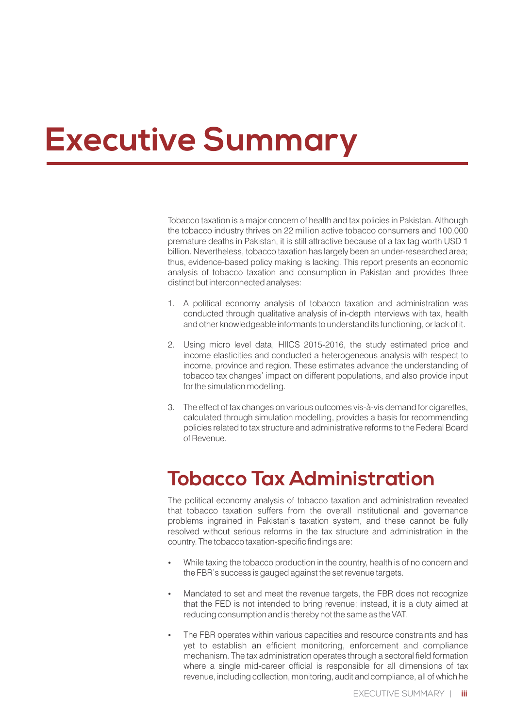# Executive Summary

Tobacco taxation is a major concern of health and tax policies in Pakistan. Although the tobacco industry thrives on 22 million active tobacco consumers and 100,000 premature deaths in Pakistan, it is still attractive because of a tax tag worth USD 1 billion. Nevertheless, tobacco taxation has largely been an under-researched area; thus, evidence-based policy making is lacking. This report presents an economic analysis of tobacco taxation and consumption in Pakistan and provides three distinct but interconnected analyses:

1. A political economy analysis of tobacco taxation and administration was conducted through qualitative analysis of in-depth interviews with tax, health and other knowledgeable informants to understand its functioning, or lack of it.

2. Using micro level data, HIICS 2015-2016, the study estimated price and income elasticities and conducted a heterogeneous analysis with respect to income, province and region. These estimates advance the understanding of tobacco tax changes' impact on different populations, and also provide input for the simulation modelling.

3. The effect of tax changes on various outcomes vis-à-vis demand for cigarettes, calculated through simulation modelling, provides a basis for recommending policies related to tax structure and administrative reforms to the Federal Board of Revenue.

## Tobacco Tax Administration

The political economy analysis of tobacco taxation and administration revealed that tobacco taxation suffers from the overall institutional and governance problems ingrained in Pakistan's taxation system, and these cannot be fully resolved without serious reforms in the tax structure and administration in the country. The tobacco taxation-specific findings are:

- While taxing the tobacco production in the country, health is of no concern and the FBR's success is gauged against the set revenue targets.

- Mandated to set and meet the revenue targets, the FBR does not recognize that the FED is not intended to bring revenue; instead, it is a duty aimed at reducing consumption and is thereby not the same as the VAT.

- The FBR operates within various capacities and resource constraints and has yet to establish an efficient monitoring, enforcement and compliance mechanism. The tax administration operates through a sectoral field formation where a single mid-career official is responsible for all dimensions of tax revenue, including collection, monitoring, audit and compliance, all of which he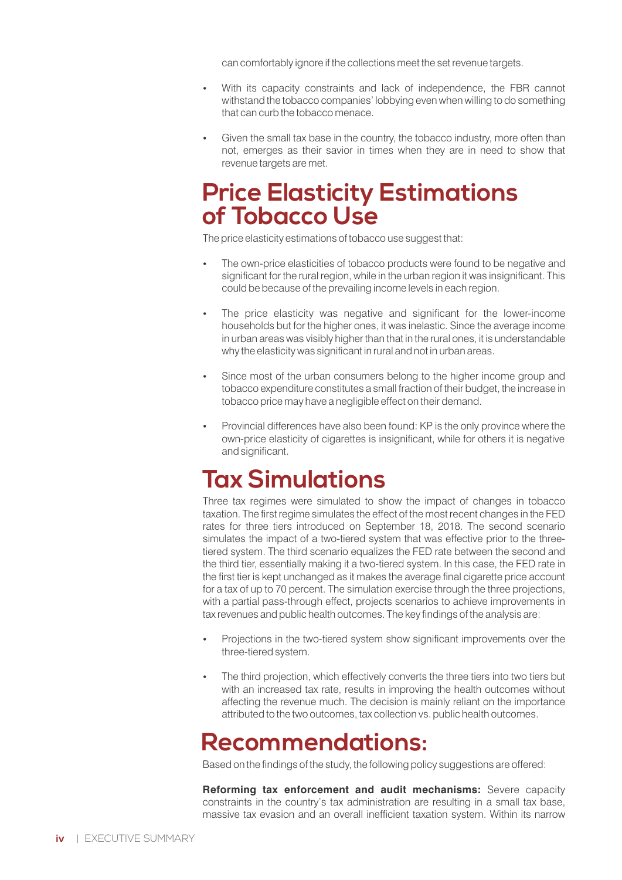can comfortably ignore if the collections meet the set revenue targets.

- With its capacity constraints and lack of independence, the FBR cannot withstand the tobacco companies' lobbying even when willing to do something that can curb the tobacco menace.
- Given the small tax base in the country, the tobacco industry, more often than not, emerges as their savior in times when they are in need to show that revenue targets are met.

## Price Elasticity Estimations of Tobacco Use

The price elasticity estimations of tobacco use suggest that:

- The own-price elasticities of tobacco products were found to be negative and significant for the rural region, while in the urban region it was insignificant. This could be because of the prevailing income levels in each region.
- The price elasticity was negative and significant for the lower-income households but for the higher ones, it was inelastic. Since the average income in urban areas was visibly higher than that in the rural ones, it is understandable why the elasticity was significant in rural and not in urban areas.
- Since most of the urban consumers belong to the higher income group and tobacco expenditure constitutes a small fraction of their budget, the increase in tobacco price may have a negligible effect on their demand.
- Provincial differences have also been found: KP is the only province where the own-price elasticity of cigarettes is insignificant, while for others it is negative and significant.

## Tax Simulations

Three tax regimes were simulated to show the impact of changes in tobacco taxation. The first regime simulates the effect of the most recent changes in the FED rates for three tiers introduced on September 18, 2018. The second scenario simulates the impact of a two-tiered system that was effective prior to the three-tiered system. The third scenario equalizes the FED rate between the second and the third tier, essentially making it a two-tiered system. In this case, the FED rate in the first tier is kept unchanged as it makes the average final cigarette price account for a tax of up to 70 percent. The simulation exercise through the three projections, with a partial pass-through effect, projects scenarios to achieve improvements in tax revenues and public health outcomes. The key findings of the analysis are:

- Projections in the two-tiered system show significant improvements over the three-tiered system.
- The third projection, which effectively converts the three tiers into two tiers but with an increased tax rate, results in improving the health outcomes without affecting the revenue much. The decision is mainly reliant on the importance attributed to the two outcomes, tax collection vs. public health outcomes.

## Recommendations:

Based on the findings of the study, the following policy suggestions are offered:

**Reforming tax enforcement and audit mechanisms:** Severe capacity constraints in the country's tax administration are resulting in a small tax base, massive tax evasion and an overall inefficient taxation system. Within its narrow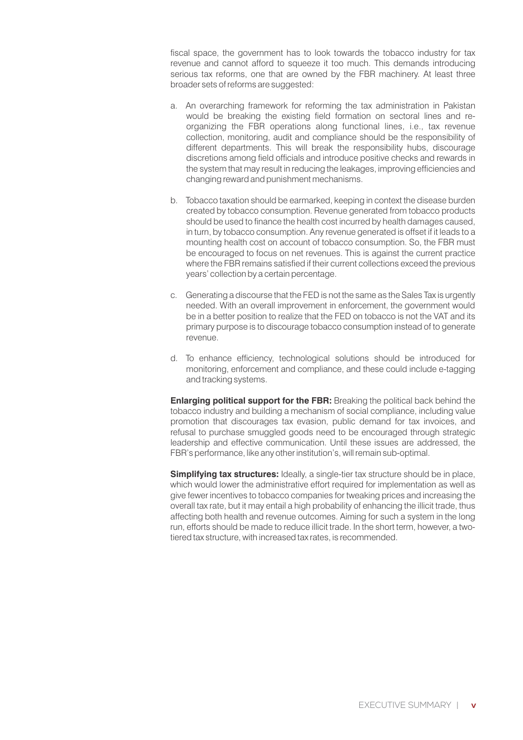fiscal space, the government has to look towards the tobacco industry for tax revenue and cannot afford to squeeze it too much. This demands introducing serious tax reforms, one that are owned by the FBR machinery. At least three broader sets of reforms are suggested:

a. An overarching framework for reforming the tax administration in Pakistan would be breaking the existing field formation on sectoral lines and re-organizing the FBR operations along functional lines, i.e., tax revenue collection, monitoring, audit and compliance should be the responsibility of different departments. This will break the responsibility hubs, discourage discretions among field officials and introduce positive checks and rewards in the system that may result in reducing the leakages, improving efficiencies and changing reward and punishment mechanisms.

b. Tobacco taxation should be earmarked, keeping in context the disease burden created by tobacco consumption. Revenue generated from tobacco products should be used to finance the health cost incurred by health damages caused, in turn, by tobacco consumption. Any revenue generated is offset if it leads to a mounting health cost on account of tobacco consumption. So, the FBR must be encouraged to focus on net revenues. This is against the current practice where the FBR remains satisfied if their current collections exceed the previous years' collection by a certain percentage.

c. Generating a discourse that the FED is not the same as the Sales Tax is urgently needed. With an overall improvement in enforcement, the government would be in a better position to realize that the FED on tobacco is not the VAT and its primary purpose is to discourage tobacco consumption instead of to generate revenue.

d. To enhance efficiency, technological solutions should be introduced for monitoring, enforcement and compliance, and these could include e-tagging and tracking systems.

**Enlarging political support for the FBR:** Breaking the political back behind the tobacco industry and building a mechanism of social compliance, including value promotion that discourages tax evasion, public demand for tax invoices, and refusal to purchase smuggled goods need to be encouraged through strategic leadership and effective communication. Until these issues are addressed, the FBR's performance, like any other institution's, will remain sub-optimal.

**Simplifying tax structures:** Ideally, a single-tier tax structure should be in place, which would lower the administrative effort required for implementation as well as give fewer incentives to tobacco companies for tweaking prices and increasing the overall tax rate, but it may entail a high probability of enhancing the illicit trade, thus affecting both health and revenue outcomes. Aiming for such a system in the long run, efforts should be made to reduce illicit trade. In the short term, however, a two-tiered tax structure, with increased tax rates, is recommended.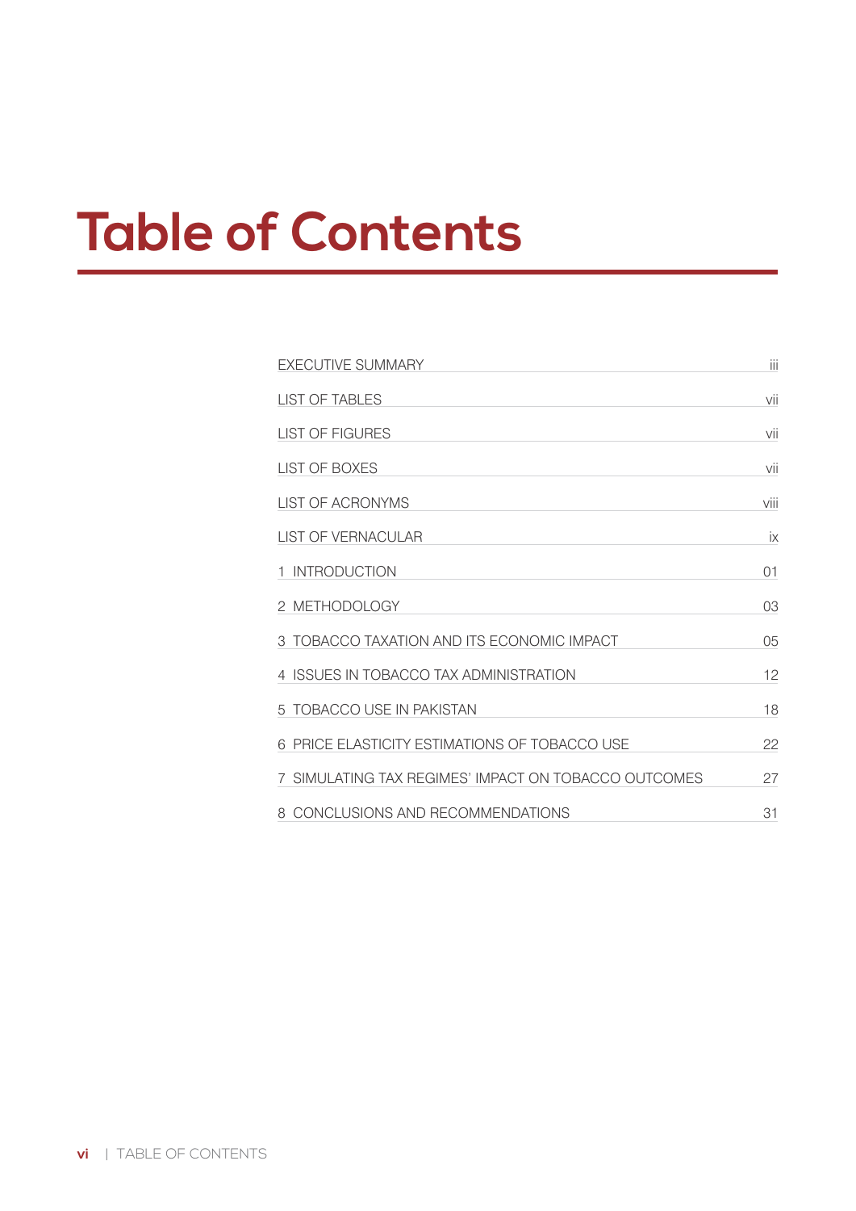# Table of Contents

| | |
|---|---|
| EXECUTIVE SUMMARY | iii |
| LIST OF TABLES | vii |
| LIST OF FIGURES | vii |
| LIST OF BOXES | vii |
| LIST OF ACRONYMS | viii |
| LIST OF VERNACULAR | ix |
| 1 INTRODUCTION | 01 |
| 2 METHODOLOGY | 03 |
| 3 TOBACCO TAXATION AND ITS ECONOMIC IMPACT | 05 |
| 4 ISSUES IN TOBACCO TAX ADMINISTRATION | 12 |
| 5 TOBACCO USE IN PAKISTAN | 18 |
| 6 PRICE ELASTICITY ESTIMATIONS OF TOBACCO USE | 22 |
| 7 SIMULATING TAX REGIMES' IMPACT ON TOBACCO OUTCOMES | 27 |
| 8 CONCLUSIONS AND RECOMMENDATIONS | 31 |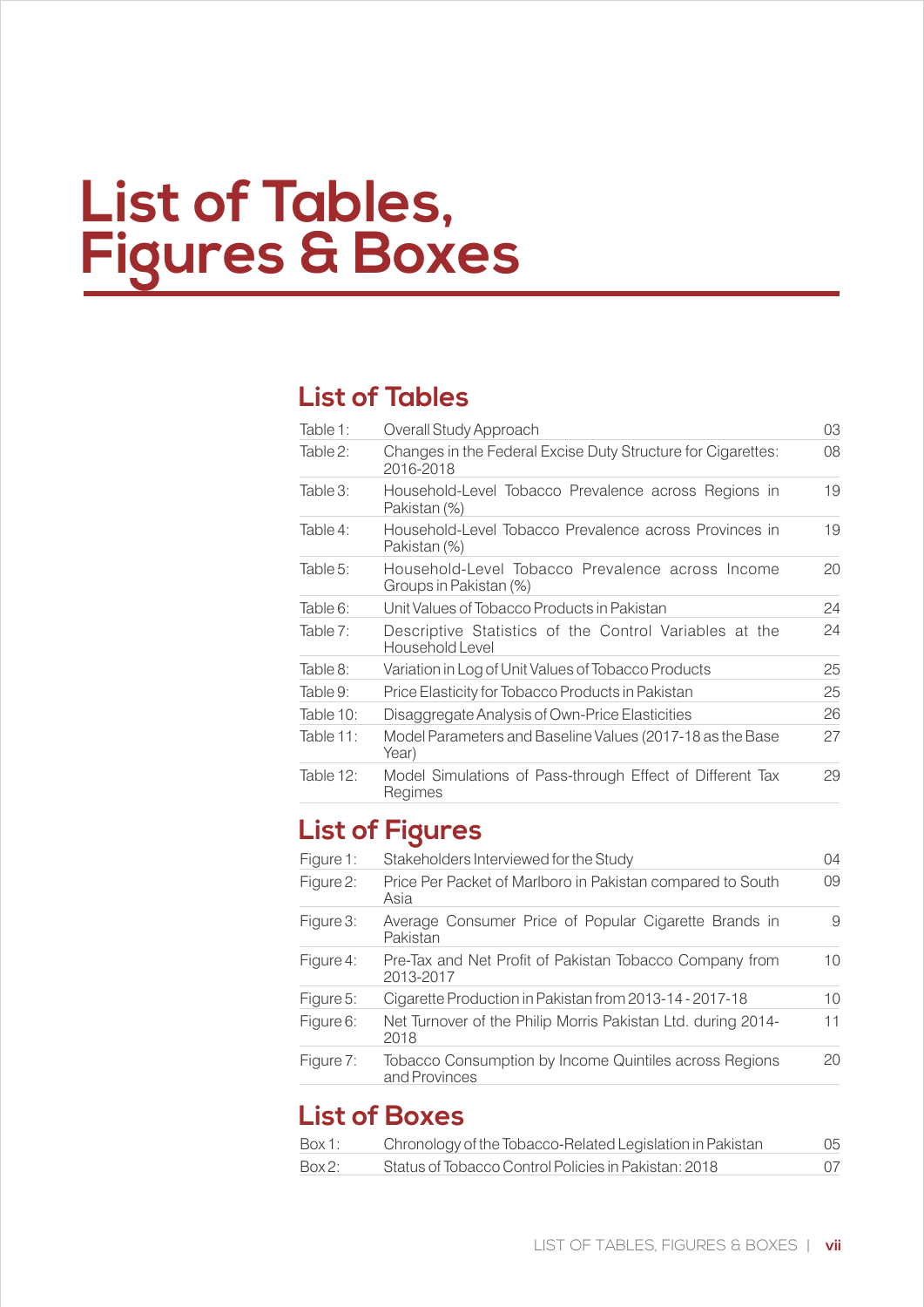# List of Tables, Figures & Boxes

## List of Tables

| | | |
|---|---|---|
| Table 1: | Overall Study Approach | 03 |
| Table 2: | Changes in the Federal Excise Duty Structure for Cigarettes: 2016-2018 | 08 |
| Table 3: | Household-Level Tobacco Prevalence across Regions in Pakistan (%) | 19 |
| Table 4: | Household-Level Tobacco Prevalence across Provinces in Pakistan (%) | 19 |
| Table 5: | Household-Level Tobacco Prevalence across Income Groups in Pakistan (%) | 20 |
| Table 6: | Unit Values of Tobacco Products in Pakistan | 24 |
| Table 7: | Descriptive Statistics of the Control Variables at the Household Level | 24 |
| Table 8: | Variation in Log of Unit Values of Tobacco Products | 25 |
| Table 9: | Price Elasticity for Tobacco Products in Pakistan | 25 |
| Table 10: | Disaggregate Analysis of Own-Price Elasticities | 26 |
| Table 11: | Model Parameters and Baseline Values (2017-18 as the Base Year) | 27 |
| Table 12: | Model Simulations of Pass-through Effect of Different Tax Regimes | 29 |

## List of Figures

| | | |
|---|---|---|
| Figure 1: | Stakeholders Interviewed for the Study | 04 |
| Figure 2: | Price Per Packet of Marlboro in Pakistan compared to South Asia | 09 |
| Figure 3: | Average Consumer Price of Popular Cigarette Brands in Pakistan | 9 |
| Figure 4: | Pre-Tax and Net Profit of Pakistan Tobacco Company from 2013-2017 | 10 |
| Figure 5: | Cigarette Production in Pakistan from 2013-14 - 2017-18 | 10 |
| Figure 6: | Net Turnover of the Philip Morris Pakistan Ltd. during 2014-2018 | 11 |
| Figure 7: | Tobacco Consumption by Income Quintiles across Regions and Provinces | 20 |

## List of Boxes

| | | |
|---|---|---|
| Box 1: | Chronology of the Tobacco-Related Legislation in Pakistan | 05 |
| Box 2: | Status of Tobacco Control Policies in Pakistan: 2018 | 07 |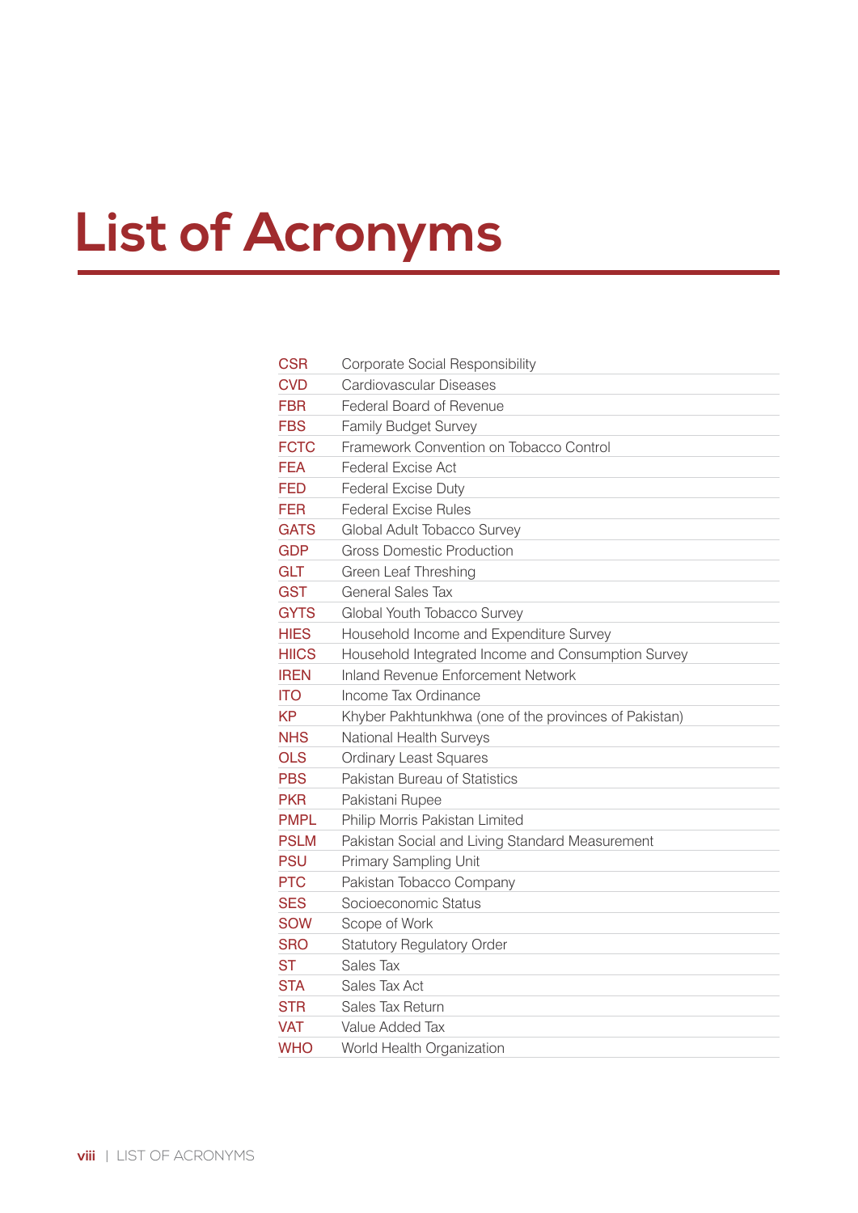# List of Acronyms

| | |
|---|---|
| CSR | Corporate Social Responsibility |
| CVD | Cardiovascular Diseases |
| FBR | Federal Board of Revenue |
| FBS | Family Budget Survey |
| FCTC | Framework Convention on Tobacco Control |
| FEA | Federal Excise Act |
| FED | Federal Excise Duty |
| FER | Federal Excise Rules |
| GATS | Global Adult Tobacco Survey |
| GDP | Gross Domestic Production |
| GLT | Green Leaf Threshing |
| GST | General Sales Tax |
| GYTS | Global Youth Tobacco Survey |
| HIES | Household Income and Expenditure Survey |
| HIICS | Household Integrated Income and Consumption Survey |
| IREN | Inland Revenue Enforcement Network |
| ITO | Income Tax Ordinance |
| KP | Khyber Pakhtunkhwa (one of the provinces of Pakistan) |
| NHS | National Health Surveys |
| OLS | Ordinary Least Squares |
| PBS | Pakistan Bureau of Statistics |
| PKR | Pakistani Rupee |
| PMPL | Philip Morris Pakistan Limited |
| PSLM | Pakistan Social and Living Standard Measurement |
| PSU | Primary Sampling Unit |
| PTC | Pakistan Tobacco Company |
| SES | Socioeconomic Status |
| SOW | Scope of Work |
| SRO | Statutory Regulatory Order |
| ST | Sales Tax |
| STA | Sales Tax Act |
| STR | Sales Tax Return |
| VAT | Value Added Tax |
| WHO | World Health Organization |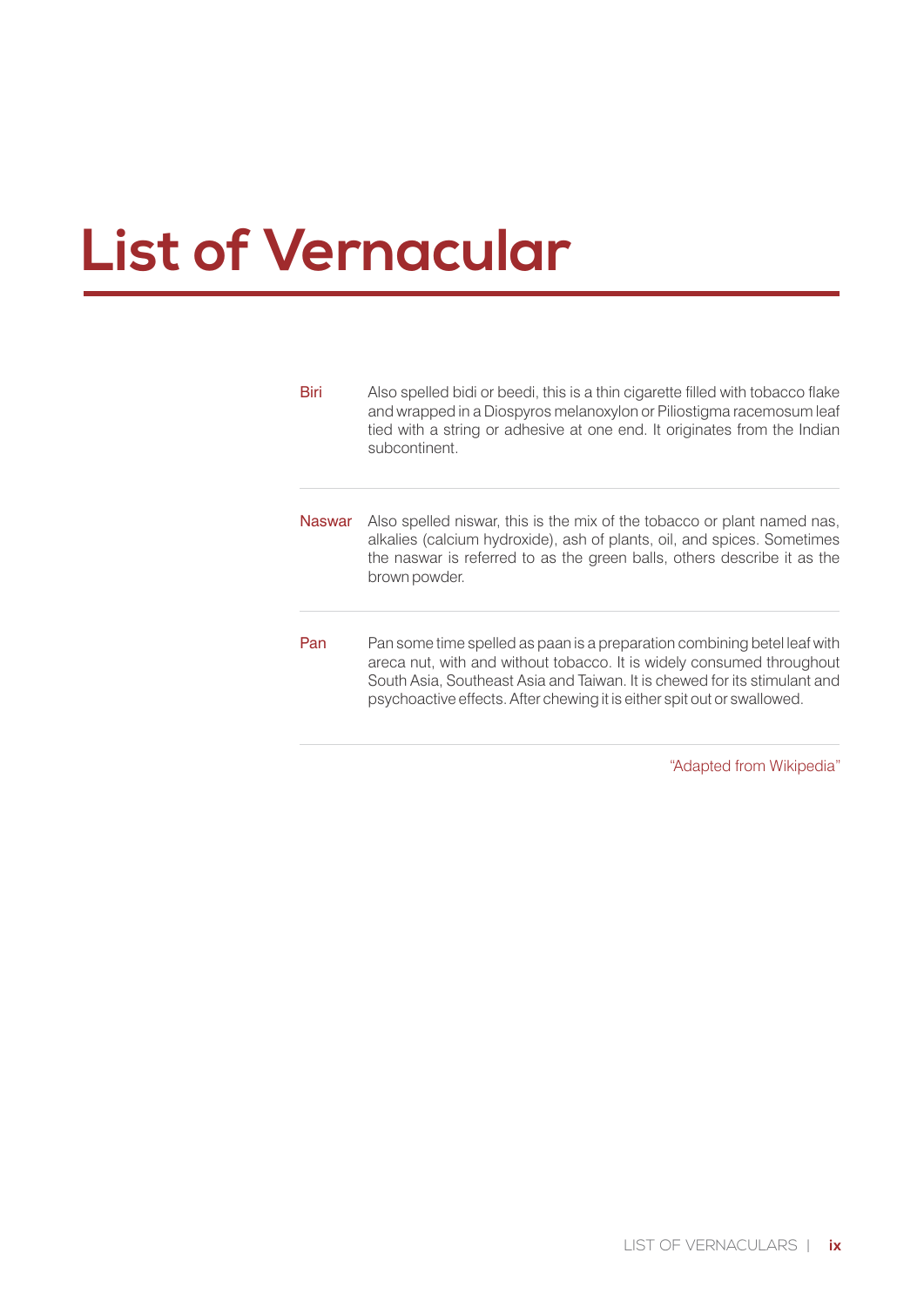# List of Vernacular

| Term | Description |
| --- | --- |
| Biri | Also spelled bidi or beedi, this is a thin cigarette filled with tobacco flake and wrapped in a Diospyros melanoxylon or Piliostigma racemosum leaf tied with a string or adhesive at one end. It originates from the Indian subcontinent. |
| Naswar | Also spelled niswar, this is the mix of the tobacco or plant named nas, alkalies (calcium hydroxide), ash of plants, oil, and spices. Sometimes the naswar is referred to as the green balls, others describe it as the brown powder. |
| Pan | Pan some time spelled as paan is a preparation combining betel leaf with areca nut, with and without tobacco. It is widely consumed throughout South Asia, Southeast Asia and Taiwan. It is chewed for its stimulant and psychoactive effects. After chewing it is either spit out or swallowed. |

"Adapted from Wikipedia"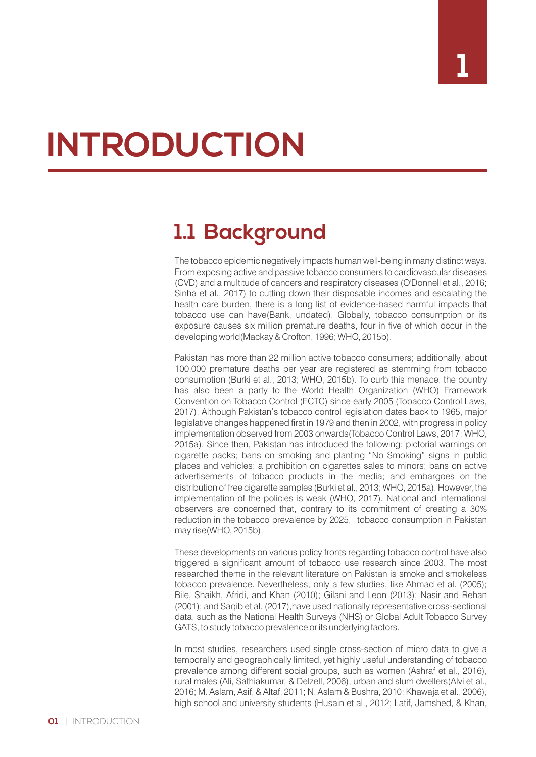# 1

# INTRODUCTION

## 1.1 Background

The tobacco epidemic negatively impacts human well-being in many distinct ways. From exposing active and passive tobacco consumers to cardiovascular diseases (CVD) and a multitude of cancers and respiratory diseases (O'Donnell et al., 2016; Sinha et al., 2017) to cutting down their disposable incomes and escalating the health care burden, there is a long list of evidence-based harmful impacts that tobacco use can have(Bank, undated). Globally, tobacco consumption or its exposure causes six million premature deaths, four in five of which occur in the developing world(Mackay & Crofton, 1996; WHO, 2015b).

Pakistan has more than 22 million active tobacco consumers; additionally, about 100,000 premature deaths per year are registered as stemming from tobacco consumption (Burki et al., 2013; WHO, 2015b). To curb this menace, the country has also been a party to the World Health Organization (WHO) Framework Convention on Tobacco Control (FCTC) since early 2005 (Tobacco Control Laws, 2017). Although Pakistan's tobacco control legislation dates back to 1965, major legislative changes happened first in 1979 and then in 2002, with progress in policy implementation observed from 2003 onwards(Tobacco Control Laws, 2017; WHO, 2015a). Since then, Pakistan has introduced the following: pictorial warnings on cigarette packs; bans on smoking and planting "No Smoking" signs in public places and vehicles; a prohibition on cigarettes sales to minors; bans on active advertisements of tobacco products in the media; and embargoes on the distribution of free cigarette samples (Burki et al., 2013; WHO, 2015a). However, the implementation of the policies is weak (WHO, 2017). National and international observers are concerned that, contrary to its commitment of creating a 30% reduction in the tobacco prevalence by 2025, tobacco consumption in Pakistan may rise(WHO, 2015b).

These developments on various policy fronts regarding tobacco control have also triggered a significant amount of tobacco use research since 2003. The most researched theme in the relevant literature on Pakistan is smoke and smokeless tobacco prevalence. Nevertheless, only a few studies, like Ahmad et al. (2005); Bile, Shaikh, Afridi, and Khan (2010); Gilani and Leon (2013); Nasir and Rehan (2001); and Saqib et al. (2017),have used nationally representative cross-sectional data, such as the National Health Surveys (NHS) or Global Adult Tobacco Survey GATS, to study tobacco prevalence or its underlying factors.

In most studies, researchers used single cross-section of micro data to give a temporally and geographically limited, yet highly useful understanding of tobacco prevalence among different social groups, such as women (Ashraf et al., 2016), rural males (Ali, Sathiakumar, & Delzell, 2006), urban and slum dwellers(Alvi et al., 2016; M. Aslam, Asif, & Altaf, 2011; N. Aslam & Bushra, 2010; Khawaja et al., 2006), high school and university students (Husain et al., 2012; Latif, Jamshed, & Khan,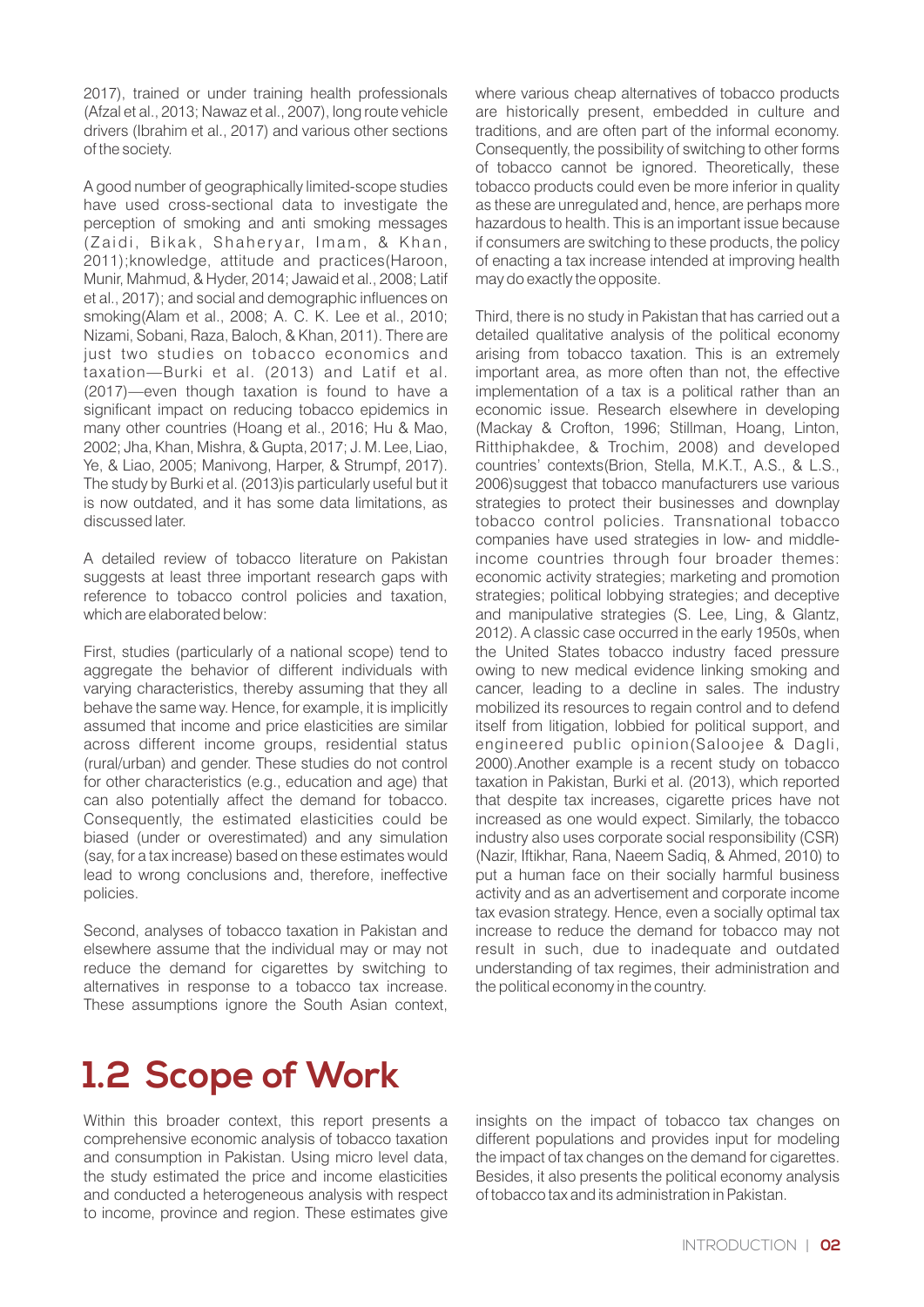2017), trained or under training health professionals (Afzal et al., 2013; Nawaz et al., 2007), long route vehicle drivers (Ibrahim et al., 2017) and various other sections of the society.

A good number of geographically limited-scope studies have used cross-sectional data to investigate the perception of smoking and anti smoking messages (Zaidi, Bikak, Shaheryar, Imam, & Khan, 2011);knowledge, attitude and practices(Haroon, Munir, Mahmud, & Hyder, 2014; Jawaid et al., 2008; Latif et al., 2017); and social and demographic influences on smoking(Alam et al., 2008; A. C. K. Lee et al., 2010; Nizami, Sobani, Raza, Baloch, & Khan, 2011). There are just two studies on tobacco economics and taxation—Burki et al. (2013) and Latif et al. (2017)—even though taxation is found to have a significant impact on reducing tobacco epidemics in many other countries (Hoang et al., 2016; Hu & Mao, 2002; Jha, Khan, Mishra, & Gupta, 2017; J. M. Lee, Liao, Ye, & Liao, 2005; Manivong, Harper, & Strumpf, 2017). The study by Burki et al. (2013)is particularly useful but it is now outdated, and it has some data limitations, as discussed later.

A detailed review of tobacco literature on Pakistan suggests at least three important research gaps with reference to tobacco control policies and taxation, which are elaborated below:

First, studies (particularly of a national scope) tend to aggregate the behavior of different individuals with varying characteristics, thereby assuming that they all behave the same way. Hence, for example, it is implicitly assumed that income and price elasticities are similar across different income groups, residential status (rural/urban) and gender. These studies do not control for other characteristics (e.g., education and age) that can also potentially affect the demand for tobacco. Consequently, the estimated elasticities could be biased (under or overestimated) and any simulation (say, for a tax increase) based on these estimates would lead to wrong conclusions and, therefore, ineffective policies.

Second, analyses of tobacco taxation in Pakistan and elsewhere assume that the individual may or may not reduce the demand for cigarettes by switching to alternatives in response to a tobacco tax increase. These assumptions ignore the South Asian context, where various cheap alternatives of tobacco products are historically present, embedded in culture and traditions, and are often part of the informal economy. Consequently, the possibility of switching to other forms of tobacco cannot be ignored. Theoretically, these tobacco products could even be more inferior in quality as these are unregulated and, hence, are perhaps more hazardous to health. This is an important issue because if consumers are switching to these products, the policy of enacting a tax increase intended at improving health may do exactly the opposite.

Third, there is no study in Pakistan that has carried out a detailed qualitative analysis of the political economy arising from tobacco taxation. This is an extremely important area, as more often than not, the effective implementation of a tax is a political rather than an economic issue. Research elsewhere in developing (Mackay & Crofton, 1996; Stillman, Hoang, Linton, Ritthiphakdee, & Trochim, 2008) and developed countries' contexts(Brion, Stella, M.K.T., A.S., & L.S., 2006)suggest that tobacco manufacturers use various strategies to protect their businesses and downplay tobacco control policies. Transnational tobacco companies have used strategies in low- and middle-income countries through four broader themes: economic activity strategies; marketing and promotion strategies; political lobbying strategies; and deceptive and manipulative strategies (S. Lee, Ling, & Glantz, 2012). A classic case occurred in the early 1950s, when the United States tobacco industry faced pressure owing to new medical evidence linking smoking and cancer, leading to a decline in sales. The industry mobilized its resources to regain control and to defend itself from litigation, lobbied for political support, and engineered public opinion(Saloojee & Dagli, 2000).Another example is a recent study on tobacco taxation in Pakistan, Burki et al. (2013), which reported that despite tax increases, cigarette prices have not increased as one would expect. Similarly, the tobacco industry also uses corporate social responsibility (CSR) (Nazir, Iftikhar, Rana, Naeem Sadiq, & Ahmed, 2010) to put a human face on their socially harmful business activity and as an advertisement and corporate income tax evasion strategy. Hence, even a socially optimal tax increase to reduce the demand for tobacco may not result in such, due to inadequate and outdated understanding of tax regimes, their administration and the political economy in the country.

## 1.2 Scope of Work

Within this broader context, this report presents a comprehensive economic analysis of tobacco taxation and consumption in Pakistan. Using micro level data, the study estimated the price and income elasticities and conducted a heterogeneous analysis with respect to income, province and region. These estimates give insights on the impact of tobacco tax changes on different populations and provides input for modeling the impact of tax changes on the demand for cigarettes. Besides, it also presents the political economy analysis of tobacco tax and its administration in Pakistan.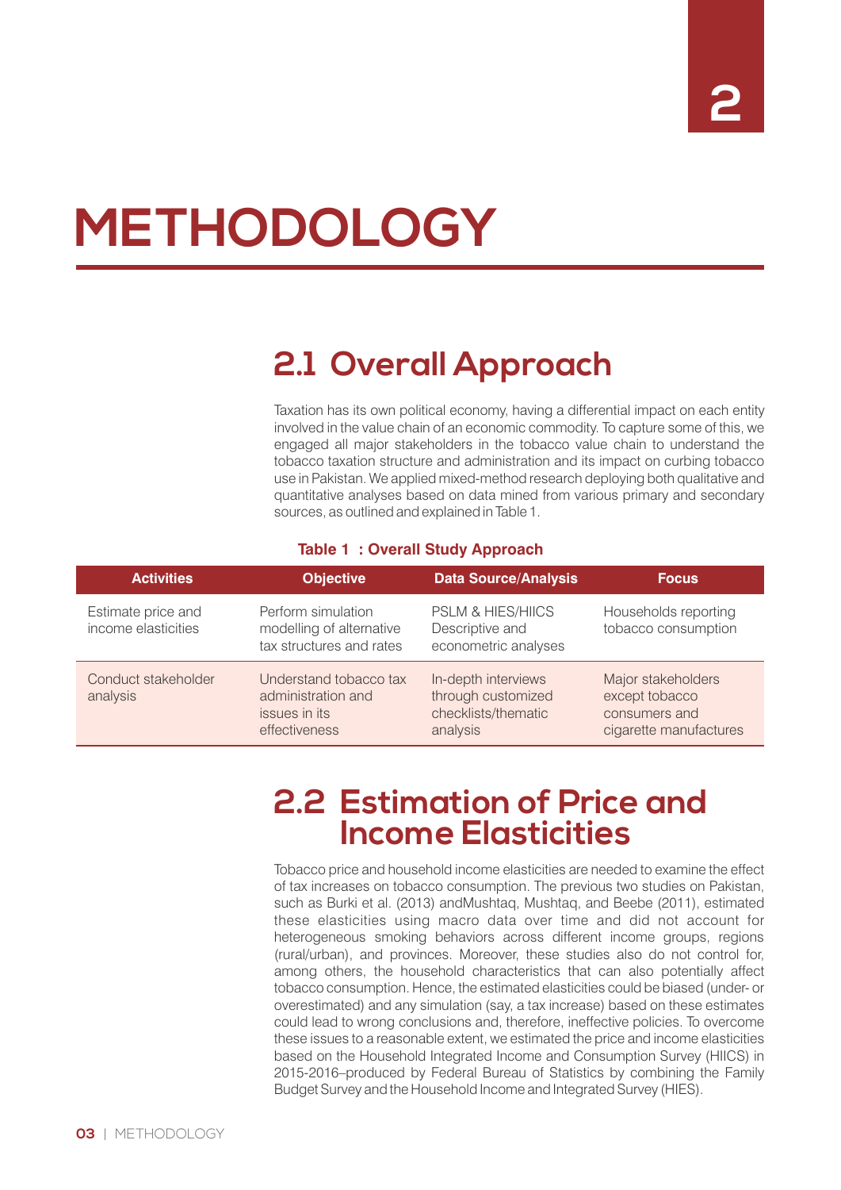# METHODOLOGY

## 2.1 Overall Approach

Taxation has its own political economy, having a differential impact on each entity involved in the value chain of an economic commodity. To capture some of this, we engaged all major stakeholders in the tobacco value chain to understand the tobacco taxation structure and administration and its impact on curbing tobacco use in Pakistan. We applied mixed-method research deploying both qualitative and quantitative analyses based on data mined from various primary and secondary sources, as outlined and explained in Table 1.

**Table 1 : Overall Study Approach**

| Activities | Objective | Data Source/Analysis | Focus |
|---|---|---|---|
| Estimate price and income elasticities | Perform simulation modelling of alternative tax structures and rates | PSLM & HIES/HIICS Descriptive and econometric analyses | Households reporting tobacco consumption |
| Conduct stakeholder analysis | Understand tobacco tax administration and issues in its effectiveness | In-depth interviews through customized checklists/thematic analysis | Major stakeholders except tobacco consumers and cigarette manufactures |

## 2.2 Estimation of Price and Income Elasticities

Tobacco price and household income elasticities are needed to examine the effect of tax increases on tobacco consumption. The previous two studies on Pakistan, such as Burki et al. (2013) andMushtaq, Mushtaq, and Beebe (2011), estimated these elasticities using macro data over time and did not account for heterogeneous smoking behaviors across different income groups, regions (rural/urban), and provinces. Moreover, these studies also do not control for, among others, the household characteristics that can also potentially affect tobacco consumption. Hence, the estimated elasticities could be biased (under- or overestimated) and any simulation (say, a tax increase) based on these estimates could lead to wrong conclusions and, therefore, ineffective policies. To overcome these issues to a reasonable extent, we estimated the price and income elasticities based on the Household Integrated Income and Consumption Survey (HIICS) in 2015-2016–produced by Federal Bureau of Statistics by combining the Family Budget Survey and the Household Income and Integrated Survey (HIES).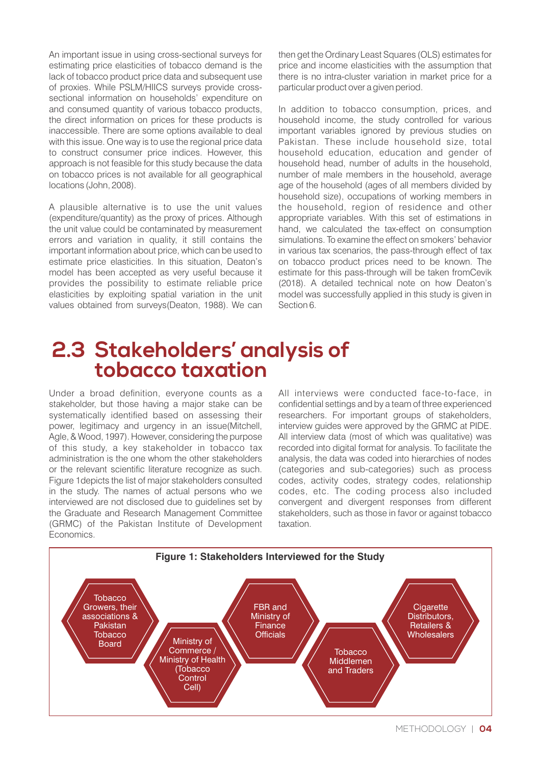An important issue in using cross-sectional surveys for estimating price elasticities of tobacco demand is the lack of tobacco product price data and subsequent use of proxies. While PSLM/HIICS surveys provide cross-sectional information on households' expenditure on and consumed quantity of various tobacco products, the direct information on prices for these products is inaccessible. There are some options available to deal with this issue. One way is to use the regional price data to construct consumer price indices. However, this approach is not feasible for this study because the data on tobacco prices is not available for all geographical locations (John, 2008).

A plausible alternative is to use the unit values (expenditure/quantity) as the proxy of prices. Although the unit value could be contaminated by measurement errors and variation in quality, it still contains the important information about price, which can be used to estimate price elasticities. In this situation, Deaton's model has been accepted as very useful because it provides the possibility to estimate reliable price elasticities by exploiting spatial variation in the unit values obtained from surveys(Deaton, 1988). We can then get the Ordinary Least Squares (OLS) estimates for price and income elasticities with the assumption that there is no intra-cluster variation in market price for a particular product over a given period.

In addition to tobacco consumption, prices, and household income, the study controlled for various important variables ignored by previous studies on Pakistan. These include household size, total household education, education and gender of household head, number of adults in the household, number of male members in the household, average age of the household (ages of all members divided by household size), occupations of working members in the household, region of residence and other appropriate variables. With this set of estimations in hand, we calculated the tax-effect on consumption simulations. To examine the effect on smokers' behavior in various tax scenarios, the pass-through effect of tax on tobacco product prices need to be known. The estimate for this pass-through will be taken fromCevik (2018). A detailed technical note on how Deaton's model was successfully applied in this study is given in Section 6.

## 2.3 Stakeholders' analysis of tobacco taxation

Under a broad definition, everyone counts as a stakeholder, but those having a major stake can be systematically identified based on assessing their power, legitimacy and urgency in an issue(Mitchell, Agle, & Wood, 1997). However, considering the purpose of this study, a key stakeholder in tobacco tax administration is the one whom the other stakeholders or the relevant scientific literature recognize as such. Figure 1depicts the list of major stakeholders consulted in the study. The names of actual persons who we interviewed are not disclosed due to guidelines set by the Graduate and Research Management Committee (GRMC) of the Pakistan Institute of Development Economics.

All interviews were conducted face-to-face, in confidential settings and by a team of three experienced researchers. For important groups of stakeholders, interview guides were approved by the GRMC at PIDE. All interview data (most of which was qualitative) was recorded into digital format for analysis. To facilitate the analysis, the data was coded into hierarchies of nodes (categories and sub-categories) such as process codes, activity codes, strategy codes, relationship codes, etc. The coding process also included convergent and divergent responses from different stakeholders, such as those in favor or against tobacco taxation.

**Figure 1: Stakeholders Interviewed for the Study**

- Tobacco Growers, their associations & Pakistan Tobacco Board
- Ministry of Commerce / Ministry of Health (Tobacco Control Cell)
- FBR and Ministry of Finance Officials
- Tobacco Middlemen and Traders
- Cigarette Distributors, Retailers & Wholesalers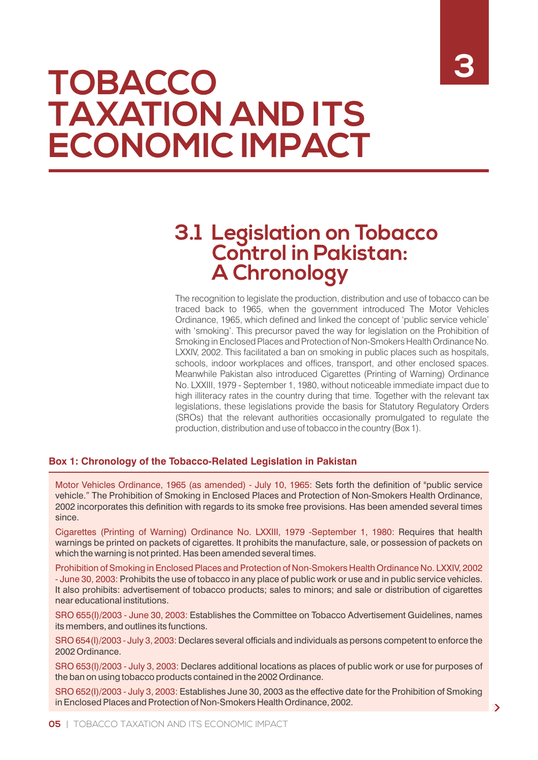# 3

# TOBACCO TAXATION AND ITS ECONOMIC IMPACT

## 3.1 Legislation on Tobacco Control in Pakistan: A Chronology

The recognition to legislate the production, distribution and use of tobacco can be traced back to 1965, when the government introduced The Motor Vehicles Ordinance, 1965, which defined and linked the concept of 'public service vehicle' with 'smoking'. This precursor paved the way for legislation on the Prohibition of Smoking in Enclosed Places and Protection of Non-Smokers Health Ordinance No. LXXIV, 2002. This facilitated a ban on smoking in public places such as hospitals, schools, indoor workplaces and offices, transport, and other enclosed spaces. Meanwhile Pakistan also introduced Cigarettes (Printing of Warning) Ordinance No. LXXIII, 1979 - September 1, 1980, without noticeable immediate impact due to high illiteracy rates in the country during that time. Together with the relevant tax legislations, these legislations provide the basis for Statutory Regulatory Orders (SROs) that the relevant authorities occasionally promulgated to regulate the production, distribution and use of tobacco in the country (Box 1).

**Box 1: Chronology of the Tobacco-Related Legislation in Pakistan**

Motor Vehicles Ordinance, 1965 (as amended) - July 10, 1965: Sets forth the definition of "public service vehicle." The Prohibition of Smoking in Enclosed Places and Protection of Non-Smokers Health Ordinance, 2002 incorporates this definition with regards to its smoke free provisions. Has been amended several times since.

Cigarettes (Printing of Warning) Ordinance No. LXXIII, 1979 -September 1, 1980: Requires that health warnings be printed on packets of cigarettes. It prohibits the manufacture, sale, or possession of packets on which the warning is not printed. Has been amended several times.

Prohibition of Smoking in Enclosed Places and Protection of Non-Smokers Health Ordinance No. LXXIV, 2002 - June 30, 2003: Prohibits the use of tobacco in any place of public work or use and in public service vehicles. It also prohibits: advertisement of tobacco products; sales to minors; and sale or distribution of cigarettes near educational institutions.

SRO 655(I)/2003 - June 30, 2003: Establishes the Committee on Tobacco Advertisement Guidelines, names its members, and outlines its functions.

SRO 654(I)/2003 - July 3, 2003: Declares several officials and individuals as persons competent to enforce the 2002 Ordinance.

SRO 653(I)/2003 - July 3, 2003: Declares additional locations as places of public work or use for purposes of the ban on using tobacco products contained in the 2002 Ordinance.

SRO 652(I)/2003 - July 3, 2003: Establishes June 30, 2003 as the effective date for the Prohibition of Smoking in Enclosed Places and Protection of Non-Smokers Health Ordinance, 2002.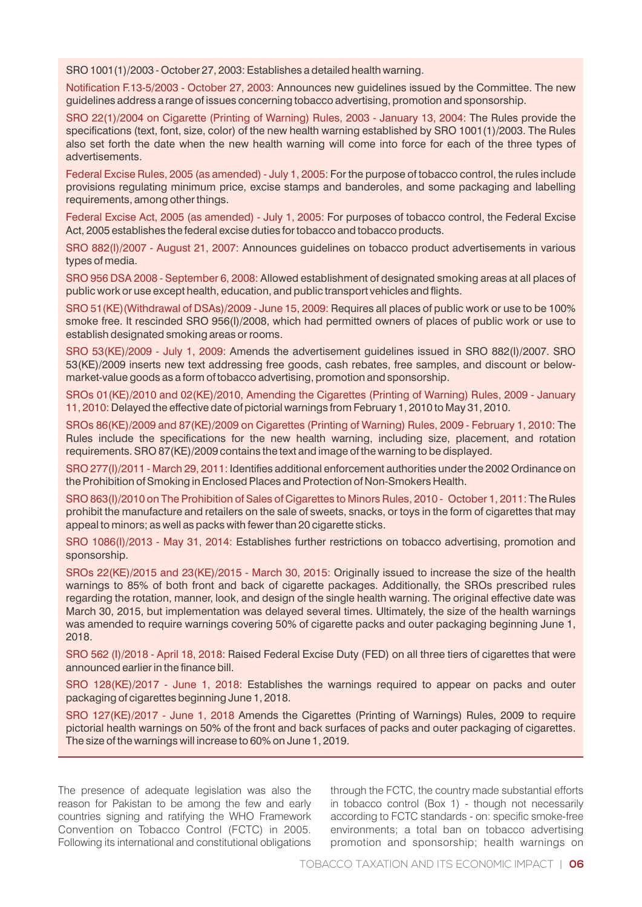SRO 1001(1)/2003 - October 27, 2003: Establishes a detailed health warning.

Notification F.13-5/2003 - October 27, 2003: Announces new guidelines issued by the Committee. The new guidelines address a range of issues concerning tobacco advertising, promotion and sponsorship.

SRO 22(1)/2004 on Cigarette (Printing of Warning) Rules, 2003 - January 13, 2004: The Rules provide the specifications (text, font, size, color) of the new health warning established by SRO 1001(1)/2003. The Rules also set forth the date when the new health warning will come into force for each of the three types of advertisements.

Federal Excise Rules, 2005 (as amended) - July 1, 2005: For the purpose of tobacco control, the rules include provisions regulating minimum price, excise stamps and banderoles, and some packaging and labelling requirements, among other things.

Federal Excise Act, 2005 (as amended) - July 1, 2005: For purposes of tobacco control, the Federal Excise Act, 2005 establishes the federal excise duties for tobacco and tobacco products.

SRO 882(I)/2007 - August 21, 2007: Announces guidelines on tobacco product advertisements in various types of media.

SRO 956 DSA 2008 - September 6, 2008: Allowed establishment of designated smoking areas at all places of public work or use except health, education, and public transport vehicles and flights.

SRO 51(KE)(Withdrawal of DSAs)/2009 - June 15, 2009: Requires all places of public work or use to be 100% smoke free. It rescinded SRO 956(I)/2008, which had permitted owners of places of public work or use to establish designated smoking areas or rooms.

SRO 53(KE)/2009 - July 1, 2009: Amends the advertisement guidelines issued in SRO 882(I)/2007. SRO 53(KE)/2009 inserts new text addressing free goods, cash rebates, free samples, and discount or below-market-value goods as a form of tobacco advertising, promotion and sponsorship.

SROs 01(KE)/2010 and 02(KE)/2010, Amending the Cigarettes (Printing of Warning) Rules, 2009 - January 11, 2010: Delayed the effective date of pictorial warnings from February 1, 2010 to May 31, 2010.

SROs 86(KE)/2009 and 87(KE)/2009 on Cigarettes (Printing of Warning) Rules, 2009 - February 1, 2010: The Rules include the specifications for the new health warning, including size, placement, and rotation requirements. SRO 87(KE)/2009 contains the text and image of the warning to be displayed.

SRO 277(I)/2011 - March 29, 2011: Identifies additional enforcement authorities under the 2002 Ordinance on the Prohibition of Smoking in Enclosed Places and Protection of Non-Smokers Health.

SRO 863(I)/2010 on The Prohibition of Sales of Cigarettes to Minors Rules, 2010 - October 1, 2011: The Rules prohibit the manufacture and retailers on the sale of sweets, snacks, or toys in the form of cigarettes that may appeal to minors; as well as packs with fewer than 20 cigarette sticks.

SRO 1086(I)/2013 - May 31, 2014: Establishes further restrictions on tobacco advertising, promotion and sponsorship.

SROs 22(KE)/2015 and 23(KE)/2015 - March 30, 2015: Originally issued to increase the size of the health warnings to 85% of both front and back of cigarette packages. Additionally, the SROs prescribed rules regarding the rotation, manner, look, and design of the single health warning. The original effective date was March 30, 2015, but implementation was delayed several times. Ultimately, the size of the health warnings was amended to require warnings covering 50% of cigarette packs and outer packaging beginning June 1, 2018.

SRO 562 (I)/2018 - April 18, 2018: Raised Federal Excise Duty (FED) on all three tiers of cigarettes that were announced earlier in the finance bill.

SRO 128(KE)/2017 - June 1, 2018: Establishes the warnings required to appear on packs and outer packaging of cigarettes beginning June 1, 2018.

SRO 127(KE)/2017 - June 1, 2018 Amends the Cigarettes (Printing of Warnings) Rules, 2009 to require pictorial health warnings on 50% of the front and back surfaces of packs and outer packaging of cigarettes. The size of the warnings will increase to 60% on June 1, 2019.

The presence of adequate legislation was also the reason for Pakistan to be among the few and early countries signing and ratifying the WHO Framework Convention on Tobacco Control (FCTC) in 2005. Following its international and constitutional obligations through the FCTC, the country made substantial efforts in tobacco control (Box 1) - though not necessarily according to FCTC standards - on: specific smoke-free environments; a total ban on tobacco advertising promotion and sponsorship; health warnings on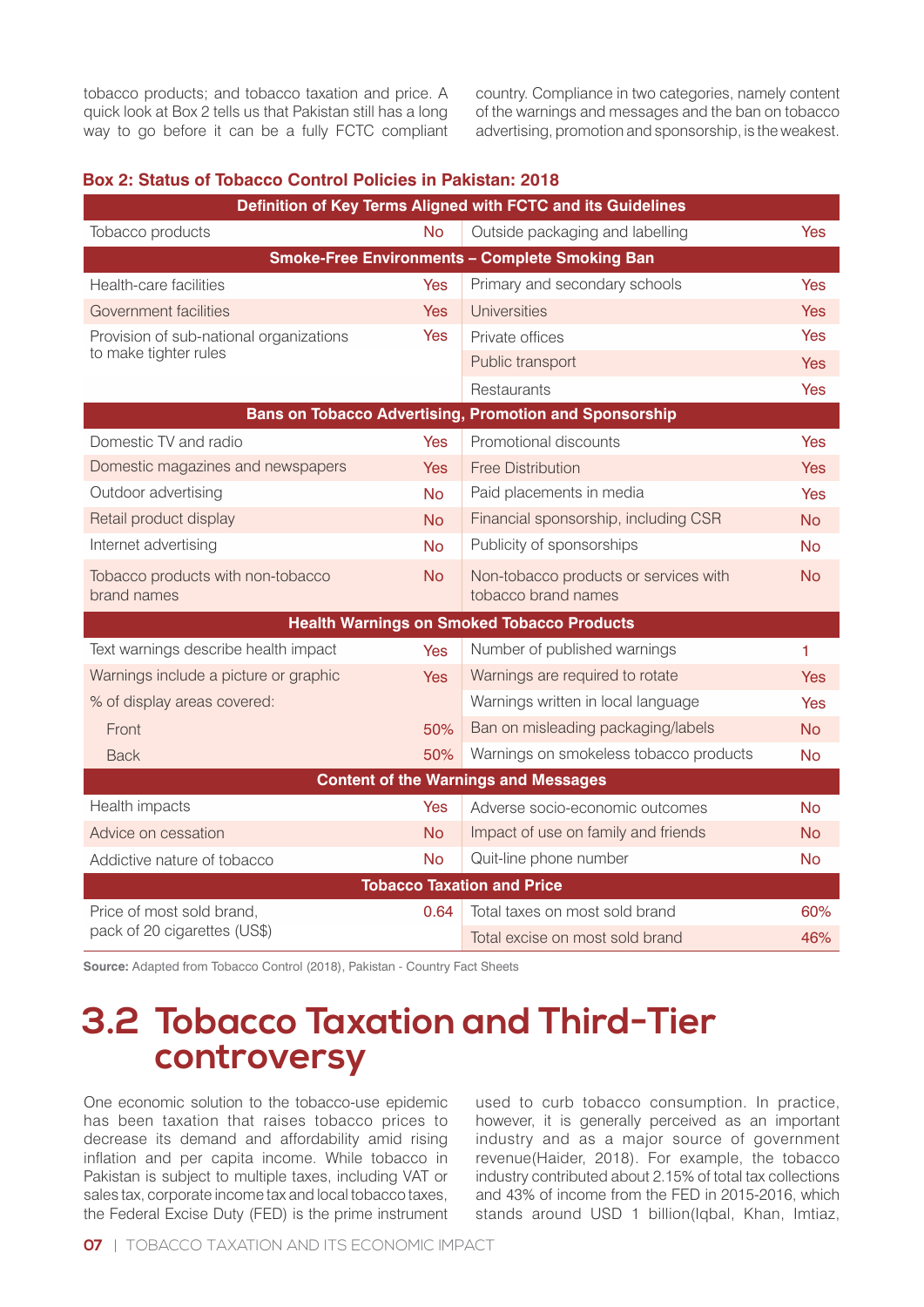tobacco products; and tobacco taxation and price. A quick look at Box 2 tells us that Pakistan still has a long way to go before it can be a fully FCTC compliant country. Compliance in two categories, namely content of the warnings and messages and the ban on tobacco advertising, promotion and sponsorship, is the weakest.

**Box 2: Status of Tobacco Control Policies in Pakistan: 2018**

| **Definition of Key Terms Aligned with FCTC and its Guidelines** | | | |
|---|---|---|---|
| Tobacco products | No | Outside packaging and labelling | Yes |
| **Smoke-Free Environments – Complete Smoking Ban** | | | |
| Health-care facilities | Yes | Primary and secondary schools | Yes |
| Government facilities | Yes | Universities | Yes |
| Provision of sub-national organizations to make tighter rules | Yes | Private offices | Yes |
| | | Public transport | Yes |
| | | Restaurants | Yes |
| **Bans on Tobacco Advertising, Promotion and Sponsorship** | | | |
| Domestic TV and radio | Yes | Promotional discounts | Yes |
| Domestic magazines and newspapers | Yes | Free Distribution | Yes |
| Outdoor advertising | No | Paid placements in media | Yes |
| Retail product display | No | Financial sponsorship, including CSR | No |
| Internet advertising | No | Publicity of sponsorships | No |
| Tobacco products with non-tobacco brand names | No | Non-tobacco products or services with tobacco brand names | No |
| **Health Warnings on Smoked Tobacco Products** | | | |
| Text warnings describe health impact | Yes | Number of published warnings | 1 |
| Warnings include a picture or graphic | Yes | Warnings are required to rotate | Yes |
| % of display areas covered: | | Warnings written in local language | Yes |
| Front | 50% | Ban on misleading packaging/labels | No |
| Back | 50% | Warnings on smokeless tobacco products | No |
| **Content of the Warnings and Messages** | | | |
| Health impacts | Yes | Adverse socio-economic outcomes | No |
| Advice on cessation | No | Impact of use on family and friends | No |
| Addictive nature of tobacco | No | Quit-line phone number | No |
| **Tobacco Taxation and Price** | | | |
| Price of most sold brand, pack of 20 cigarettes (US$) | 0.64 | Total taxes on most sold brand | 60% |
| | | Total excise on most sold brand | 46% |

**Source:** Adapted from Tobacco Control (2018), Pakistan - Country Fact Sheets

# 3.2 Tobacco Taxation and Third-Tier controversy

One economic solution to the tobacco-use epidemic has been taxation that raises tobacco prices to decrease its demand and affordability amid rising inflation and per capita income. While tobacco in Pakistan is subject to multiple taxes, including VAT or sales tax, corporate income tax and local tobacco taxes, the Federal Excise Duty (FED) is the prime instrument used to curb tobacco consumption. In practice, however, it is generally perceived as an important industry and as a major source of government revenue(Haider, 2018). For example, the tobacco industry contributed about 2.15% of total tax collections and 43% of income from the FED in 2015-2016, which stands around USD 1 billion(Iqbal, Khan, Imtiaz,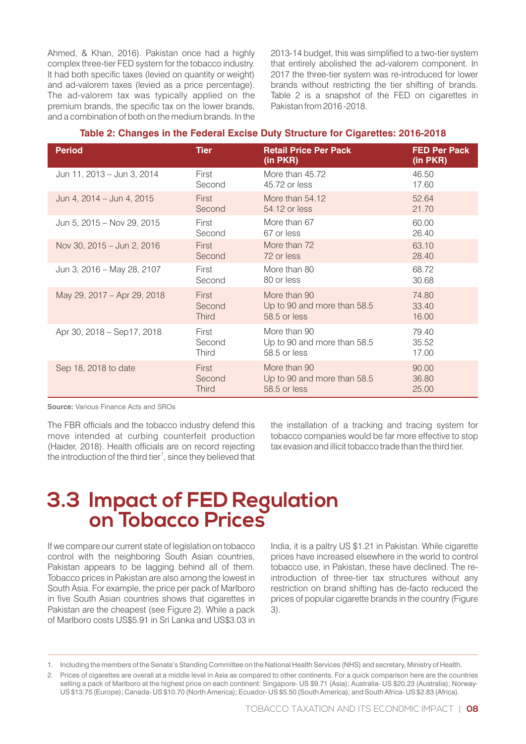Ahmed, & Khan, 2016). Pakistan once had a highly complex three-tier FED system for the tobacco industry. It had both specific taxes (levied on quantity or weight) and ad-valorem taxes (levied as a price percentage). The ad-valorem tax was typically applied on the premium brands, the specific tax on the lower brands, and a combination of both on the medium brands. In the 2013-14 budget, this was simplified to a two-tier system that entirely abolished the ad-valorem component. In 2017 the three-tier system was re-introduced for lower brands without restricting the tier shifting of brands. Table 2 is a snapshot of the FED on cigarettes in Pakistan from 2016-2018.

**Table 2: Changes in the Federal Excise Duty Structure for Cigarettes: 2016-2018**

| Period | Tier | Retail Price Per Pack (in PKR) | FED Per Pack (in PKR) |
|---|---|---|---|
| Jun 11, 2013 – Jun 3, 2014 | First | More than 45.72 | 46.50 |
| | Second | 45.72 or less | 17.60 |
| Jun 4, 2014 – Jun 4, 2015 | First | More than 54.12 | 52.64 |
| | Second | 54.12 or less | 21.70 |
| Jun 5, 2015 – Nov 29, 2015 | First | More than 67 | 60.00 |
| | Second | 67 or less | 26.40 |
| Nov 30, 2015 – Jun 2, 2016 | First | More than 72 | 63.10 |
| | Second | 72 or less | 28.40 |
| Jun 3, 2016 – May 28, 2107 | First | More than 80 | 68.72 |
| | Second | 80 or less | 30.68 |
| May 29, 2017 – Apr 29, 2018 | First | More than 90 | 74.80 |
| | Second | Up to 90 and more than 58.5 | 33.40 |
| | Third | 58.5 or less | 16.00 |
| Apr 30, 2018 – Sep17, 2018 | First | More than 90 | 79.40 |
| | Second | Up to 90 and more than 58.5 | 35.52 |
| | Third | 58.5 or less | 17.00 |
| Sep 18, 2018 to date | First | More than 90 | 90.00 |
| | Second | Up to 90 and more than 58.5 | 36.80 |
| | Third | 58.5 or less | 25.00 |

**Source:** Various Finance Acts and SROs

The FBR officials and the tobacco industry defend this move intended at curbing counterfeit production (Haider, 2018). Health officials are on record rejecting the introduction of the third tier[1], since they believed that the installation of a tracking and tracing system for tobacco companies would be far more effective to stop tax evasion and illicit tobacco trade than the third tier.

## 3.3 Impact of FED Regulation on Tobacco Prices

If we compare our current state of legislation on tobacco control with the neighboring South Asian countries, Pakistan appears to be lagging behind all of them. Tobacco prices in Pakistan are also among the lowest in South Asia. For example, the price per pack of Marlboro in five South Asian countries shows that cigarettes in Pakistan are the cheapest (see Figure 2). While a pack of Marlboro costs US$5.91 in Sri Lanka and US$3.03 in India, it is a paltry US $1.21 in Pakistan. While cigarette prices have increased elsewhere in the world to control tobacco use, in Pakistan, these have declined. The re-introduction of three-tier tax structures without any restriction on brand shifting has de-facto reduced the prices of popular cigarette brands in the country (Figure 3).

1. Including the members of the Senate's Standing Committee on the National Health Services (NHS) and secretary, Ministry of Health.
2. Prices of cigarettes are overall at a middle level in Asia as compared to other continents. For a quick comparison here are the countries selling a pack of Marlboro at the highest price on each continent: Singapore- US $9.71 (Asia); Australia- US $20.23 (Australia); Norway- US $13.75 (Europe); Canada- US $10.70 (North America); Ecuador- US $5.50 (South America); and South Africa- US $2.83 (Africa).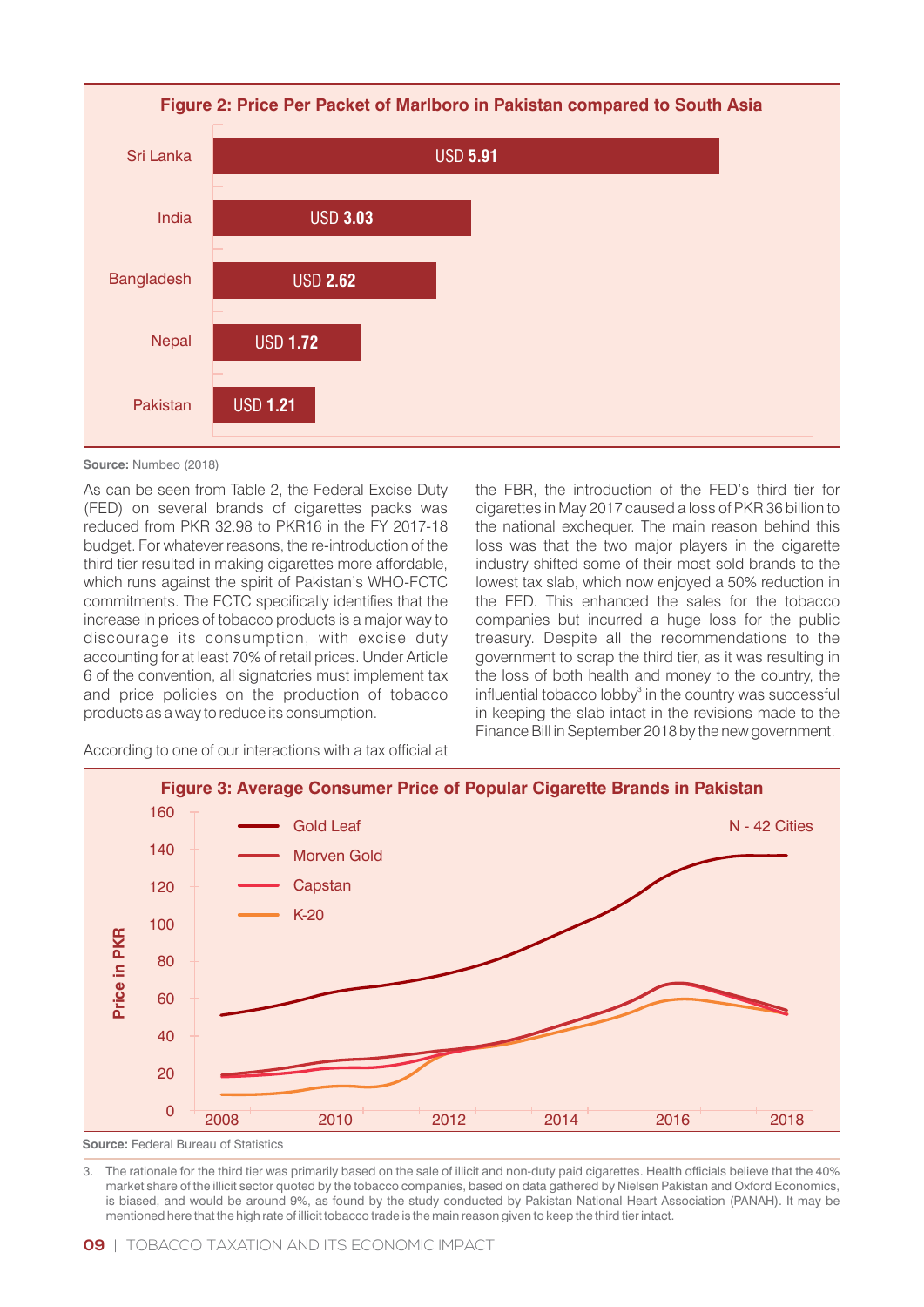**Figure 2: Price Per Packet of Marlboro in Pakistan compared to South Asia**

| Country | Price |
|---|---|
| Sri Lanka | USD 5.91 |
| India | USD 3.03 |
| Bangladesh | USD 2.62 |
| Nepal | USD 1.72 |
| Pakistan | USD 1.21 |

**Source:** Numbeo (2018)

As can be seen from Table 2, the Federal Excise Duty (FED) on several brands of cigarettes packs was reduced from PKR 32.98 to PKR16 in the FY 2017-18 budget. For whatever reasons, the re-introduction of the third tier resulted in making cigarettes more affordable, which runs against the spirit of Pakistan's WHO-FCTC commitments. The FCTC specifically identifies that the increase in prices of tobacco products is a major way to discourage its consumption, with excise duty accounting for at least 70% of retail prices. Under Article 6 of the convention, all signatories must implement tax and price policies on the production of tobacco products as a way to reduce its consumption.

According to one of our interactions with a tax official at the FBR, the introduction of the FED's third tier for cigarettes in May 2017 caused a loss of PKR 36 billion to the national exchequer. The main reason behind this loss was that the two major players in the cigarette industry shifted some of their most sold brands to the lowest tax slab, which now enjoyed a 50% reduction in the FED. This enhanced the sales for the tobacco companies but incurred a huge loss for the public treasury. Despite all the recommendations to the government to scrap the third tier, as it was resulting in the loss of both health and money to the country, the influential tobacco lobby[3] in the country was successful in keeping the slab intact in the revisions made to the Finance Bill in September 2018 by the new government.

**Figure 3: Average Consumer Price of Popular Cigarette Brands in Pakistan**

N - 42 Cities

Legend: Gold Leaf, Morven Gold, Capstan, K-20

Y-axis: Price in PKR (0–160); X-axis: 2008–2018

**Source:** Federal Bureau of Statistics

3. The rationale for the third tier was primarily based on the sale of illicit and non-duty paid cigarettes. Health officials believe that the 40% market share of the illicit sector quoted by the tobacco companies, based on data gathered by Nielsen Pakistan and Oxford Economics, is biased, and would be around 9%, as found by the study conducted by Pakistan National Heart Association (PANAH). It may be mentioned here that the high rate of illicit tobacco trade is the main reason given to keep the third tier intact.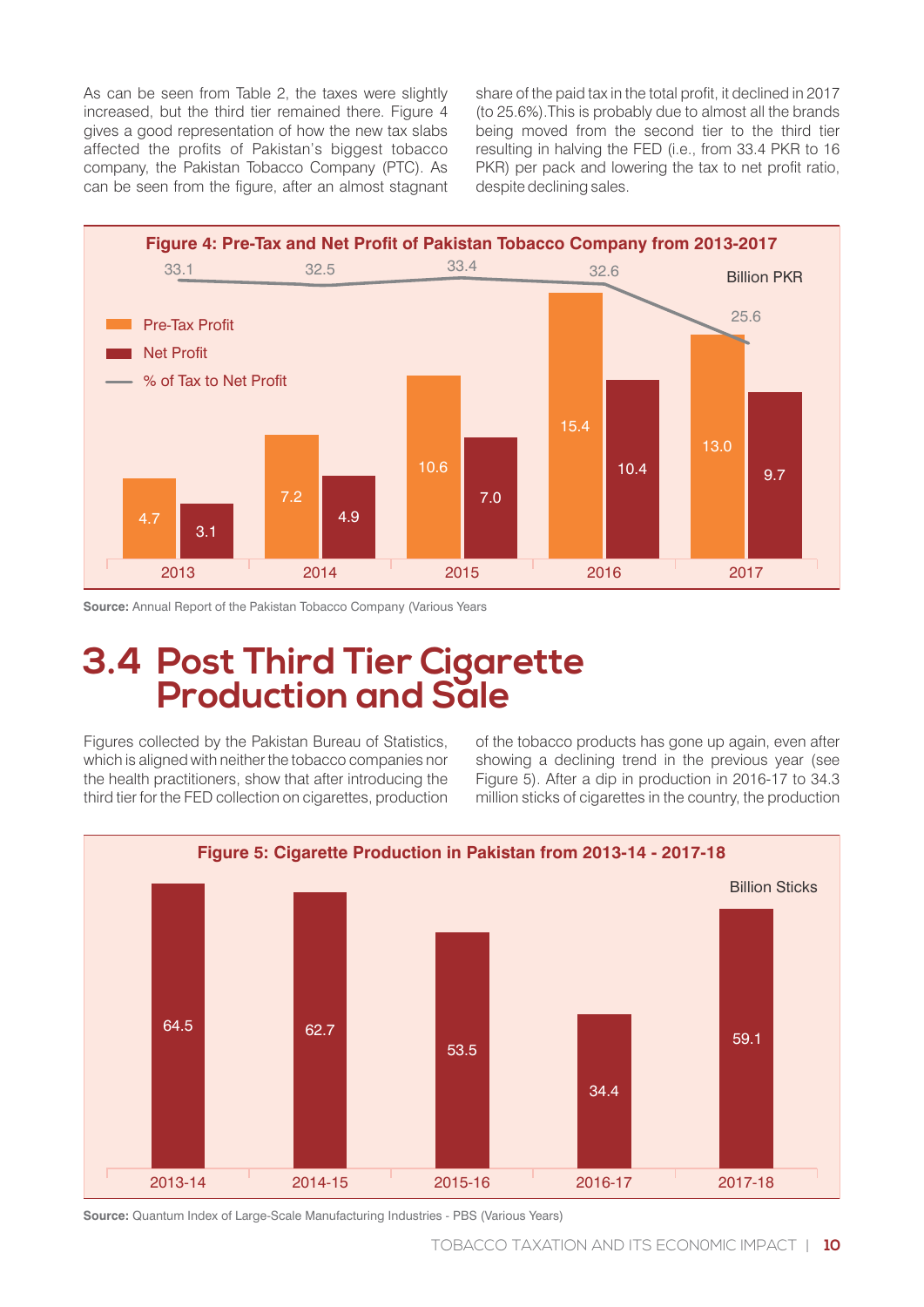As can be seen from Table 2, the taxes were slightly increased, but the third tier remained there. Figure 4 gives a good representation of how the new tax slabs affected the profits of Pakistan's biggest tobacco company, the Pakistan Tobacco Company (PTC). As can be seen from the figure, after an almost stagnant share of the paid tax in the total profit, it declined in 2017 (to 25.6%).This is probably due to almost all the brands being moved from the second tier to the third tier resulting in halving the FED (i.e., from 33.4 PKR to 16 PKR) per pack and lowering the tax to net profit ratio, despite declining sales.

**Figure 4: Pre-Tax and Net Profit of Pakistan Tobacco Company from 2013-2017**

Billion PKR

| Year | Pre-Tax Profit | Net Profit | % of Tax to Net Profit |
|---|---|---|---|
| 2013 | 4.7 | 3.1 | 33.1 |
| 2014 | 7.2 | 4.9 | 32.5 |
| 2015 | 10.6 | 7.0 | 33.4 |
| 2016 | 15.4 | 10.4 | 32.6 |
| 2017 | 13.0 | 9.7 | 25.6 |

**Source:** Annual Report of the Pakistan Tobacco Company (Various Years

# 3.4 Post Third Tier Cigarette Production and Sale

Figures collected by the Pakistan Bureau of Statistics, which is aligned with neither the tobacco companies nor the health practitioners, show that after introducing the third tier for the FED collection on cigarettes, production of the tobacco products has gone up again, even after showing a declining trend in the previous year (see Figure 5). After a dip in production in 2016-17 to 34.3 million sticks of cigarettes in the country, the production

**Figure 5: Cigarette Production in Pakistan from 2013-14 - 2017-18**

Billion Sticks

| Year | Production |
|---|---|
| 2013-14 | 64.5 |
| 2014-15 | 62.7 |
| 2015-16 | 53.5 |
| 2016-17 | 34.4 |
| 2017-18 | 59.1 |

**Source:** Quantum Index of Large-Scale Manufacturing Industries - PBS (Various Years)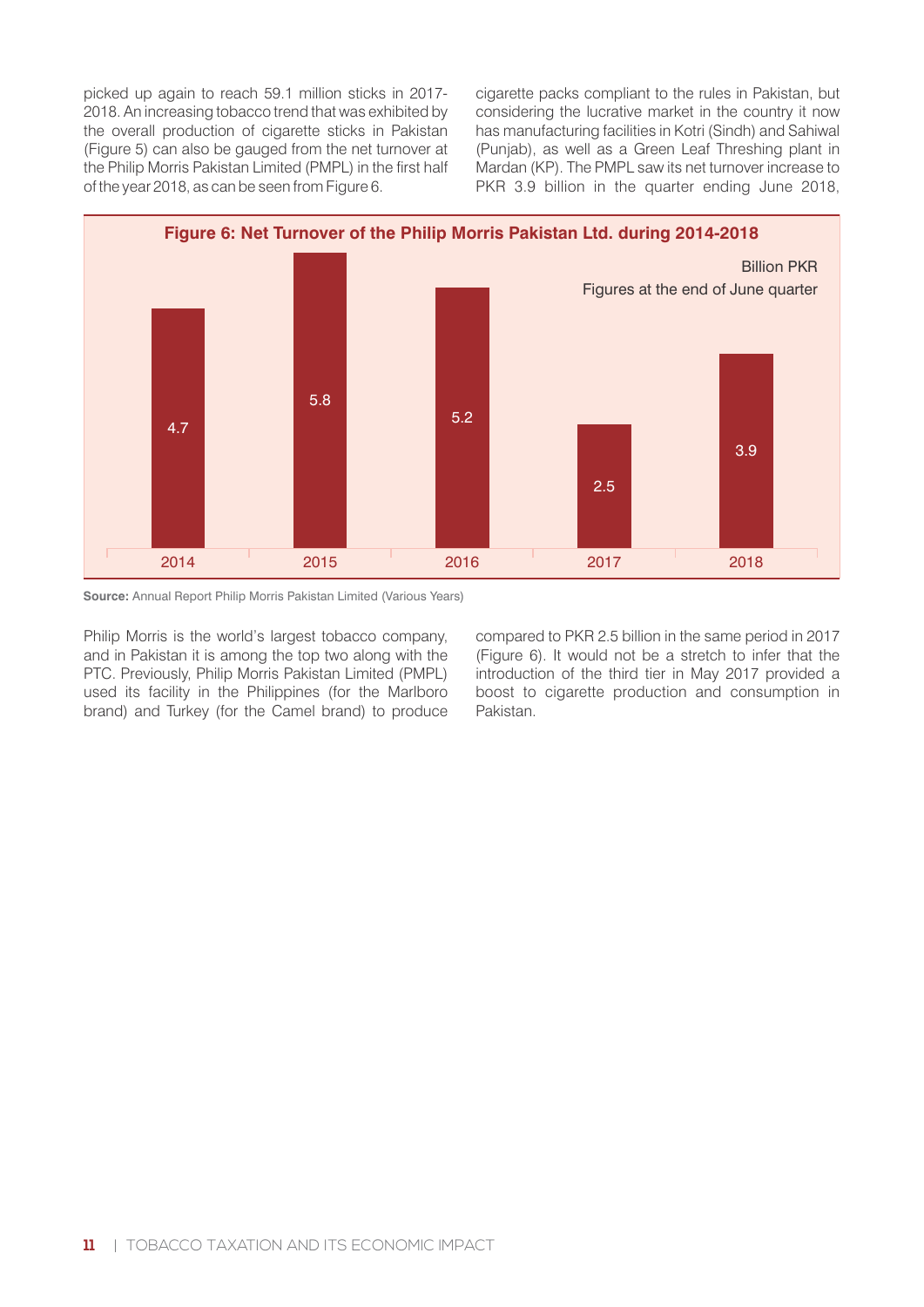picked up again to reach 59.1 million sticks in 2017-2018. An increasing tobacco trend that was exhibited by the overall production of cigarette sticks in Pakistan (Figure 5) can also be gauged from the net turnover at the Philip Morris Pakistan Limited (PMPL) in the first half of the year 2018, as can be seen from Figure 6.

**Figure 6: Net Turnover of the Philip Morris Pakistan Ltd. during 2014-2018**

Billion PKR
Figures at the end of June quarter

| Year | Net Turnover (Billion PKR) |
|---|---|
| 2014 | 4.7 |
| 2015 | 5.8 |
| 2016 | 5.2 |
| 2017 | 2.5 |
| 2018 | 3.9 |

**Source:** Annual Report Philip Morris Pakistan Limited (Various Years)

Philip Morris is the world's largest tobacco company, and in Pakistan it is among the top two along with the PTC. Previously, Philip Morris Pakistan Limited (PMPL) used its facility in the Philippines (for the Marlboro brand) and Turkey (for the Camel brand) to produce cigarette packs compliant to the rules in Pakistan, but considering the lucrative market in the country it now has manufacturing facilities in Kotri (Sindh) and Sahiwal (Punjab), as well as a Green Leaf Threshing plant in Mardan (KP). The PMPL saw its net turnover increase to PKR 3.9 billion in the quarter ending June 2018, compared to PKR 2.5 billion in the same period in 2017 (Figure 6). It would not be a stretch to infer that the introduction of the third tier in May 2017 provided a boost to cigarette production and consumption in Pakistan.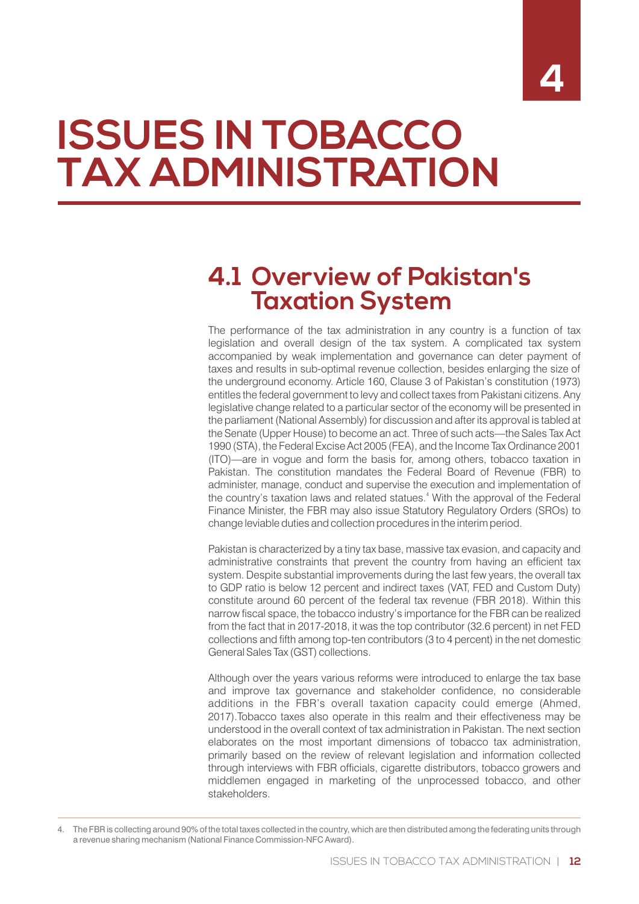# 4

# ISSUES IN TOBACCO TAX ADMINISTRATION

## 4.1 Overview of Pakistan's Taxation System

The performance of the tax administration in any country is a function of tax legislation and overall design of the tax system. A complicated tax system accompanied by weak implementation and governance can deter payment of taxes and results in sub-optimal revenue collection, besides enlarging the size of the underground economy. Article 160, Clause 3 of Pakistan's constitution (1973) entitles the federal government to levy and collect taxes from Pakistani citizens. Any legislative change related to a particular sector of the economy will be presented in the parliament (National Assembly) for discussion and after its approval is tabled at the Senate (Upper House) to become an act. Three of such acts—the Sales Tax Act 1990 (STA), the Federal Excise Act 2005 (FEA), and the Income Tax Ordinance 2001 (ITO)—are in vogue and form the basis for, among others, tobacco taxation in Pakistan. The constitution mandates the Federal Board of Revenue (FBR) to administer, manage, conduct and supervise the execution and implementation of the country's taxation laws and related statues.[4] With the approval of the Federal Finance Minister, the FBR may also issue Statutory Regulatory Orders (SROs) to change leviable duties and collection procedures in the interim period.

Pakistan is characterized by a tiny tax base, massive tax evasion, and capacity and administrative constraints that prevent the country from having an efficient tax system. Despite substantial improvements during the last few years, the overall tax to GDP ratio is below 12 percent and indirect taxes (VAT, FED and Custom Duty) constitute around 60 percent of the federal tax revenue (FBR 2018). Within this narrow fiscal space, the tobacco industry's importance for the FBR can be realized from the fact that in 2017-2018, it was the top contributor (32.6 percent) in net FED collections and fifth among top-ten contributors (3 to 4 percent) in the net domestic General Sales Tax (GST) collections.

Although over the years various reforms were introduced to enlarge the tax base and improve tax governance and stakeholder confidence, no considerable additions in the FBR's overall taxation capacity could emerge (Ahmed, 2017).Tobacco taxes also operate in this realm and their effectiveness may be understood in the overall context of tax administration in Pakistan. The next section elaborates on the most important dimensions of tobacco tax administration, primarily based on the review of relevant legislation and information collected through interviews with FBR officials, cigarette distributors, tobacco growers and middlemen engaged in marketing of the unprocessed tobacco, and other stakeholders.

4. The FBR is collecting around 90% of the total taxes collected in the country, which are then distributed among the federating units through a revenue sharing mechanism (National Finance Commission-NFC Award).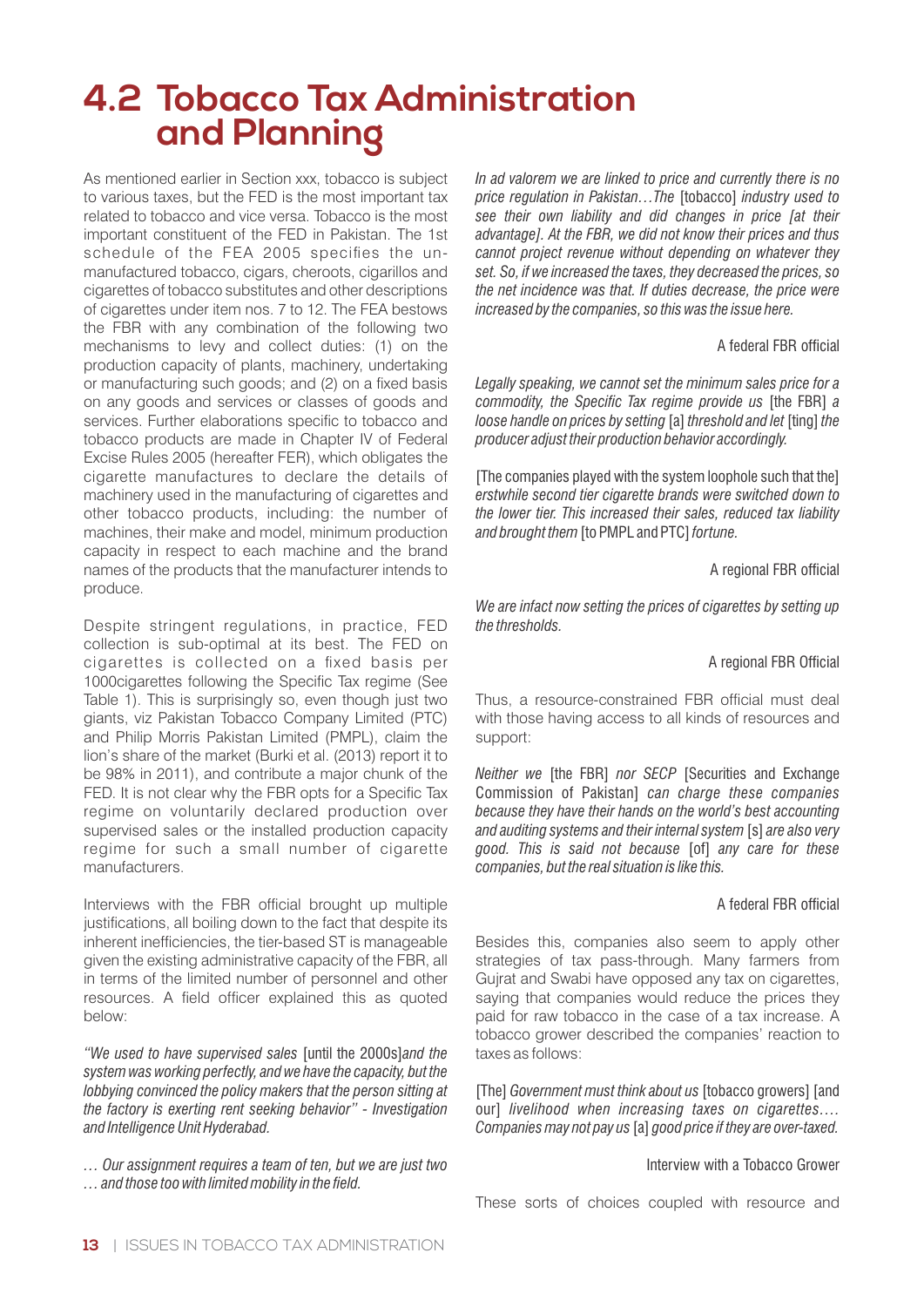# 4.2 Tobacco Tax Administration and Planning

As mentioned earlier in Section xxx, tobacco is subject to various taxes, but the FED is the most important tax related to tobacco and vice versa. Tobacco is the most important constituent of the FED in Pakistan. The 1st schedule of the FEA 2005 specifies the un-manufactured tobacco, cigars, cheroots, cigarillos and cigarettes of tobacco substitutes and other descriptions of cigarettes under item nos. 7 to 12. The FEA bestows the FBR with any combination of the following two mechanisms to levy and collect duties: (1) on the production capacity of plants, machinery, undertaking or manufacturing such goods; and (2) on a fixed basis on any goods and services or classes of goods and services. Further elaborations specific to tobacco and tobacco products are made in Chapter IV of Federal Excise Rules 2005 (hereafter FER), which obligates the cigarette manufactures to declare the details of machinery used in the manufacturing of cigarettes and other tobacco products, including: the number of machines, their make and model, minimum production capacity in respect to each machine and the brand names of the products that the manufacturer intends to produce.

Despite stringent regulations, in practice, FED collection is sub-optimal at its best. The FED on cigarettes is collected on a fixed basis per 1000cigarettes following the Specific Tax regime (See Table 1). This is surprisingly so, even though just two giants, viz Pakistan Tobacco Company Limited (PTC) and Philip Morris Pakistan Limited (PMPL), claim the lion's share of the market (Burki et al. (2013) report it to be 98% in 2011), and contribute a major chunk of the FED. It is not clear why the FBR opts for a Specific Tax regime on voluntarily declared production over supervised sales or the installed production capacity regime for such a small number of cigarette manufacturers.

Interviews with the FBR official brought up multiple justifications, all boiling down to the fact that despite its inherent inefficiencies, the tier-based ST is manageable given the existing administrative capacity of the FBR, all in terms of the limited number of personnel and other resources. A field officer explained this as quoted below:

*"We used to have supervised sales* [until the 2000s]*and the system was working perfectly, and we have the capacity, but the lobbying convinced the policy makers that the person sitting at the factory is exerting rent seeking behavior" - Investigation and Intelligence Unit Hyderabad.*

*… Our assignment requires a team of ten, but we are just two … and those too with limited mobility in the field.*

*In ad valorem we are linked to price and currently there is no price regulation in Pakistan…The* [tobacco] *industry used to see their own liability and did changes in price [at their advantage]. At the FBR, we did not know their prices and thus cannot project revenue without depending on whatever they set. So, if we increased the taxes, they decreased the prices, so the net incidence was that. If duties decrease, the price were increased by the companies, so this was the issue here.*

A federal FBR official

*Legally speaking, we cannot set the minimum sales price for a commodity, the Specific Tax regime provide us* [the FBR] *a loose handle on prices by setting* [a] *threshold and let* [ting] *the producer adjust their production behavior accordingly.*

[The companies played with the system loophole such that the] *erstwhile second tier cigarette brands were switched down to the lower tier. This increased their sales, reduced tax liability and brought them* [to PMPL and PTC] *fortune.*

A regional FBR official

*We are infact now setting the prices of cigarettes by setting up the thresholds.*

A regional FBR Official

Thus, a resource-constrained FBR official must deal with those having access to all kinds of resources and support:

*Neither we* [the FBR] *nor SECP* [Securities and Exchange Commission of Pakistan] *can charge these companies because they have their hands on the world's best accounting and auditing systems and their internal system* [s] *are also very good. This is said not because* [of] *any care for these companies, but the real situation is like this.*

A federal FBR official

Besides this, companies also seem to apply other strategies of tax pass-through. Many farmers from Gujrat and Swabi have opposed any tax on cigarettes, saying that companies would reduce the prices they paid for raw tobacco in the case of a tax increase. A tobacco grower described the companies' reaction to taxes as follows:

[The] *Government must think about us* [tobacco growers] [and our] *livelihood when increasing taxes on cigarettes…. Companies may not pay us* [a] *good price if they are over-taxed.*

Interview with a Tobacco Grower

These sorts of choices coupled with resource and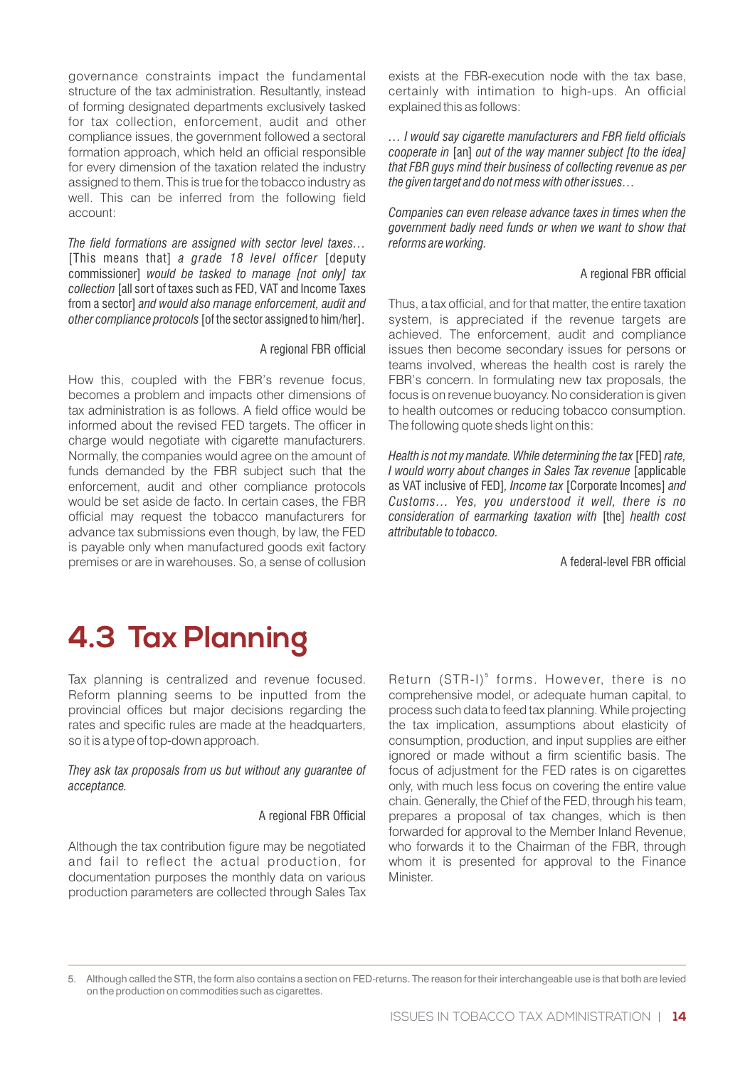governance constraints impact the fundamental structure of the tax administration. Resultantly, instead of forming designated departments exclusively tasked for tax collection, enforcement, audit and other compliance issues, the government followed a sectoral formation approach, which held an official responsible for every dimension of the taxation related the industry assigned to them. This is true for the tobacco industry as well. This can be inferred from the following field account:

*The field formations are assigned with sector level taxes…* [This means that] *a grade 18 level officer* [deputy commissioner] *would be tasked to manage [not only] tax collection* [all sort of taxes such as FED, VAT and Income Taxes from a sector] *and would also manage enforcement, audit and other compliance protocols* [of the sector assigned to him/her].

A regional FBR official

How this, coupled with the FBR's revenue focus, becomes a problem and impacts other dimensions of tax administration is as follows. A field office would be informed about the revised FED targets. The officer in charge would negotiate with cigarette manufacturers. Normally, the companies would agree on the amount of funds demanded by the FBR subject such that the enforcement, audit and other compliance protocols would be set aside de facto. In certain cases, the FBR official may request the tobacco manufacturers for advance tax submissions even though, by law, the FED is payable only when manufactured goods exit factory premises or are in warehouses. So, a sense of collusion exists at the FBR-execution node with the tax base, certainly with intimation to high-ups. An official explained this as follows:

*… I would say cigarette manufacturers and FBR field officials cooperate in* [an] *out of the way manner subject [to the idea] that FBR guys mind their business of collecting revenue as per the given target and do not mess with other issues…*

*Companies can even release advance taxes in times when the government badly need funds or when we want to show that reforms are working.*

A regional FBR official

Thus, a tax official, and for that matter, the entire taxation system, is appreciated if the revenue targets are achieved. The enforcement, audit and compliance issues then become secondary issues for persons or teams involved, whereas the health cost is rarely the FBR's concern. In formulating new tax proposals, the focus is on revenue buoyancy. No consideration is given to health outcomes or reducing tobacco consumption. The following quote sheds light on this:

*Health is not my mandate. While determining the tax* [FED] *rate, I would worry about changes in Sales Tax revenue* [applicable as VAT inclusive of FED]*, Income tax* [Corporate Incomes] *and Customs… Yes, you understood it well, there is no consideration of earmarking taxation with* [the] *health cost attributable to tobacco.*

A federal-level FBR official

# 4.3 Tax Planning

Tax planning is centralized and revenue focused. Reform planning seems to be inputted from the provincial offices but major decisions regarding the rates and specific rules are made at the headquarters, so it is a type of top-down approach.

*They ask tax proposals from us but without any guarantee of acceptance.*

A regional FBR Official

Although the tax contribution figure may be negotiated and fail to reflect the actual production, for documentation purposes the monthly data on various production parameters are collected through Sales Tax Return (STR-I)[5] forms. However, there is no comprehensive model, or adequate human capital, to process such data to feed tax planning. While projecting the tax implication, assumptions about elasticity of consumption, production, and input supplies are either ignored or made without a firm scientific basis. The focus of adjustment for the FED rates is on cigarettes only, with much less focus on covering the entire value chain. Generally, the Chief of the FED, through his team, prepares a proposal of tax changes, which is then forwarded for approval to the Member Inland Revenue, who forwards it to the Chairman of the FBR, through whom it is presented for approval to the Finance Minister.

---

5. Although called the STR, the form also contains a section on FED-returns. The reason for their interchangeable use is that both are levied on the production on commodities such as cigarettes.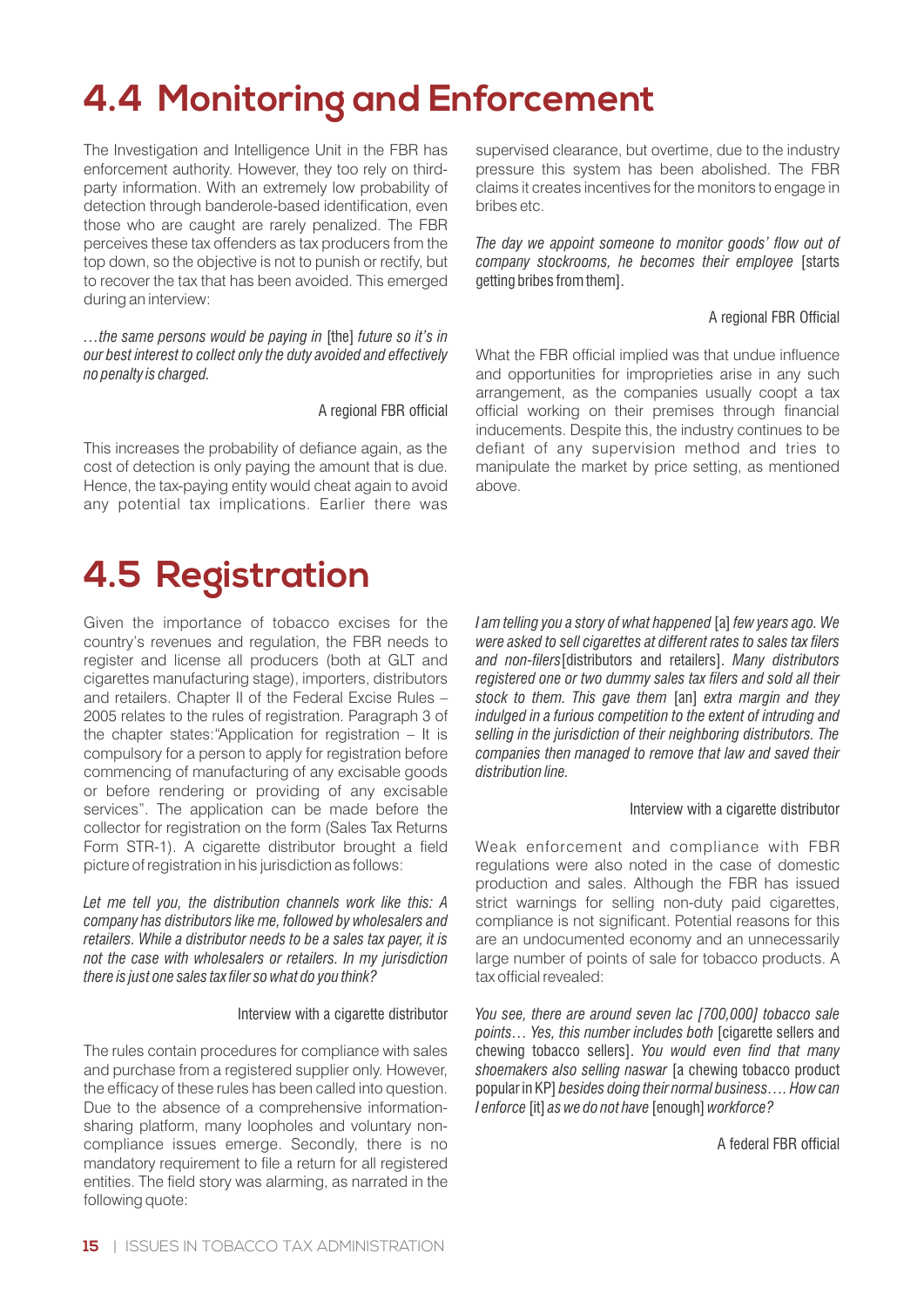## 4.4 Monitoring and Enforcement

The Investigation and Intelligence Unit in the FBR has enforcement authority. However, they too rely on third-party information. With an extremely low probability of detection through banderole-based identification, even those who are caught are rarely penalized. The FBR perceives these tax offenders as tax producers from the top down, so the objective is not to punish or rectify, but to recover the tax that has been avoided. This emerged during an interview:

*…the same persons would be paying in* [the] *future so it's in our best interest to collect only the duty avoided and effectively no penalty is charged.*

A regional FBR official

This increases the probability of defiance again, as the cost of detection is only paying the amount that is due. Hence, the tax-paying entity would cheat again to avoid any potential tax implications. Earlier there was supervised clearance, but overtime, due to the industry pressure this system has been abolished. The FBR claims it creates incentives for the monitors to engage in bribes etc.

*The day we appoint someone to monitor goods' flow out of company stockrooms, he becomes their employee* [starts getting bribes from them].

A regional FBR Official

What the FBR official implied was that undue influence and opportunities for improprieties arise in any such arrangement, as the companies usually coopt a tax official working on their premises through financial inducements. Despite this, the industry continues to be defiant of any supervision method and tries to manipulate the market by price setting, as mentioned above.

## 4.5 Registration

Given the importance of tobacco excises for the country's revenues and regulation, the FBR needs to register and license all producers (both at GLT and cigarettes manufacturing stage), importers, distributors and retailers. Chapter II of the Federal Excise Rules – 2005 relates to the rules of registration. Paragraph 3 of the chapter states:"Application for registration – It is compulsory for a person to apply for registration before commencing of manufacturing of any excisable goods or before rendering or providing of any excisable services". The application can be made before the collector for registration on the form (Sales Tax Returns Form STR-1). A cigarette distributor brought a field picture of registration in his jurisdiction as follows:

*Let me tell you, the distribution channels work like this: A company has distributors like me, followed by wholesalers and retailers. While a distributor needs to be a sales tax payer, it is not the case with wholesalers or retailers. In my jurisdiction there is just one sales tax filer so what do you think?*

Interview with a cigarette distributor

The rules contain procedures for compliance with sales and purchase from a registered supplier only. However, the efficacy of these rules has been called into question. Due to the absence of a comprehensive information-sharing platform, many loopholes and voluntary non-compliance issues emerge. Secondly, there is no mandatory requirement to file a return for all registered entities. The field story was alarming, as narrated in the following quote:

*I am telling you a story of what happened* [a] *few years ago. We were asked to sell cigarettes at different rates to sales tax filers and non-filers*[distributors and retailers]. *Many distributors registered one or two dummy sales tax filers and sold all their stock to them. This gave them* [an] *extra margin and they indulged in a furious competition to the extent of intruding and selling in the jurisdiction of their neighboring distributors. The companies then managed to remove that law and saved their distribution line.*

Interview with a cigarette distributor

Weak enforcement and compliance with FBR regulations were also noted in the case of domestic production and sales. Although the FBR has issued strict warnings for selling non-duty paid cigarettes, compliance is not significant. Potential reasons for this are an undocumented economy and an unnecessarily large number of points of sale for tobacco products. A tax official revealed:

*You see, there are around seven lac [700,000] tobacco sale points… Yes, this number includes both* [cigarette sellers and chewing tobacco sellers]. *You would even find that many shoemakers also selling naswar* [a chewing tobacco product popular in KP] *besides doing their normal business…. How can I enforce* [it] *as we do not have* [enough] *workforce?*

A federal FBR official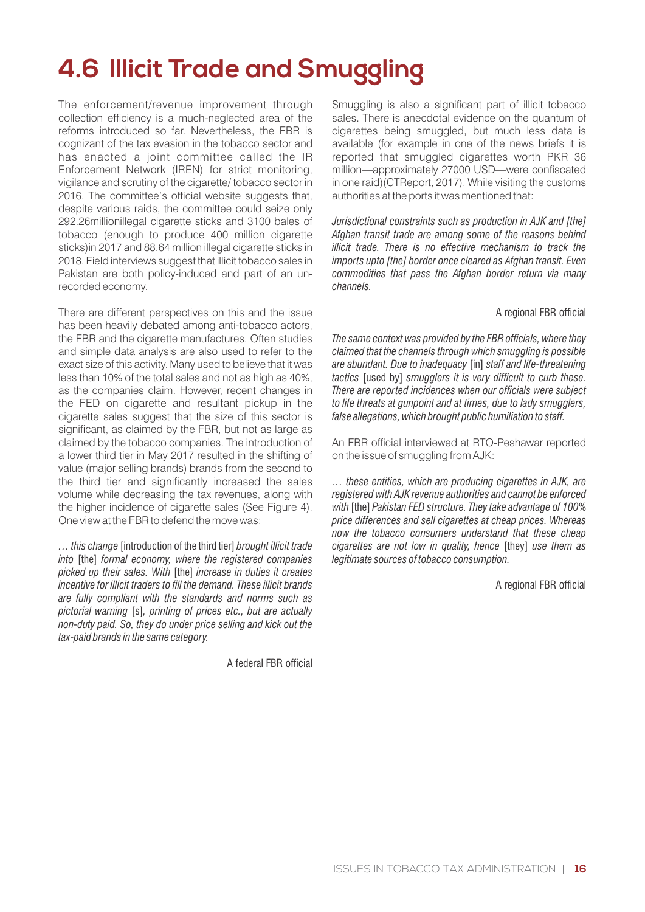# 4.6 Illicit Trade and Smuggling

The enforcement/revenue improvement through collection efficiency is a much-neglected area of the reforms introduced so far. Nevertheless, the FBR is cognizant of the tax evasion in the tobacco sector and has enacted a joint committee called the IR Enforcement Network (IREN) for strict monitoring, vigilance and scrutiny of the cigarette/ tobacco sector in 2016. The committee's official website suggests that, despite various raids, the committee could seize only 292.26millionillegal cigarette sticks and 3100 bales of tobacco (enough to produce 400 million cigarette sticks)in 2017 and 88.64 million illegal cigarette sticks in 2018. Field interviews suggest that illicit tobacco sales in Pakistan are both policy-induced and part of an un-recorded economy.

There are different perspectives on this and the issue has been heavily debated among anti-tobacco actors, the FBR and the cigarette manufactures. Often studies and simple data analysis are also used to refer to the exact size of this activity. Many used to believe that it was less than 10% of the total sales and not as high as 40%, as the companies claim. However, recent changes in the FED on cigarette and resultant pickup in the cigarette sales suggest that the size of this sector is significant, as claimed by the FBR, but not as large as claimed by the tobacco companies. The introduction of a lower third tier in May 2017 resulted in the shifting of value (major selling brands) brands from the second to the third tier and significantly increased the sales volume while decreasing the tax revenues, along with the higher incidence of cigarette sales (See Figure 4). One view at the FBR to defend the move was:

> *… this change* [introduction of the third tier] *brought illicit trade into* [the] *formal economy, where the registered companies picked up their sales. With* [the] *increase in duties it creates incentive for illicit traders to fill the demand. These illicit brands are fully compliant with the standards and norms such as pictorial warning* [s]*, printing of prices etc., but are actually non-duty paid. So, they do under price selling and kick out the tax-paid brands in the same category.*
>
> A federal FBR official

Smuggling is also a significant part of illicit tobacco sales. There is anecdotal evidence on the quantum of cigarettes being smuggled, but much less data is available (for example in one of the news briefs it is reported that smuggled cigarettes worth PKR 36 million—approximately 27000 USD—were confiscated in one raid)(CTReport, 2017). While visiting the customs authorities at the ports it was mentioned that:

> *Jurisdictional constraints such as production in AJK and [the] Afghan transit trade are among some of the reasons behind illicit trade. There is no effective mechanism to track the imports upto [the] border once cleared as Afghan transit. Even commodities that pass the Afghan border return via many channels.*
>
> A regional FBR official

*The same context was provided by the FBR officials, where they claimed that the channels through which smuggling is possible are abundant. Due to inadequacy* [in] *staff and life-threatening tactics* [used by] *smugglers it is very difficult to curb these. There are reported incidences when our officials were subject to life threats at gunpoint and at times, due to lady smugglers, false allegations, which brought public humiliation to staff.*

An FBR official interviewed at RTO-Peshawar reported on the issue of smuggling from AJK:

> *… these entities, which are producing cigarettes in AJK, are registered with AJK revenue authorities and cannot be enforced with* [the] *Pakistan FED structure. They take advantage of 100% price differences and sell cigarettes at cheap prices. Whereas now the tobacco consumers understand that these cheap cigarettes are not low in quality, hence* [they] *use them as legitimate sources of tobacco consumption.*
>
> A regional FBR official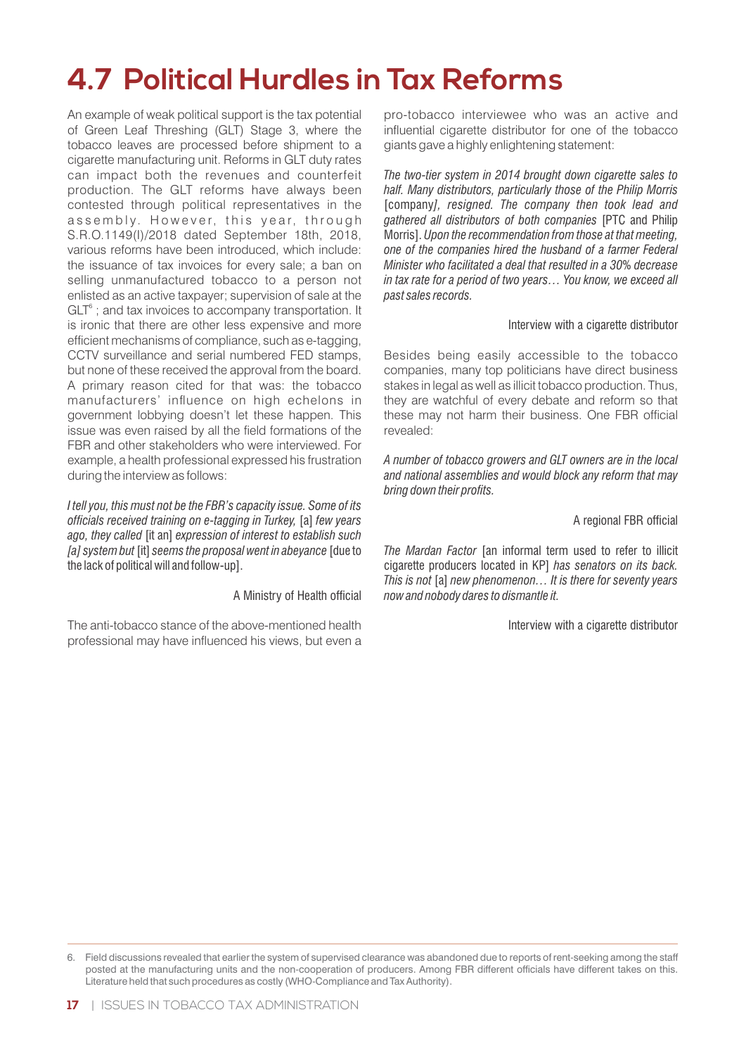## 4.7 Political Hurdles in Tax Reforms

An example of weak political support is the tax potential of Green Leaf Threshing (GLT) Stage 3, where the tobacco leaves are processed before shipment to a cigarette manufacturing unit. Reforms in GLT duty rates can impact both the revenues and counterfeit production. The GLT reforms have always been contested through political representatives in the assembly. However, this year, through S.R.O.1149(I)/2018 dated September 18th, 2018, various reforms have been introduced, which include: the issuance of tax invoices for every sale; a ban on selling unmanufactured tobacco to a person not enlisted as an active taxpayer; supervision of sale at the GLT[6] ; and tax invoices to accompany transportation. It is ironic that there are other less expensive and more efficient mechanisms of compliance, such as e-tagging, CCTV surveillance and serial numbered FED stamps, but none of these received the approval from the board. A primary reason cited for that was: the tobacco manufacturers' influence on high echelons in government lobbying doesn't let these happen. This issue was even raised by all the field formations of the FBR and other stakeholders who were interviewed. For example, a health professional expressed his frustration during the interview as follows:

*I tell you, this must not be the FBR's capacity issue. Some of its officials received training on e-tagging in Turkey,* [a] *few years ago, they called* [it an] *expression of interest to establish such [a] system but* [it] *seems the proposal went in abeyance* [due to the lack of political will and follow-up].

A Ministry of Health official

The anti-tobacco stance of the above-mentioned health professional may have influenced his views, but even a pro-tobacco interviewee who was an active and influential cigarette distributor for one of the tobacco giants gave a highly enlightening statement:

*The two-tier system in 2014 brought down cigarette sales to half. Many distributors, particularly those of the Philip Morris* [company]*, resigned. The company then took lead and gathered all distributors of both companies* [PTC and Philip Morris]. *Upon the recommendation from those at that meeting, one of the companies hired the husband of a farmer Federal Minister who facilitated a deal that resulted in a 30% decrease in tax rate for a period of two years… You know, we exceed all past sales records.*

Interview with a cigarette distributor

Besides being easily accessible to the tobacco companies, many top politicians have direct business stakes in legal as well as illicit tobacco production. Thus, they are watchful of every debate and reform so that these may not harm their business. One FBR official revealed:

*A number of tobacco growers and GLT owners are in the local and national assemblies and would block any reform that may bring down their profits.*

A regional FBR official

*The Mardan Factor* [an informal term used to refer to illicit cigarette producers located in KP] *has senators on its back. This is not* [a] *new phenomenon… It is there for seventy years now and nobody dares to dismantle it.*

Interview with a cigarette distributor

---

6. Field discussions revealed that earlier the system of supervised clearance was abandoned due to reports of rent-seeking among the staff posted at the manufacturing units and the non-cooperation of producers. Among FBR different officials have different takes on this. Literature held that such procedures as costly (WHO-Compliance and Tax Authority).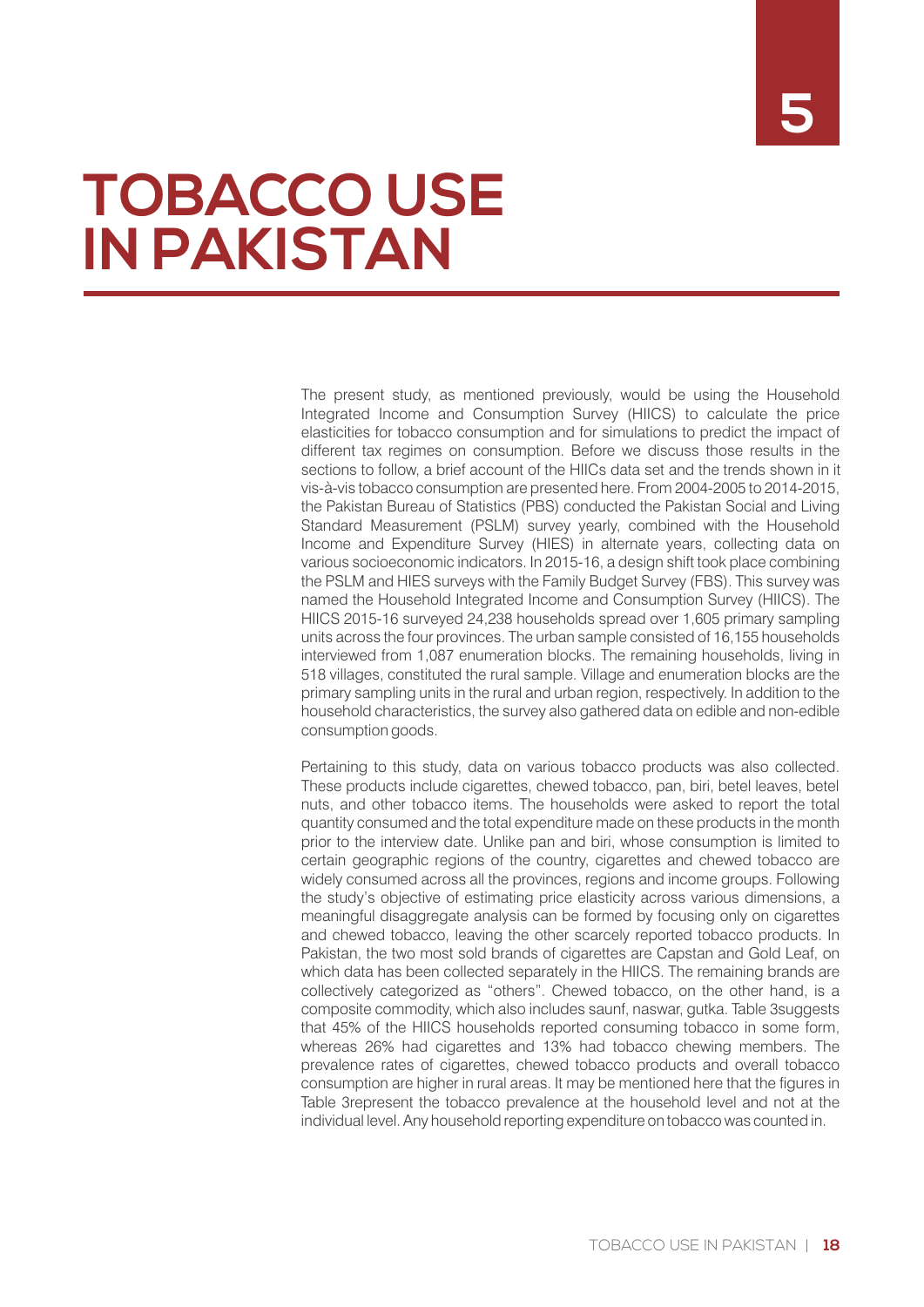# 5

# TOBACCO USE IN PAKISTAN

The present study, as mentioned previously, would be using the Household Integrated Income and Consumption Survey (HIICS) to calculate the price elasticities for tobacco consumption and for simulations to predict the impact of different tax regimes on consumption. Before we discuss those results in the sections to follow, a brief account of the HIICs data set and the trends shown in it vis-à-vis tobacco consumption are presented here. From 2004-2005 to 2014-2015, the Pakistan Bureau of Statistics (PBS) conducted the Pakistan Social and Living Standard Measurement (PSLM) survey yearly, combined with the Household Income and Expenditure Survey (HIES) in alternate years, collecting data on various socioeconomic indicators. In 2015-16, a design shift took place combining the PSLM and HIES surveys with the Family Budget Survey (FBS). This survey was named the Household Integrated Income and Consumption Survey (HIICS). The HIICS 2015-16 surveyed 24,238 households spread over 1,605 primary sampling units across the four provinces. The urban sample consisted of 16,155 households interviewed from 1,087 enumeration blocks. The remaining households, living in 518 villages, constituted the rural sample. Village and enumeration blocks are the primary sampling units in the rural and urban region, respectively. In addition to the household characteristics, the survey also gathered data on edible and non-edible consumption goods.

Pertaining to this study, data on various tobacco products was also collected. These products include cigarettes, chewed tobacco, pan, biri, betel leaves, betel nuts, and other tobacco items. The households were asked to report the total quantity consumed and the total expenditure made on these products in the month prior to the interview date. Unlike pan and biri, whose consumption is limited to certain geographic regions of the country, cigarettes and chewed tobacco are widely consumed across all the provinces, regions and income groups. Following the study's objective of estimating price elasticity across various dimensions, a meaningful disaggregate analysis can be formed by focusing only on cigarettes and chewed tobacco, leaving the other scarcely reported tobacco products. In Pakistan, the two most sold brands of cigarettes are Capstan and Gold Leaf, on which data has been collected separately in the HIICS. The remaining brands are collectively categorized as "others". Chewed tobacco, on the other hand, is a composite commodity, which also includes saunf, naswar, gutka. Table 3suggests that 45% of the HIICS households reported consuming tobacco in some form, whereas 26% had cigarettes and 13% had tobacco chewing members. The prevalence rates of cigarettes, chewed tobacco products and overall tobacco consumption are higher in rural areas. It may be mentioned here that the figures in Table 3represent the tobacco prevalence at the household level and not at the individual level. Any household reporting expenditure on tobacco was counted in.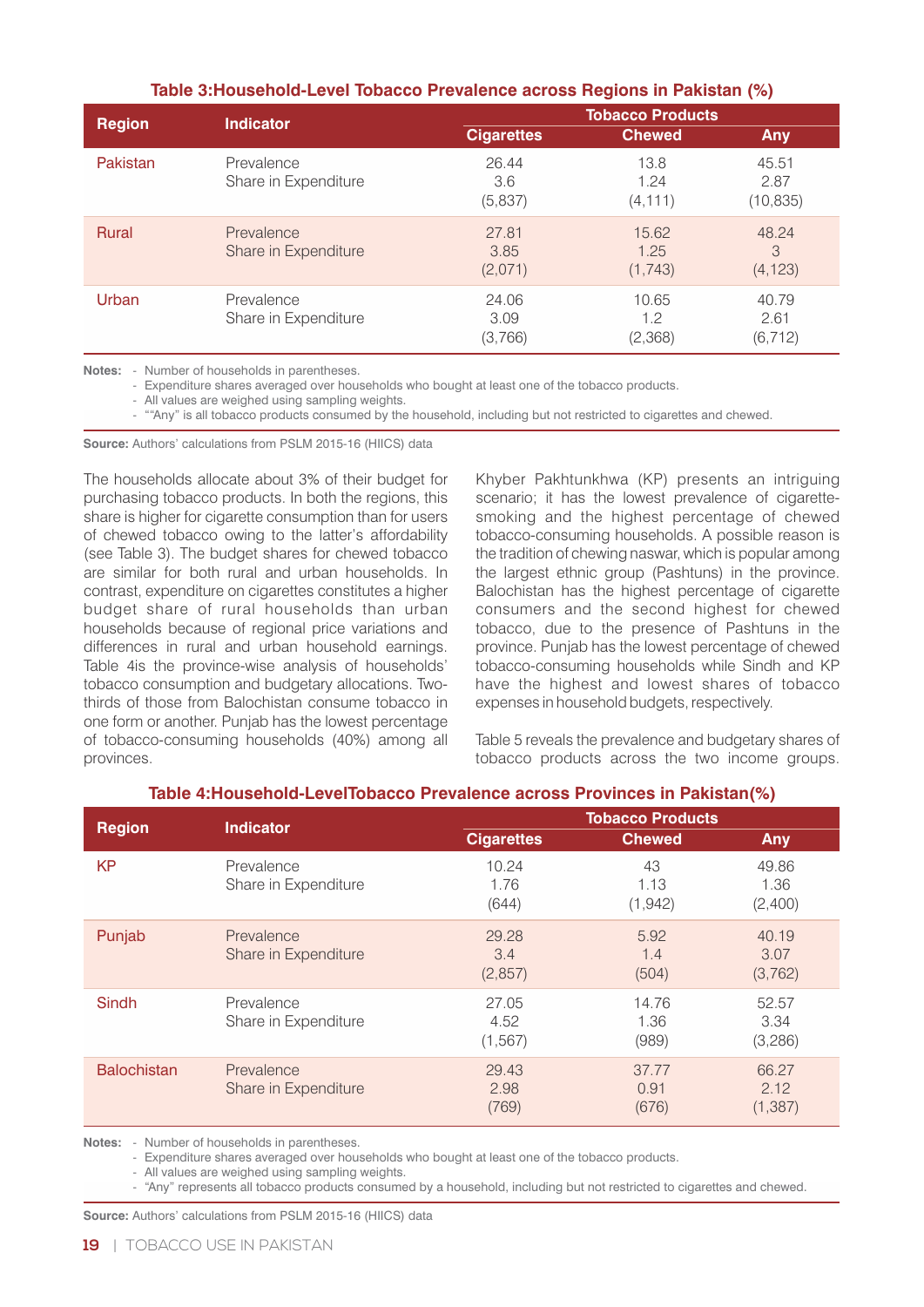**Table 3:Household-Level Tobacco Prevalence across Regions in Pakistan (%)**

| Region | Indicator | Tobacco Products | | |
|---|---|---|---|---|
| | | Cigarettes | Chewed | Any |
| Pakistan | Prevalence<br>Share in Expenditure | 26.44<br>3.6<br>(5,837) | 13.8<br>1.24<br>(4,111) | 45.51<br>2.87<br>(10,835) |
| Rural | Prevalence<br>Share in Expenditure | 27.81<br>3.85<br>(2,071) | 15.62<br>1.25<br>(1,743) | 48.24<br>3<br>(4,123) |
| Urban | Prevalence<br>Share in Expenditure | 24.06<br>3.09<br>(3,766) | 10.65<br>1.2<br>(2,368) | 40.79<br>2.61<br>(6,712) |

**Notes:**
- Number of households in parentheses.
- Expenditure shares averaged over households who bought at least one of the tobacco products.
- All values are weighed using sampling weights.
- ""Any" is all tobacco products consumed by the household, including but not restricted to cigarettes and chewed.

**Source:** Authors' calculations from PSLM 2015-16 (HIICS) data

The households allocate about 3% of their budget for purchasing tobacco products. In both the regions, this share is higher for cigarette consumption than for users of chewed tobacco owing to the latter's affordability (see Table 3). The budget shares for chewed tobacco are similar for both rural and urban households. In contrast, expenditure on cigarettes constitutes a higher budget share of rural households than urban households because of regional price variations and differences in rural and urban household earnings. Table 4is the province-wise analysis of households' tobacco consumption and budgetary allocations. Two-thirds of those from Balochistan consume tobacco in one form or another. Punjab has the lowest percentage of tobacco-consuming households (40%) among all provinces.

Khyber Pakhtunkhwa (KP) presents an intriguing scenario; it has the lowest prevalence of cigarette-smoking and the highest percentage of chewed tobacco-consuming households. A possible reason is the tradition of chewing naswar, which is popular among the largest ethnic group (Pashtuns) in the province. Balochistan has the highest percentage of cigarette consumers and the second highest for chewed tobacco, due to the presence of Pashtuns in the province. Punjab has the lowest percentage of chewed tobacco-consuming households while Sindh and KP have the highest and lowest shares of tobacco expenses in household budgets, respectively.

Table 5 reveals the prevalence and budgetary shares of tobacco products across the two income groups.

**Table 4:Household-LevelTobacco Prevalence across Provinces in Pakistan(%)**

| Region | Indicator | Tobacco Products | | |
|---|---|---|---|---|
| | | Cigarettes | Chewed | Any |
| KP | Prevalence<br>Share in Expenditure | 10.24<br>1.76<br>(644) | 43<br>1.13<br>(1,942) | 49.86<br>1.36<br>(2,400) |
| Punjab | Prevalence<br>Share in Expenditure | 29.28<br>3.4<br>(2,857) | 5.92<br>1.4<br>(504) | 40.19<br>3.07<br>(3,762) |
| Sindh | Prevalence<br>Share in Expenditure | 27.05<br>4.52<br>(1,567) | 14.76<br>1.36<br>(989) | 52.57<br>3.34<br>(3,286) |
| Balochistan | Prevalence<br>Share in Expenditure | 29.43<br>2.98<br>(769) | 37.77<br>0.91<br>(676) | 66.27<br>2.12<br>(1,387) |

**Notes:**
- Number of households in parentheses.
- Expenditure shares averaged over households who bought at least one of the tobacco products.
- All values are weighed using sampling weights.
- "Any" represents all tobacco products consumed by a household, including but not restricted to cigarettes and chewed.

**Source:** Authors' calculations from PSLM 2015-16 (HIICS) data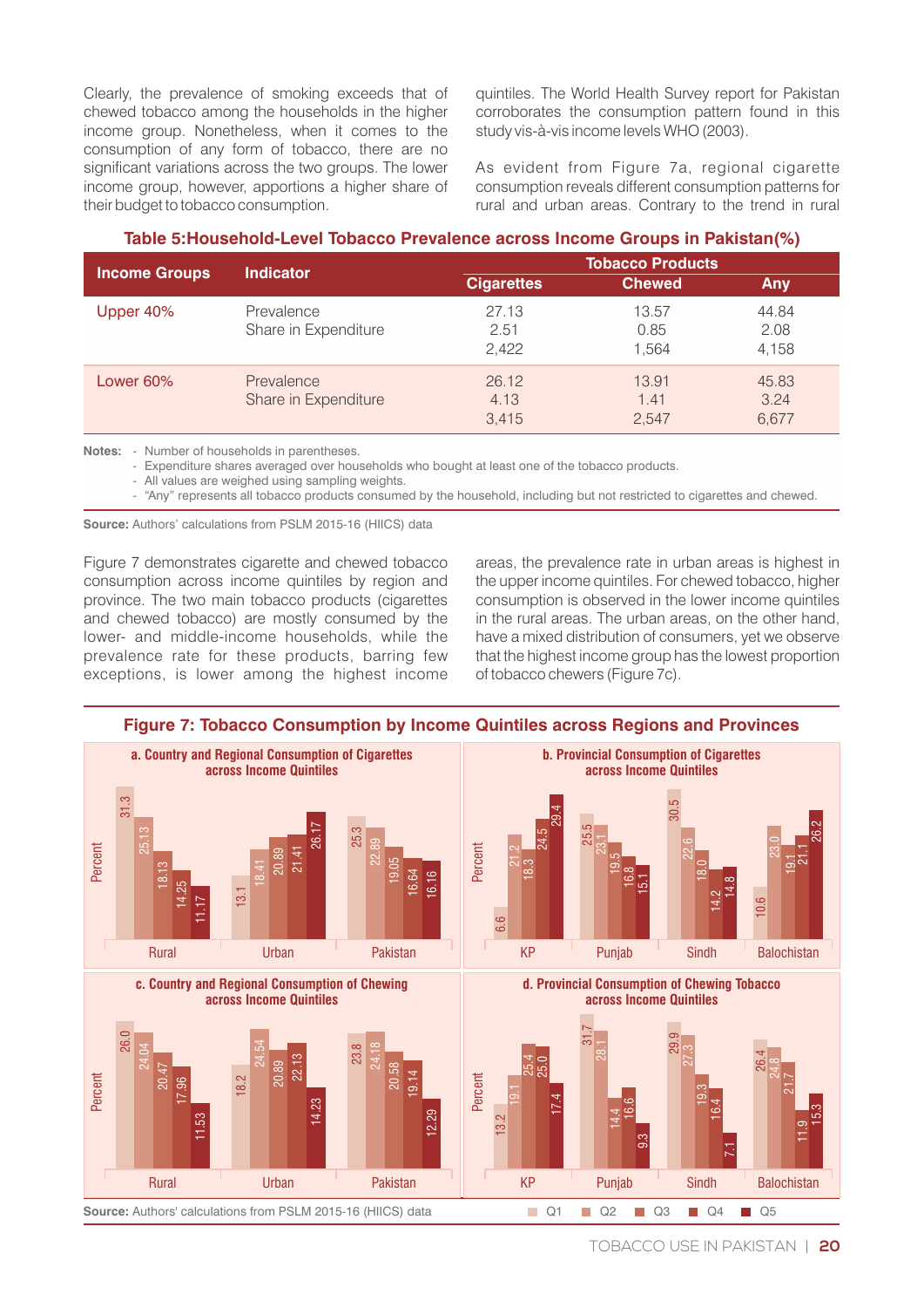Clearly, the prevalence of smoking exceeds that of chewed tobacco among the households in the higher income group. Nonetheless, when it comes to the consumption of any form of tobacco, there are no significant variations across the two groups. The lower income group, however, apportions a higher share of their budget to tobacco consumption.

quintiles. The World Health Survey report for Pakistan corroborates the consumption pattern found in this study vis-à-vis income levels WHO (2003).

As evident from Figure 7a, regional cigarette consumption reveals different consumption patterns for rural and urban areas. Contrary to the trend in rural areas, the prevalence rate in urban areas is highest in the upper income quintiles. For chewed tobacco, higher consumption is observed in the lower income quintiles in the rural areas. The urban areas, on the other hand, have a mixed distribution of consumers, yet we observe that the highest income group has the lowest proportion of tobacco chewers (Figure 7c).

**Table 5: Household-Level Tobacco Prevalence across Income Groups in Pakistan(%)**

| Income Groups | Indicator | Tobacco Products | | |
|---|---|---|---|---|
| | | Cigarettes | Chewed | Any |
| Upper 40% | Prevalence | 27.13 | 13.57 | 44.84 |
| | Share in Expenditure | 2.51 | 0.85 | 2.08 |
| | | 2,422 | 1,564 | 4,158 |
| Lower 60% | Prevalence | 26.12 | 13.91 | 45.83 |
| | Share in Expenditure | 4.13 | 1.41 | 3.24 |
| | | 3,415 | 2,547 | 6,677 |

**Notes:**
- Number of households in parentheses.
- Expenditure shares averaged over households who bought at least one of the tobacco products.
- All values are weighed using sampling weights.
- "Any" represents all tobacco products consumed by the household, including but not restricted to cigarettes and chewed.

**Source:** Authors' calculations from PSLM 2015-16 (HIICS) data

Figure 7 demonstrates cigarette and chewed tobacco consumption across income quintiles by region and province. The two main tobacco products (cigarettes and chewed tobacco) are mostly consumed by the lower- and middle-income households, while the prevalence rate for these products, barring few exceptions, is lower among the highest income

**Figure 7: Tobacco Consumption by Income Quintiles across Regions and Provinces**

**a. Country and Regional Consumption of Cigarettes across Income Quintiles** (Percent)

| | Q1 | Q2 | Q3 | Q4 | Q5 |
|---|---|---|---|---|---|
| Rural | 31.3 | 25.13 | 18.13 | 14.25 | 11.17 |
| Urban | 13.1 | 18.41 | 20.89 | 21.41 | 26.17 |
| Pakistan | 25.3 | 22.89 | 19.05 | 16.64 | 16.16 |

**b. Provincial Consumption of Cigarettes across Income Quintiles** (Percent)

| | Q1 | Q2 | Q3 | Q4 | Q5 |
|---|---|---|---|---|---|
| KP | 6.6 | 21.2 | 18.3 | 24.5 | 29.4 |
| Punjab | 25.5 | 23.1 | 19.5 | 16.8 | 15.1 |
| Sindh | 30.5 | 22.6 | 18.0 | 14.2 | 14.8 |
| Balochistan | 10.6 | 23.0 | 19.1 | 21.1 | 26.2 |

**c. Country and Regional Consumption of Chewing across Income Quintiles** (Percent)

| | Q1 | Q2 | Q3 | Q4 | Q5 |
|---|---|---|---|---|---|
| Rural | 26.0 | 24.04 | 20.47 | 17.96 | 11.53 |
| Urban | 18.2 | 24.54 | 20.89 | 22.13 | 14.23 |
| Pakistan | 23.8 | 24.18 | 20.58 | 19.14 | 12.29 |

**d. Provincial Consumption of Chewing Tobacco across Income Quintiles** (Percent)

| | Q1 | Q2 | Q3 | Q4 | Q5 |
|---|---|---|---|---|---|
| KP | 13.2 | 19.1 | 25.4 | 25.0 | 17.4 |
| Punjab | 31.7 | 28.1 | 14.4 | 16.6 | 9.3 |
| Sindh | 29.9 | 27.3 | 19.3 | 16.4 | 7.1 |
| Balochistan | 26.4 | 24.8 | 21.7 | 11.9 | 15.3 |

**Source:** Authors' calculations from PSLM 2015-16 (HIICS) data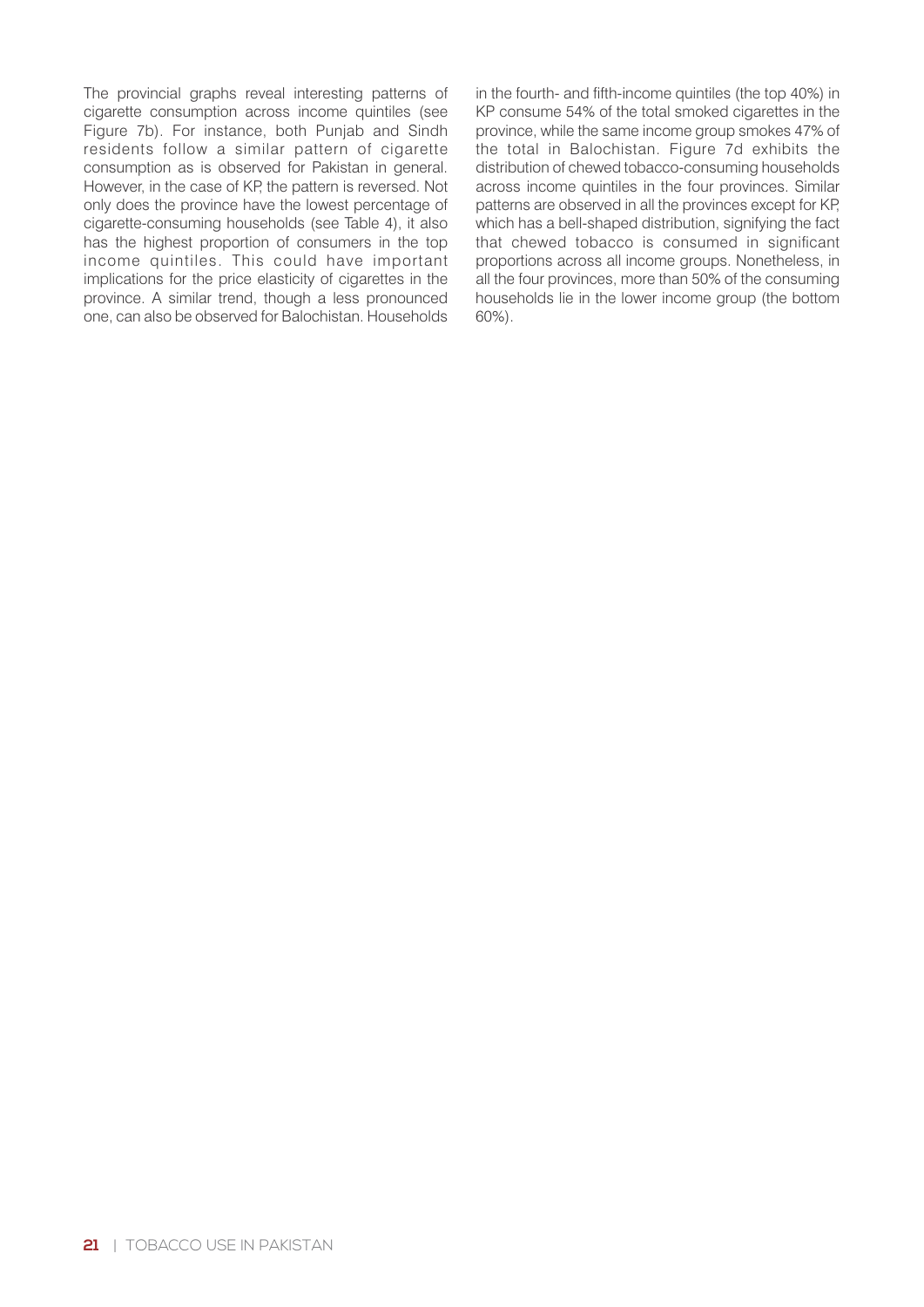The provincial graphs reveal interesting patterns of cigarette consumption across income quintiles (see Figure 7b). For instance, both Punjab and Sindh residents follow a similar pattern of cigarette consumption as is observed for Pakistan in general. However, in the case of KP, the pattern is reversed. Not only does the province have the lowest percentage of cigarette-consuming households (see Table 4), it also has the highest proportion of consumers in the top income quintiles. This could have important implications for the price elasticity of cigarettes in the province. A similar trend, though a less pronounced one, can also be observed for Balochistan. Households in the fourth- and fifth-income quintiles (the top 40%) in KP consume 54% of the total smoked cigarettes in the province, while the same income group smokes 47% of the total in Balochistan. Figure 7d exhibits the distribution of chewed tobacco-consuming households across income quintiles in the four provinces. Similar patterns are observed in all the provinces except for KP, which has a bell-shaped distribution, signifying the fact that chewed tobacco is consumed in significant proportions across all income groups. Nonetheless, in all the four provinces, more than 50% of the consuming households lie in the lower income group (the bottom 60%).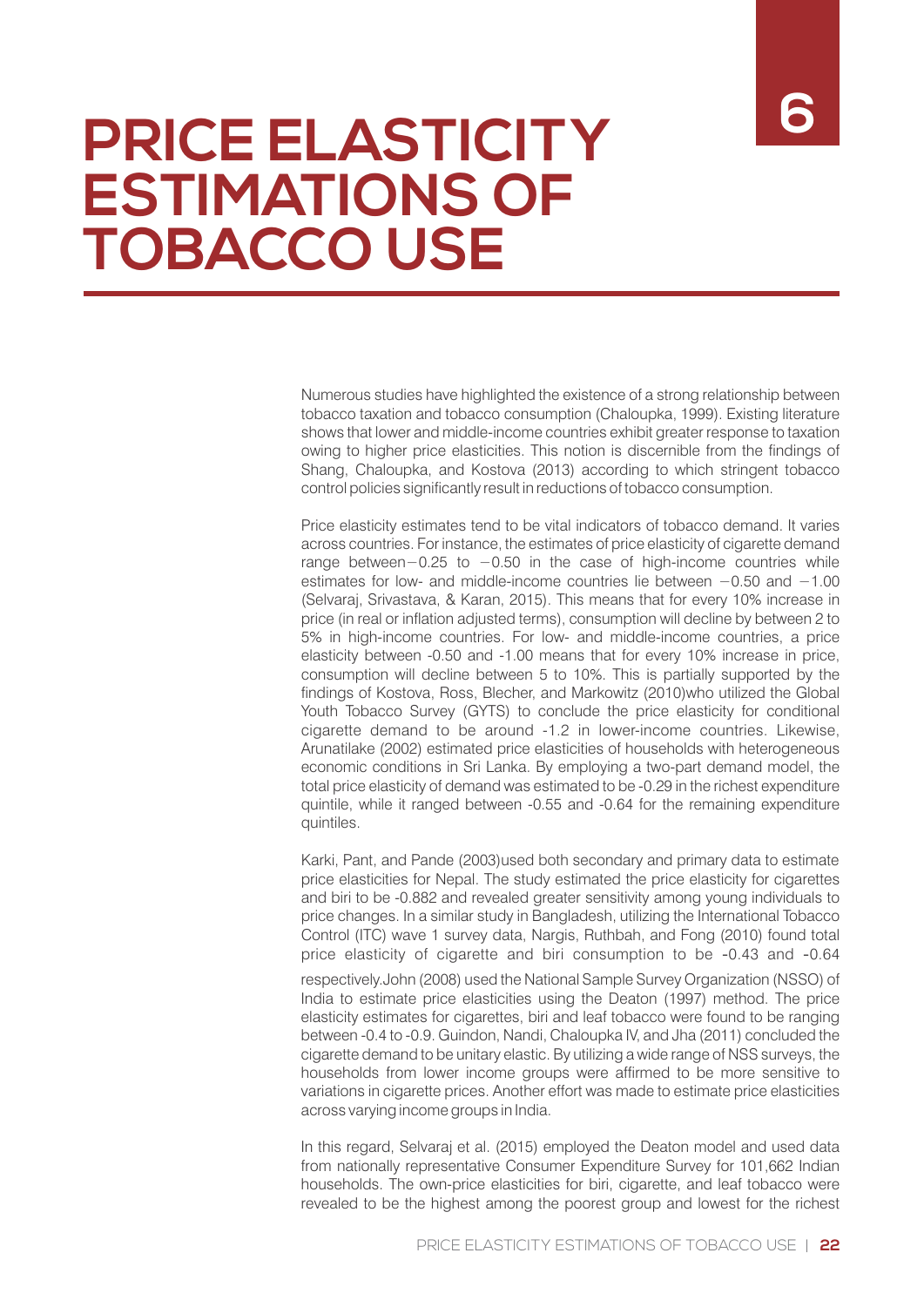# 6

# PRICE ELASTICITY ESTIMATIONS OF TOBACCO USE

Numerous studies have highlighted the existence of a strong relationship between tobacco taxation and tobacco consumption (Chaloupka, 1999). Existing literature shows that lower and middle-income countries exhibit greater response to taxation owing to higher price elasticities. This notion is discernible from the findings of Shang, Chaloupka, and Kostova (2013) according to which stringent tobacco control policies significantly result in reductions of tobacco consumption.

Price elasticity estimates tend to be vital indicators of tobacco demand. It varies across countries. For instance, the estimates of price elasticity of cigarette demand range between −0.25 to −0.50 in the case of high-income countries while estimates for low- and middle-income countries lie between −0.50 and −1.00 (Selvaraj, Srivastava, & Karan, 2015). This means that for every 10% increase in price (in real or inflation adjusted terms), consumption will decline by between 2 to 5% in high-income countries. For low- and middle-income countries, a price elasticity between -0.50 and -1.00 means that for every 10% increase in price, consumption will decline between 5 to 10%. This is partially supported by the findings of Kostova, Ross, Blecher, and Markowitz (2010)who utilized the Global Youth Tobacco Survey (GYTS) to conclude the price elasticity for conditional cigarette demand to be around -1.2 in lower-income countries. Likewise, Arunatilake (2002) estimated price elasticities of households with heterogeneous economic conditions in Sri Lanka. By employing a two-part demand model, the total price elasticity of demand was estimated to be -0.29 in the richest expenditure quintile, while it ranged between -0.55 and -0.64 for the remaining expenditure quintiles.

Karki, Pant, and Pande (2003)used both secondary and primary data to estimate price elasticities for Nepal. The study estimated the price elasticity for cigarettes and biri to be -0.882 and revealed greater sensitivity among young individuals to price changes. In a similar study in Bangladesh, utilizing the International Tobacco Control (ITC) wave 1 survey data, Nargis, Ruthbah, and Fong (2010) found total price elasticity of cigarette and biri consumption to be -0.43 and -0.64 respectively.John (2008) used the National Sample Survey Organization (NSSO) of India to estimate price elasticities using the Deaton (1997) method. The price elasticity estimates for cigarettes, biri and leaf tobacco were found to be ranging between -0.4 to -0.9. Guindon, Nandi, Chaloupka IV, and Jha (2011) concluded the cigarette demand to be unitary elastic. By utilizing a wide range of NSS surveys, the households from lower income groups were affirmed to be more sensitive to variations in cigarette prices. Another effort was made to estimate price elasticities across varying income groups in India.

In this regard, Selvaraj et al. (2015) employed the Deaton model and used data from nationally representative Consumer Expenditure Survey for 101,662 Indian households. The own-price elasticities for biri, cigarette, and leaf tobacco were revealed to be the highest among the poorest group and lowest for the richest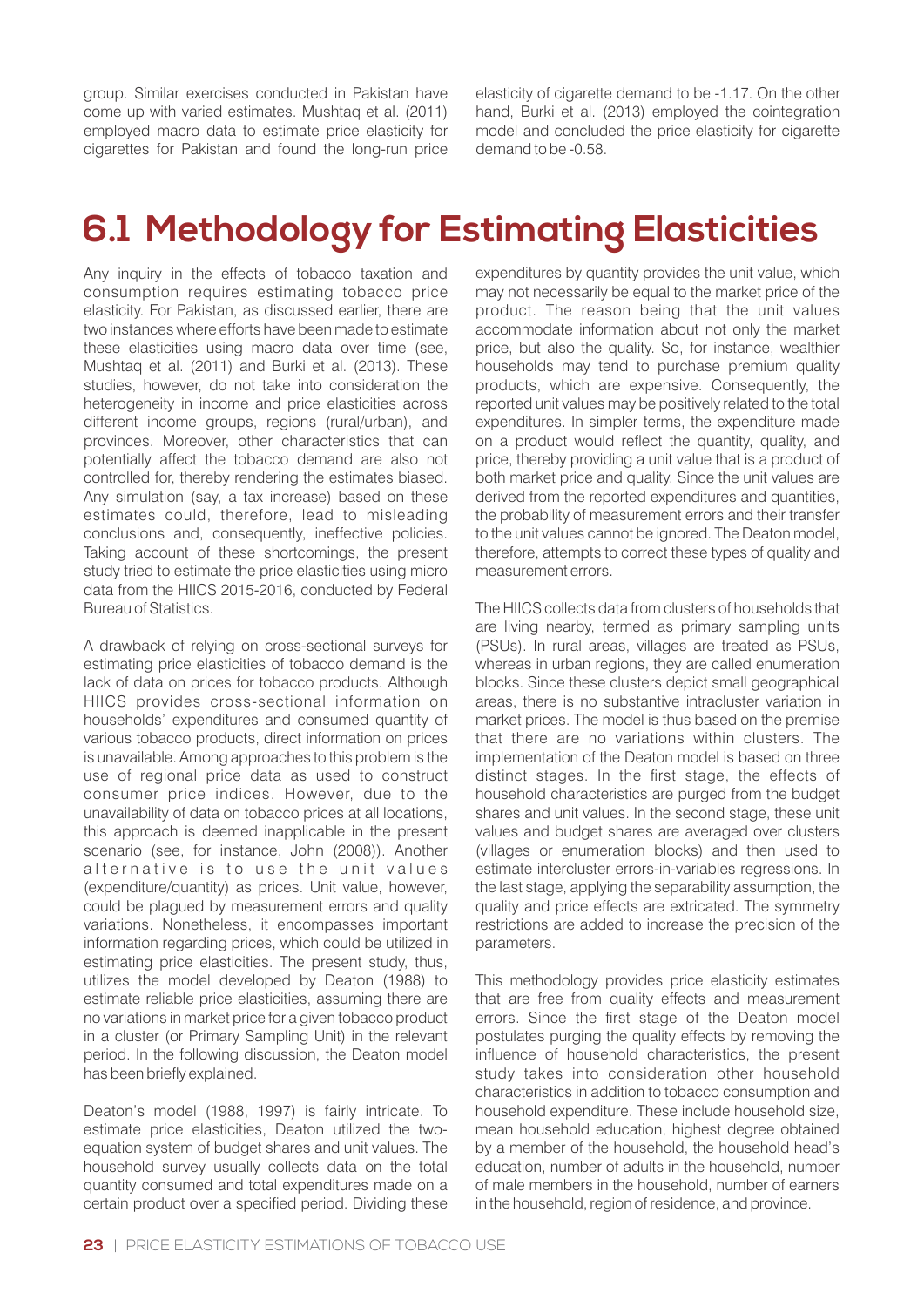group. Similar exercises conducted in Pakistan have come up with varied estimates. Mushtaq et al. (2011) employed macro data to estimate price elasticity for cigarettes for Pakistan and found the long-run price elasticity of cigarette demand to be -1.17. On the other hand, Burki et al. (2013) employed the cointegration model and concluded the price elasticity for cigarette demand to be -0.58.

# 6.1 Methodology for Estimating Elasticities

Any inquiry in the effects of tobacco taxation and consumption requires estimating tobacco price elasticity. For Pakistan, as discussed earlier, there are two instances where efforts have been made to estimate these elasticities using macro data over time (see, Mushtaq et al. (2011) and Burki et al. (2013). These studies, however, do not take into consideration the heterogeneity in income and price elasticities across different income groups, regions (rural/urban), and provinces. Moreover, other characteristics that can potentially affect the tobacco demand are also not controlled for, thereby rendering the estimates biased. Any simulation (say, a tax increase) based on these estimates could, therefore, lead to misleading conclusions and, consequently, ineffective policies. Taking account of these shortcomings, the present study tried to estimate the price elasticities using micro data from the HIICS 2015-2016, conducted by Federal Bureau of Statistics.

A drawback of relying on cross-sectional surveys for estimating price elasticities of tobacco demand is the lack of data on prices for tobacco products. Although HIICS provides cross-sectional information on households' expenditures and consumed quantity of various tobacco products, direct information on prices is unavailable. Among approaches to this problem is the use of regional price data as used to construct consumer price indices. However, due to the unavailability of data on tobacco prices at all locations, this approach is deemed inapplicable in the present scenario (see, for instance, John (2008)). Another alternative is to use the unit values (expenditure/quantity) as prices. Unit value, however, could be plagued by measurement errors and quality variations. Nonetheless, it encompasses important information regarding prices, which could be utilized in estimating price elasticities. The present study, thus, utilizes the model developed by Deaton (1988) to estimate reliable price elasticities, assuming there are no variations in market price for a given tobacco product in a cluster (or Primary Sampling Unit) in the relevant period. In the following discussion, the Deaton model has been briefly explained.

Deaton's model (1988, 1997) is fairly intricate. To estimate price elasticities, Deaton utilized the two-equation system of budget shares and unit values. The household survey usually collects data on the total quantity consumed and total expenditures made on a certain product over a specified period. Dividing these expenditures by quantity provides the unit value, which may not necessarily be equal to the market price of the product. The reason being that the unit values accommodate information about not only the market price, but also the quality. So, for instance, wealthier households may tend to purchase premium quality products, which are expensive. Consequently, the reported unit values may be positively related to the total expenditures. In simpler terms, the expenditure made on a product would reflect the quantity, quality, and price, thereby providing a unit value that is a product of both market price and quality. Since the unit values are derived from the reported expenditures and quantities, the probability of measurement errors and their transfer to the unit values cannot be ignored. The Deaton model, therefore, attempts to correct these types of quality and measurement errors.

The HIICS collects data from clusters of households that are living nearby, termed as primary sampling units (PSUs). In rural areas, villages are treated as PSUs, whereas in urban regions, they are called enumeration blocks. Since these clusters depict small geographical areas, there is no substantive intracluster variation in market prices. The model is thus based on the premise that there are no variations within clusters. The implementation of the Deaton model is based on three distinct stages. In the first stage, the effects of household characteristics are purged from the budget shares and unit values. In the second stage, these unit values and budget shares are averaged over clusters (villages or enumeration blocks) and then used to estimate intercluster errors-in-variables regressions. In the last stage, applying the separability assumption, the quality and price effects are extricated. The symmetry restrictions are added to increase the precision of the parameters.

This methodology provides price elasticity estimates that are free from quality effects and measurement errors. Since the first stage of the Deaton model postulates purging the quality effects by removing the influence of household characteristics, the present study takes into consideration other household characteristics in addition to tobacco consumption and household expenditure. These include household size, mean household education, highest degree obtained by a member of the household, the household head's education, number of adults in the household, number of male members in the household, number of earners in the household, region of residence, and province.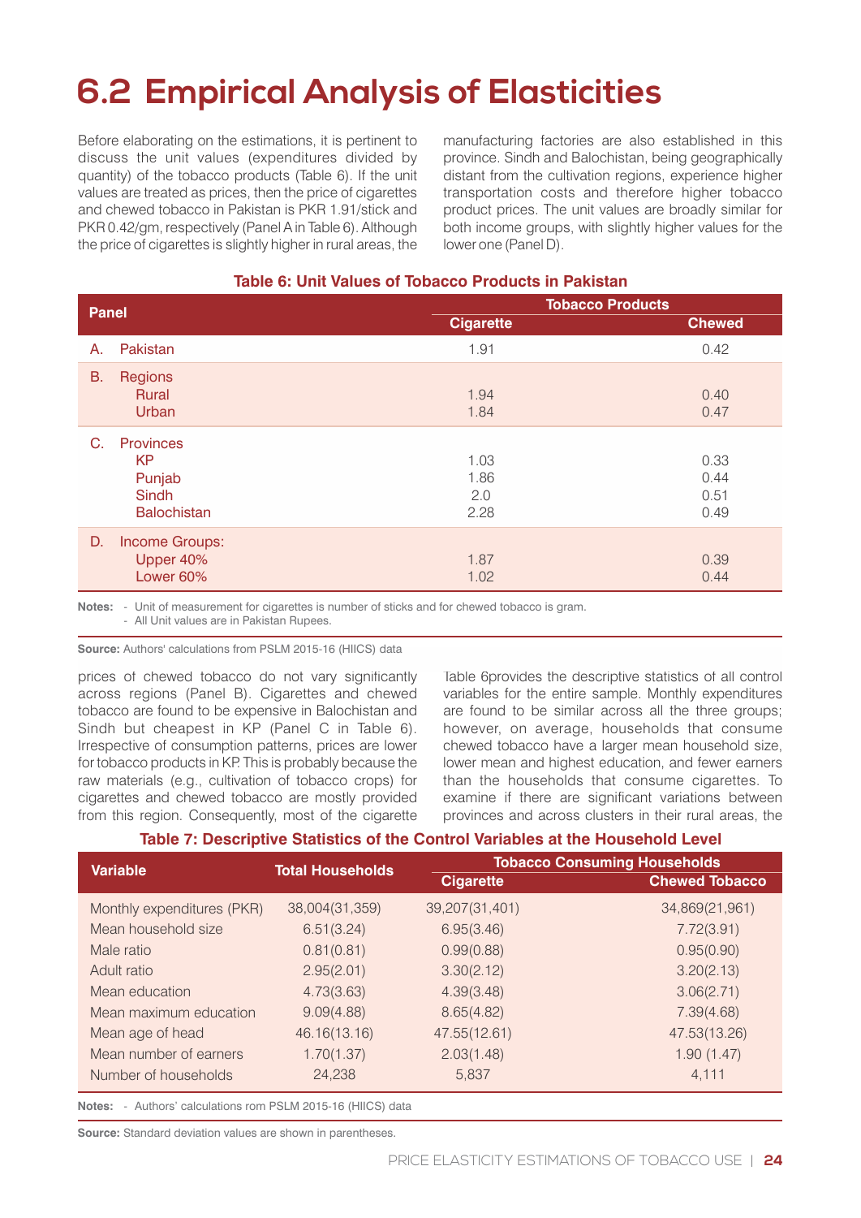# 6.2 Empirical Analysis of Elasticities

Before elaborating on the estimations, it is pertinent to discuss the unit values (expenditures divided by quantity) of the tobacco products (Table 6). If the unit values are treated as prices, then the price of cigarettes and chewed tobacco in Pakistan is PKR 1.91/stick and PKR 0.42/gm, respectively (Panel A in Table 6). Although the price of cigarettes is slightly higher in rural areas, the prices of chewed tobacco do not vary significantly across regions (Panel B). Cigarettes and chewed tobacco are found to be expensive in Balochistan and Sindh but cheapest in KP (Panel C in Table 6). Irrespective of consumption patterns, prices are lower for tobacco products in KP. This is probably because the raw materials (e.g., cultivation of tobacco crops) for cigarettes and chewed tobacco are mostly provided from this region. Consequently, most of the cigarette manufacturing factories are also established in this province. Sindh and Balochistan, being geographically distant from the cultivation regions, experience higher transportation costs and therefore higher tobacco product prices. The unit values are broadly similar for both income groups, with slightly higher values for the lower one (Panel D).

**Table 6: Unit Values of Tobacco Products in Pakistan**

| Panel | Tobacco Products | |
|---|---|---|
| | Cigarette | Chewed |
| A. Pakistan | 1.91 | 0.42 |
| B. Regions | | |
| Rural | 1.94 | 0.40 |
| Urban | 1.84 | 0.47 |
| C. Provinces | | |
| KP | 1.03 | 0.33 |
| Punjab | 1.86 | 0.44 |
| Sindh | 2.0 | 0.51 |
| Balochistan | 2.28 | 0.49 |
| D. Income Groups: | | |
| Upper 40% | 1.87 | 0.39 |
| Lower 60% | 1.02 | 0.44 |

**Notes:** - Unit of measurement for cigarettes is number of sticks and for chewed tobacco is gram.
- All Unit values are in Pakistan Rupees.

**Source:** Authors' calculations from PSLM 2015-16 (HIICS) data

Table 6provides the descriptive statistics of all control variables for the entire sample. Monthly expenditures are found to be similar across all the three groups; however, on average, households that consume chewed tobacco have a larger mean household size, lower mean and highest education, and fewer earners than the households that consume cigarettes. To examine if there are significant variations between provinces and across clusters in their rural areas, the

**Table 7: Descriptive Statistics of the Control Variables at the Household Level**

| Variable | Total Households | Tobacco Consuming Households | |
|---|---|---|---|
| | | Cigarette | Chewed Tobacco |
| Monthly expenditures (PKR) | 38,004(31,359) | 39,207(31,401) | 34,869(21,961) |
| Mean household size | 6.51(3.24) | 6.95(3.46) | 7.72(3.91) |
| Male ratio | 0.81(0.81) | 0.99(0.88) | 0.95(0.90) |
| Adult ratio | 2.95(2.01) | 3.30(2.12) | 3.20(2.13) |
| Mean education | 4.73(3.63) | 4.39(3.48) | 3.06(2.71) |
| Mean maximum education | 9.09(4.88) | 8.65(4.82) | 7.39(4.68) |
| Mean age of head | 46.16(13.16) | 47.55(12.61) | 47.53(13.26) |
| Mean number of earners | 1.70(1.37) | 2.03(1.48) | 1.90 (1.47) |
| Number of households | 24,238 | 5,837 | 4,111 |

**Notes:** - Authors' calculations rom PSLM 2015-16 (HIICS) data

**Source:** Standard deviation values are shown in parentheses.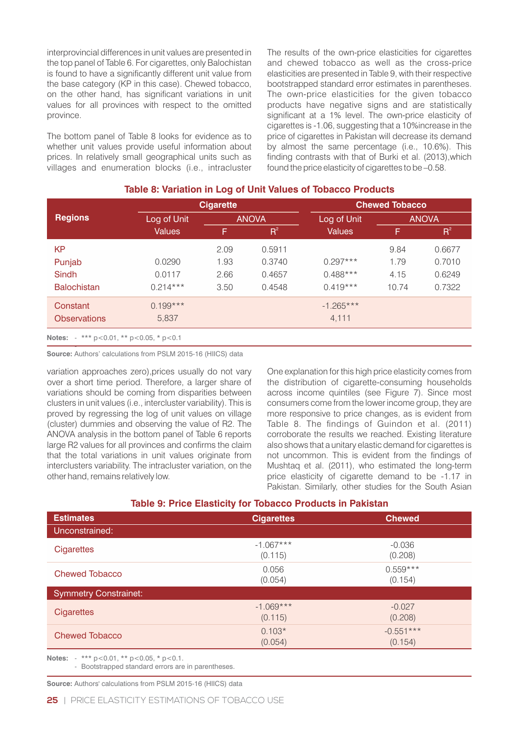interprovincial differences in unit values are presented in the top panel of Table 6. For cigarettes, only Balochistan is found to have a significantly different unit value from the base category (KP in this case). Chewed tobacco, on the other hand, has significant variations in unit values for all provinces with respect to the omitted province.

The bottom panel of Table 8 looks for evidence as to whether unit values provide useful information about prices. In relatively small geographical units such as villages and enumeration blocks (i.e., intracluster variation approaches zero),prices usually do not vary over a short time period. Therefore, a larger share of variations should be coming from disparities between clusters in unit values (i.e., intercluster variability). This is proved by regressing the log of unit values on village (cluster) dummies and observing the value of R2. The ANOVA analysis in the bottom panel of Table 6 reports large R2 values for all provinces and confirms the claim that the total variations in unit values originate from interclusters variability. The intracluster variation, on the other hand, remains relatively low.

The results of the own-price elasticities for cigarettes and chewed tobacco as well as the cross-price elasticities are presented in Table 9, with their respective bootstrapped standard error estimates in parentheses. The own-price elasticities for the given tobacco products have negative signs and are statistically significant at a 1% level. The own-price elasticity of cigarettes is -1.06, suggesting that a 10%increase in the price of cigarettes in Pakistan will decrease its demand by almost the same percentage (i.e., 10.6%). This finding contrasts with that of Burki et al. (2013),which found the price elasticity of cigarettes to be –0.58.

One explanation for this high price elasticity comes from the distribution of cigarette-consuming households across income quintiles (see Figure 7). Since most consumers come from the lower income group, they are more responsive to price changes, as is evident from Table 8. The findings of Guindon et al. (2011) corroborate the results we reached. Existing literature also shows that a unitary elastic demand for cigarettes is not uncommon. This is evident from the findings of Mushtaq et al. (2011), who estimated the long-term price elasticity of cigarette demand to be -1.17 in Pakistan. Similarly, other studies for the South Asian

**Table 8: Variation in Log of Unit Values of Tobacco Products**

| Regions | Cigarette | | | Chewed Tobacco | | |
|---|---|---|---|---|---|---|
| | Log of Unit Values | ANOVA | | Log of Unit Values | ANOVA | |
| | | F | $R^2$ | | F | $R^2$ |
| KP | | 2.09 | 0.5911 | | 9.84 | 0.6677 |
| Punjab | 0.0290 | 1.93 | 0.3740 | 0.297*** | 1.79 | 0.7010 |
| Sindh | 0.0117 | 2.66 | 0.4657 | 0.488*** | 4.15 | 0.6249 |
| Balochistan | 0.214*** | 3.50 | 0.4548 | 0.419*** | 10.74 | 0.7322 |
| Constant | 0.199*** | | | -1.265*** | | |
| Observations | 5,837 | | | 4,111 | | |

**Notes:** - *** p<0.01, ** p<0.05, * p<0.1

**Source:** Authors' calculations from PSLM 2015-16 (HIICS) data

**Table 9: Price Elasticity for Tobacco Products in Pakistan**

| Estimates | Cigarettes | Chewed |
|---|---|---|
| Unconstrained: | | |
| Cigarettes | -1.067*** (0.115) | -0.036 (0.208) |
| Chewed Tobacco | 0.056 (0.054) | 0.559*** (0.154) |
| Symmetry Constrainet: | | |
| Cigarettes | -1.069*** (0.115) | -0.027 (0.208) |
| Chewed Tobacco | 0.103* (0.054) | -0.551*** (0.154) |

**Notes:** - *** p<0.1, ** p<0.05, * p<0.1.
- Bootstrapped standard errors are in parentheses.

**Source:** Authors' calculations from PSLM 2015-16 (HIICS) data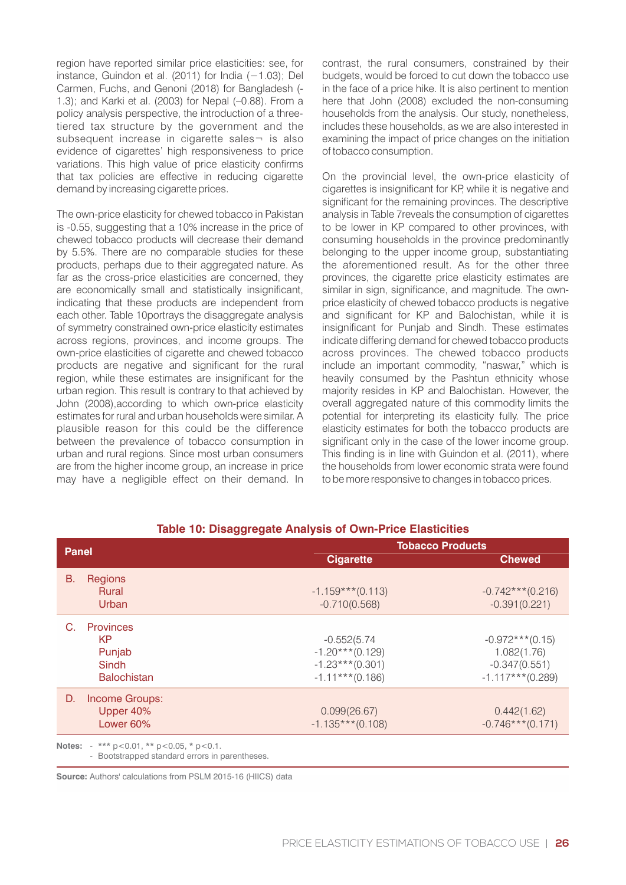region have reported similar price elasticities: see, for instance, Guindon et al. (2011) for India (−1.03); Del Carmen, Fuchs, and Genoni (2018) for Bangladesh (-1.3); and Karki et al. (2003) for Nepal (–0.88). From a policy analysis perspective, the introduction of a three-tiered tax structure by the government and the subsequent increase in cigarette sales¬ is also evidence of cigarettes' high responsiveness to price variations. This high value of price elasticity confirms that tax policies are effective in reducing cigarette demand by increasing cigarette prices.

The own-price elasticity for chewed tobacco in Pakistan is -0.55, suggesting that a 10% increase in the price of chewed tobacco products will decrease their demand by 5.5%. There are no comparable studies for these products, perhaps due to their aggregated nature. As far as the cross-price elasticities are concerned, they are economically small and statistically insignificant, indicating that these products are independent from each other. Table 10portrays the disaggregate analysis of symmetry constrained own-price elasticity estimates across regions, provinces, and income groups. The own-price elasticities of cigarette and chewed tobacco products are negative and significant for the rural region, while these estimates are insignificant for the urban region. This result is contrary to that achieved by John (2008),according to which own-price elasticity estimates for rural and urban households were similar. A plausible reason for this could be the difference between the prevalence of tobacco consumption in urban and rural regions. Since most urban consumers are from the higher income group, an increase in price may have a negligible effect on their demand. In contrast, the rural consumers, constrained by their budgets, would be forced to cut down the tobacco use in the face of a price hike. It is also pertinent to mention here that John (2008) excluded the non-consuming households from the analysis. Our study, nonetheless, includes these households, as we are also interested in examining the impact of price changes on the initiation of tobacco consumption.

On the provincial level, the own-price elasticity of cigarettes is insignificant for KP, while it is negative and significant for the remaining provinces. The descriptive analysis in Table 7reveals the consumption of cigarettes to be lower in KP compared to other provinces, with consuming households in the province predominantly belonging to the upper income group, substantiating the aforementioned result. As for the other three provinces, the cigarette price elasticity estimates are similar in sign, significance, and magnitude. The own-price elasticity of chewed tobacco products is negative and significant for KP and Balochistan, while it is insignificant for Punjab and Sindh. These estimates indicate differing demand for chewed tobacco products across provinces. The chewed tobacco products include an important commodity, "naswar," which is heavily consumed by the Pashtun ethnicity whose majority resides in KP and Balochistan. However, the overall aggregated nature of this commodity limits the potential for interpreting its elasticity fully. The price elasticity estimates for both the tobacco products are significant only in the case of the lower income group. This finding is in line with Guindon et al. (2011), where the households from lower economic strata were found to be more responsive to changes in tobacco prices.

**Table 10: Disaggregate Analysis of Own-Price Elasticities**

| Panel | Tobacco Products | |
|---|---|---|
| | Cigarette | Chewed |
| **B. Regions** | | |
| Rural | -1.159***(0.113) | -0.742***(0.216) |
| Urban | -0.710(0.568) | -0.391(0.221) |
| **C. Provinces** | | |
| KP | -0.552(5.74 | -0.972***(0.15) |
| Punjab | -1.20***(0.129) | 1.082(1.76) |
| Sindh | -1.23***(0.301) | -0.347(0.551) |
| Balochistan | -1.11***(0.186) | -1.117***(0.289) |
| **D. Income Groups:** | | |
| Upper 40% | 0.099(26.67) | 0.442(1.62) |
| Lower 60% | -1.135***(0.108) | -0.746***(0.171) |

**Notes:** - *** p<0.01, ** p<0.05, * p<0.1.
- Bootstrapped standard errors in parentheses.

**Source:** Authors' calculations from PSLM 2015-16 (HIICS) data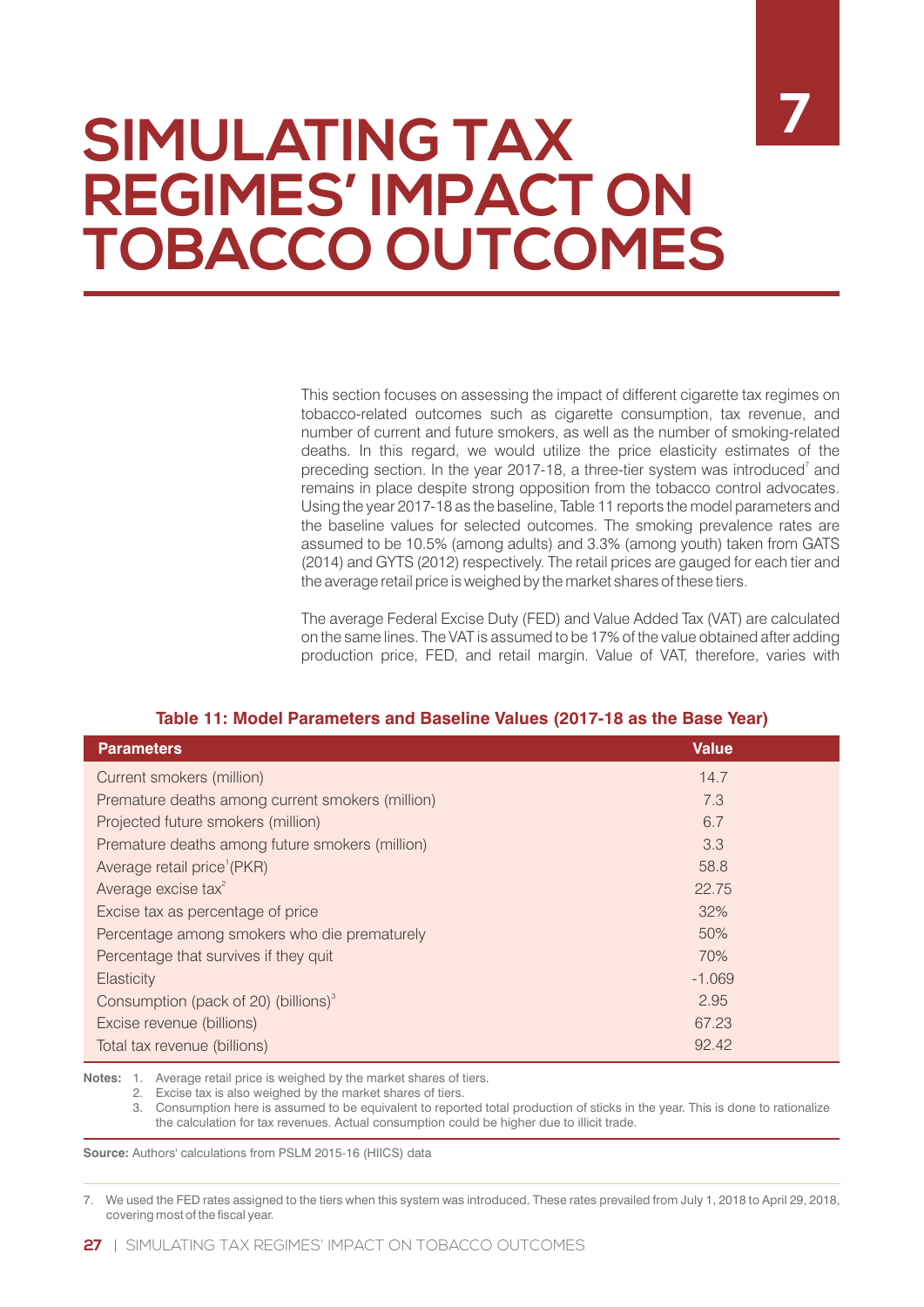# 7 SIMULATING TAX REGIMES' IMPACT ON TOBACCO OUTCOMES

This section focuses on assessing the impact of different cigarette tax regimes on tobacco-related outcomes such as cigarette consumption, tax revenue, and number of current and future smokers, as well as the number of smoking-related deaths. In this regard, we would utilize the price elasticity estimates of the preceding section. In the year 2017-18, a three-tier system was introduced[7] and remains in place despite strong opposition from the tobacco control advocates. Using the year 2017-18 as the baseline, Table 11 reports the model parameters and the baseline values for selected outcomes. The smoking prevalence rates are assumed to be 10.5% (among adults) and 3.3% (among youth) taken from GATS (2014) and GYTS (2012) respectively. The retail prices are gauged for each tier and the average retail price is weighed by the market shares of these tiers.

The average Federal Excise Duty (FED) and Value Added Tax (VAT) are calculated on the same lines. The VAT is assumed to be 17% of the value obtained after adding production price, FED, and retail margin. Value of VAT, therefore, varies with

**Table 11: Model Parameters and Baseline Values (2017-18 as the Base Year)**

| Parameters | Value |
|---|---|
| Current smokers (million) | 14.7 |
| Premature deaths among current smokers (million) | 7.3 |
| Projected future smokers (million) | 6.7 |
| Premature deaths among future smokers (million) | 3.3 |
| Average retail price[1] (PKR) | 58.8 |
| Average excise tax[2] | 22.75 |
| Excise tax as percentage of price | 32% |
| Percentage among smokers who die prematurely | 50% |
| Percentage that survives if they quit | 70% |
| Elasticity | -1.069 |
| Consumption (pack of 20) (billions)[3] | 2.95 |
| Excise revenue (billions) | 67.23 |
| Total tax revenue (billions) | 92.42 |

**Notes:** 1. Average retail price is weighed by the market shares of tiers.
2. Excise tax is also weighed by the market shares of tiers.
3. Consumption here is assumed to be equivalent to reported total production of sticks in the year. This is done to rationalize the calculation for tax revenues. Actual consumption could be higher due to illicit trade.

**Source:** Authors' calculations from PSLM 2015-16 (HIICS) data

7. We used the FED rates assigned to the tiers when this system was introduced. These rates prevailed from July 1, 2018 to April 29, 2018, covering most of the fiscal year.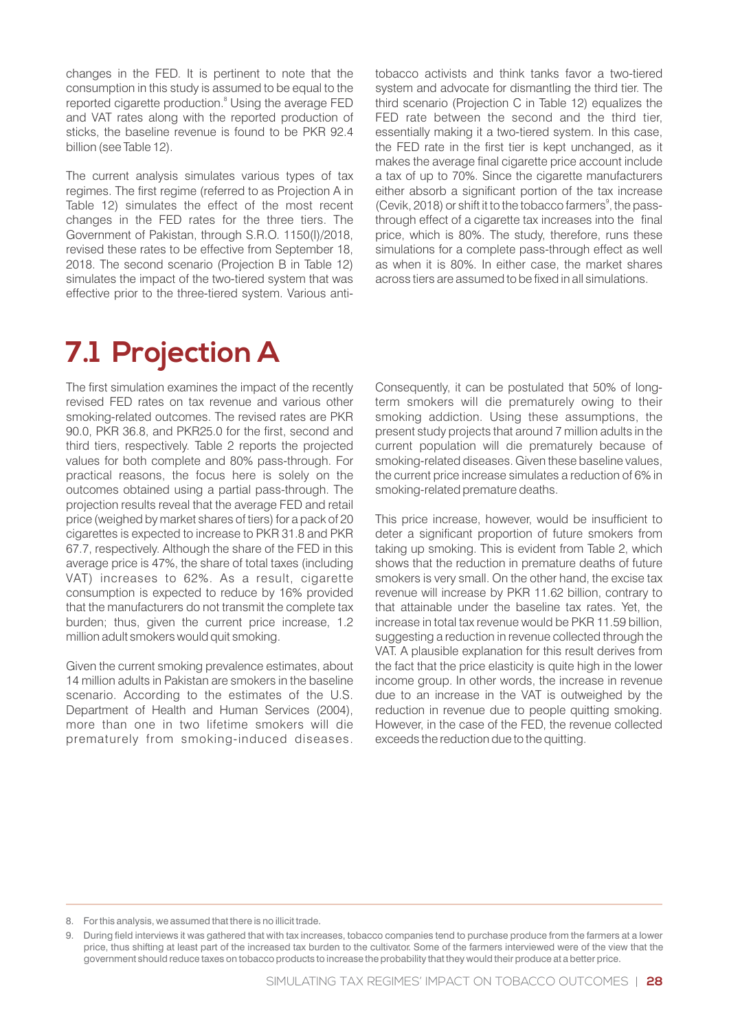changes in the FED. It is pertinent to note that the consumption in this study is assumed to be equal to the reported cigarette production.[8] Using the average FED and VAT rates along with the reported production of sticks, the baseline revenue is found to be PKR 92.4 billion (see Table 12).

The current analysis simulates various types of tax regimes. The first regime (referred to as Projection A in Table 12) simulates the effect of the most recent changes in the FED rates for the three tiers. The Government of Pakistan, through S.R.O. 1150(I)/2018, revised these rates to be effective from September 18, 2018. The second scenario (Projection B in Table 12) simulates the impact of the two-tiered system that was effective prior to the three-tiered system. Various anti-tobacco activists and think tanks favor a two-tiered system and advocate for dismantling the third tier. The third scenario (Projection C in Table 12) equalizes the FED rate between the second and the third tier, essentially making it a two-tiered system. In this case, the FED rate in the first tier is kept unchanged, as it makes the average final cigarette price account include a tax of up to 70%. Since the cigarette manufacturers either absorb a significant portion of the tax increase (Cevik, 2018) or shift it to the tobacco farmers[9], the pass-through effect of a cigarette tax increases into the final price, which is 80%. The study, therefore, runs these simulations for a complete pass-through effect as well as when it is 80%. In either case, the market shares across tiers are assumed to be fixed in all simulations.

## 7.1 Projection A

The first simulation examines the impact of the recently revised FED rates on tax revenue and various other smoking-related outcomes. The revised rates are PKR 90.0, PKR 36.8, and PKR25.0 for the first, second and third tiers, respectively. Table 2 reports the projected values for both complete and 80% pass-through. For practical reasons, the focus here is solely on the outcomes obtained using a partial pass-through. The projection results reveal that the average FED and retail price (weighed by market shares of tiers) for a pack of 20 cigarettes is expected to increase to PKR 31.8 and PKR 67.7, respectively. Although the share of the FED in this average price is 47%, the share of total taxes (including VAT) increases to 62%. As a result, cigarette consumption is expected to reduce by 16% provided that the manufacturers do not transmit the complete tax burden; thus, given the current price increase, 1.2 million adult smokers would quit smoking.

Given the current smoking prevalence estimates, about 14 million adults in Pakistan are smokers in the baseline scenario. According to the estimates of the U.S. Department of Health and Human Services (2004), more than one in two lifetime smokers will die prematurely from smoking-induced diseases. Consequently, it can be postulated that 50% of long-term smokers will die prematurely owing to their smoking addiction. Using these assumptions, the present study projects that around 7 million adults in the current population will die prematurely because of smoking-related diseases. Given these baseline values, the current price increase simulates a reduction of 6% in smoking-related premature deaths.

This price increase, however, would be insufficient to deter a significant proportion of future smokers from taking up smoking. This is evident from Table 2, which shows that the reduction in premature deaths of future smokers is very small. On the other hand, the excise tax revenue will increase by PKR 11.62 billion, contrary to that attainable under the baseline tax rates. Yet, the increase in total tax revenue would be PKR 11.59 billion, suggesting a reduction in revenue collected through the VAT. A plausible explanation for this result derives from the fact that the price elasticity is quite high in the lower income group. In other words, the increase in revenue due to an increase in the VAT is outweighed by the reduction in revenue due to people quitting smoking. However, in the case of the FED, the revenue collected exceeds the reduction due to the quitting.

---

8. For this analysis, we assumed that there is no illicit trade.

9. During field interviews it was gathered that with tax increases, tobacco companies tend to purchase produce from the farmers at a lower price, thus shifting at least part of the increased tax burden to the cultivator. Some of the farmers interviewed were of the view that the government should reduce taxes on tobacco products to increase the probability that they would their produce at a better price.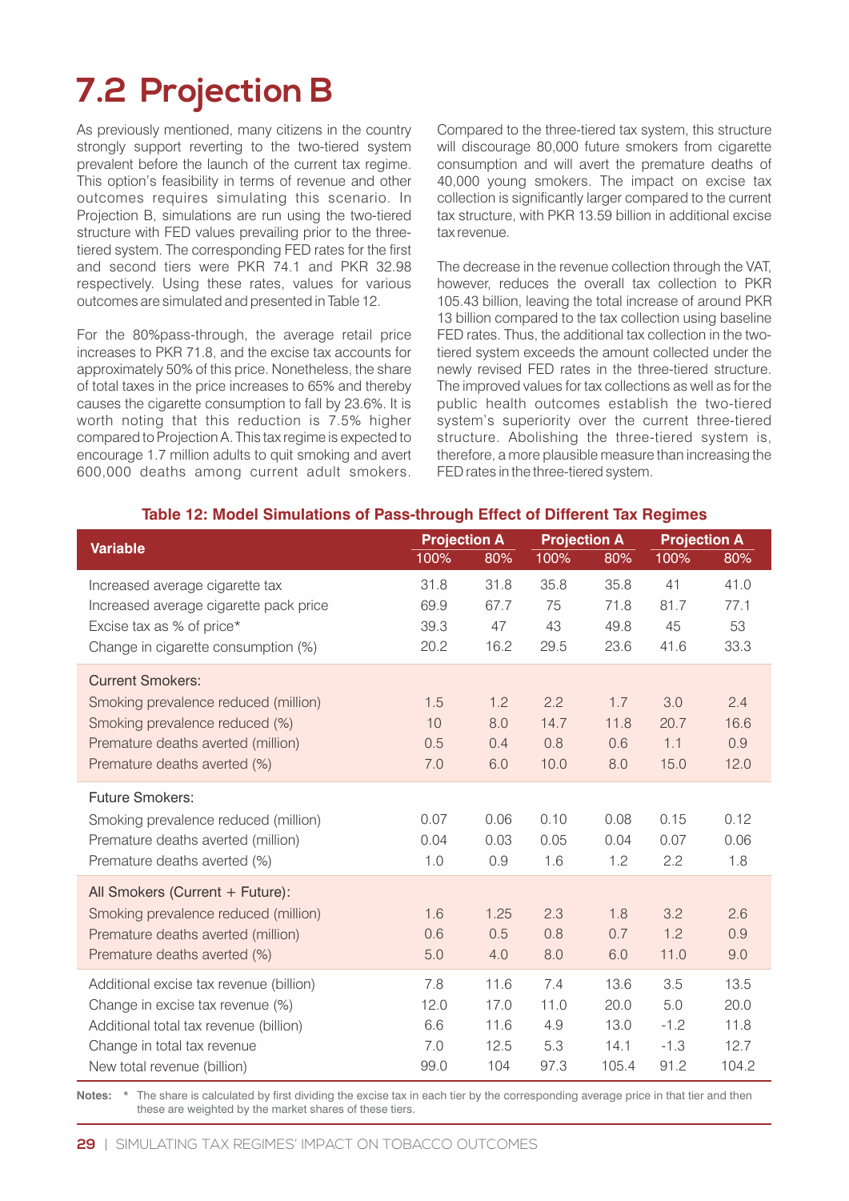## 7.2 Projection B

As previously mentioned, many citizens in the country strongly support reverting to the two-tiered system prevalent before the launch of the current tax regime. This option's feasibility in terms of revenue and other outcomes requires simulating this scenario. In Projection B, simulations are run using the two-tiered structure with FED values prevailing prior to the three-tiered system. The corresponding FED rates for the first and second tiers were PKR 74.1 and PKR 32.98 respectively. Using these rates, values for various outcomes are simulated and presented in Table 12.

For the 80%pass-through, the average retail price increases to PKR 71.8, and the excise tax accounts for approximately 50% of this price. Nonetheless, the share of total taxes in the price increases to 65% and thereby causes the cigarette consumption to fall by 23.6%. It is worth noting that this reduction is 7.5% higher compared to Projection A. This tax regime is expected to encourage 1.7 million adults to quit smoking and avert 600,000 deaths among current adult smokers. Compared to the three-tiered tax system, this structure will discourage 80,000 future smokers from cigarette consumption and will avert the premature deaths of 40,000 young smokers. The impact on excise tax collection is significantly larger compared to the current tax structure, with PKR 13.59 billion in additional excise tax revenue.

The decrease in the revenue collection through the VAT, however, reduces the overall tax collection to PKR 105.43 billion, leaving the total increase of around PKR 13 billion compared to the tax collection using baseline FED rates. Thus, the additional tax collection in the two-tiered system exceeds the amount collected under the newly revised FED rates in the three-tiered structure. The improved values for tax collections as well as for the public health outcomes establish the two-tiered system's superiority over the current three-tiered structure. Abolishing the three-tiered system is, therefore, a more plausible measure than increasing the FED rates in the three-tiered system.

**Table 12: Model Simulations of Pass-through Effect of Different Tax Regimes**

| Variable | Projection A | | Projection A | | Projection A | |
|---|---|---|---|---|---|---|
| | 100% | 80% | 100% | 80% | 100% | 80% |
| Increased average cigarette tax | 31.8 | 31.8 | 35.8 | 35.8 | 41 | 41.0 |
| Increased average cigarette pack price | 69.9 | 67.7 | 75 | 71.8 | 81.7 | 77.1 |
| Excise tax as % of price* | 39.3 | 47 | 43 | 49.8 | 45 | 53 |
| Change in cigarette consumption (%) | 20.2 | 16.2 | 29.5 | 23.6 | 41.6 | 33.3 |
| **Current Smokers:** | | | | | | |
| Smoking prevalence reduced (million) | 1.5 | 1.2 | 2.2 | 1.7 | 3.0 | 2.4 |
| Smoking prevalence reduced (%) | 10 | 8.0 | 14.7 | 11.8 | 20.7 | 16.6 |
| Premature deaths averted (million) | 0.5 | 0.4 | 0.8 | 0.6 | 1.1 | 0.9 |
| Premature deaths averted (%) | 7.0 | 6.0 | 10.0 | 8.0 | 15.0 | 12.0 |
| **Future Smokers:** | | | | | | |
| Smoking prevalence reduced (million) | 0.07 | 0.06 | 0.10 | 0.08 | 0.15 | 0.12 |
| Premature deaths averted (million) | 0.04 | 0.03 | 0.05 | 0.04 | 0.07 | 0.06 |
| Premature deaths averted (%) | 1.0 | 0.9 | 1.6 | 1.2 | 2.2 | 1.8 |
| **All Smokers (Current + Future):** | | | | | | |
| Smoking prevalence reduced (million) | 1.6 | 1.25 | 2.3 | 1.8 | 3.2 | 2.6 |
| Premature deaths averted (million) | 0.6 | 0.5 | 0.8 | 0.7 | 1.2 | 0.9 |
| Premature deaths averted (%) | 5.0 | 4.0 | 8.0 | 6.0 | 11.0 | 9.0 |
| Additional excise tax revenue (billion) | 7.8 | 11.6 | 7.4 | 13.6 | 3.5 | 13.5 |
| Change in excise tax revenue (%) | 12.0 | 17.0 | 11.0 | 20.0 | 5.0 | 20.0 |
| Additional total tax revenue (billion) | 6.6 | 11.6 | 4.9 | 13.0 | -1.2 | 11.8 |
| Change in total tax revenue | 7.0 | 12.5 | 5.3 | 14.1 | -1.3 | 12.7 |
| New total revenue (billion) | 99.0 | 104 | 97.3 | 105.4 | 91.2 | 104.2 |

**Notes:** * The share is calculated by first dividing the excise tax in each tier by the corresponding average price in that tier and then these are weighted by the market shares of these tiers.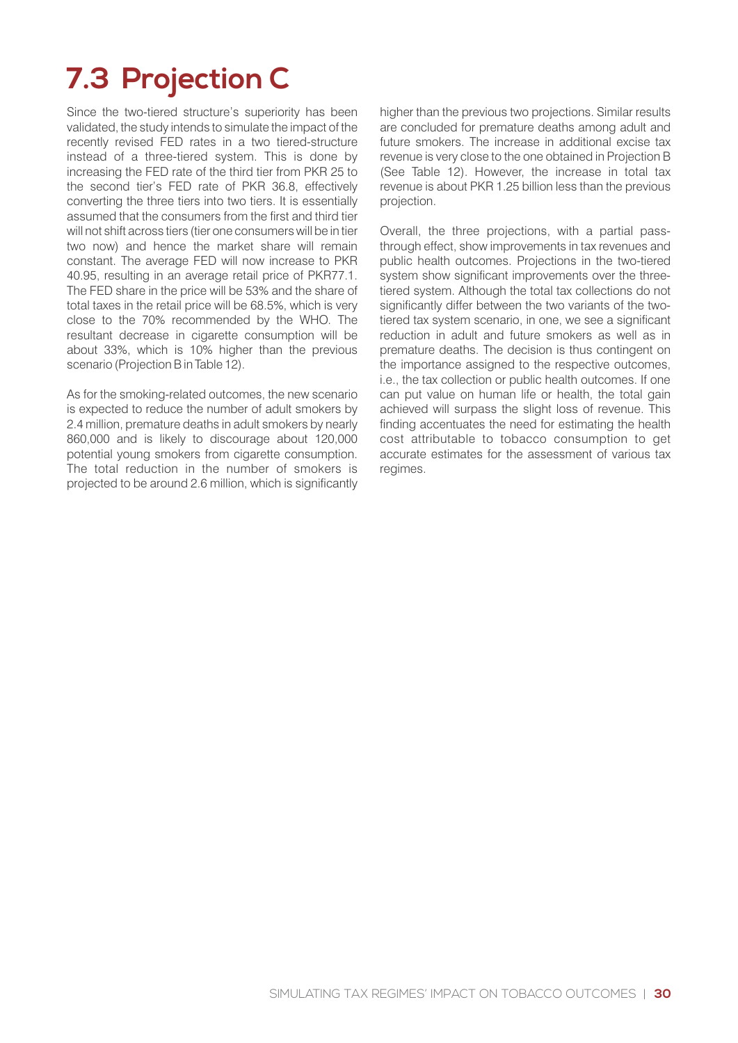## 7.3 Projection C

Since the two-tiered structure's superiority has been validated, the study intends to simulate the impact of the recently revised FED rates in a two tiered-structure instead of a three-tiered system. This is done by increasing the FED rate of the third tier from PKR 25 to the second tier's FED rate of PKR 36.8, effectively converting the three tiers into two tiers. It is essentially assumed that the consumers from the first and third tier will not shift across tiers (tier one consumers will be in tier two now) and hence the market share will remain constant. The average FED will now increase to PKR 40.95, resulting in an average retail price of PKR77.1. The FED share in the price will be 53% and the share of total taxes in the retail price will be 68.5%, which is very close to the 70% recommended by the WHO. The resultant decrease in cigarette consumption will be about 33%, which is 10% higher than the previous scenario (Projection B in Table 12).

As for the smoking-related outcomes, the new scenario is expected to reduce the number of adult smokers by 2.4 million, premature deaths in adult smokers by nearly 860,000 and is likely to discourage about 120,000 potential young smokers from cigarette consumption. The total reduction in the number of smokers is projected to be around 2.6 million, which is significantly higher than the previous two projections. Similar results are concluded for premature deaths among adult and future smokers. The increase in additional excise tax revenue is very close to the one obtained in Projection B (See Table 12). However, the increase in total tax revenue is about PKR 1.25 billion less than the previous projection.

Overall, the three projections, with a partial pass-through effect, show improvements in tax revenues and public health outcomes. Projections in the two-tiered system show significant improvements over the three-tiered system. Although the total tax collections do not significantly differ between the two variants of the two-tiered tax system scenario, in one, we see a significant reduction in adult and future smokers as well as in premature deaths. The decision is thus contingent on the importance assigned to the respective outcomes, i.e., the tax collection or public health outcomes. If one can put value on human life or health, the total gain achieved will surpass the slight loss of revenue. This finding accentuates the need for estimating the health cost attributable to tobacco consumption to get accurate estimates for the assessment of various tax regimes.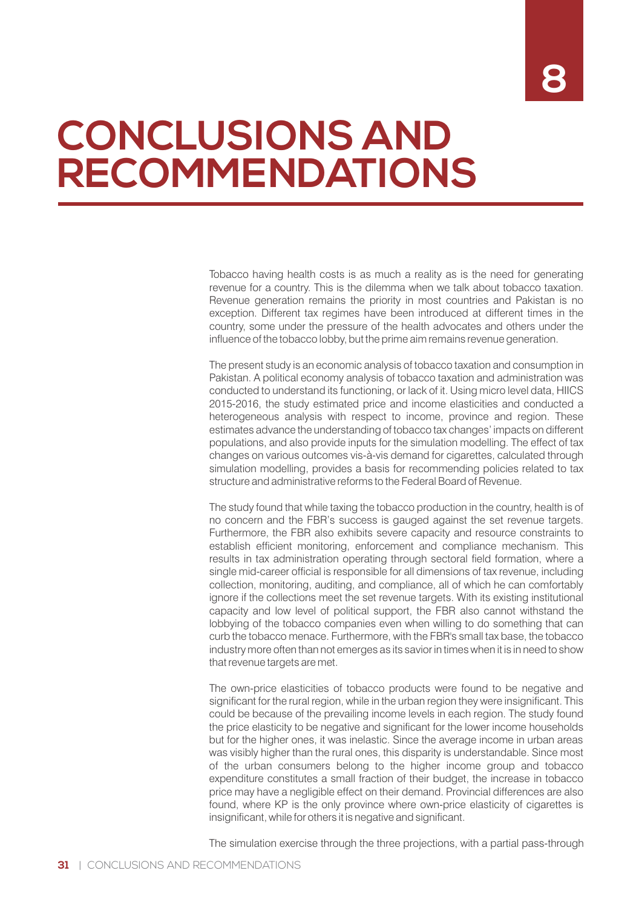# 8

# CONCLUSIONS AND RECOMMENDATIONS

Tobacco having health costs is as much a reality as is the need for generating revenue for a country. This is the dilemma when we talk about tobacco taxation. Revenue generation remains the priority in most countries and Pakistan is no exception. Different tax regimes have been introduced at different times in the country, some under the pressure of the health advocates and others under the influence of the tobacco lobby, but the prime aim remains revenue generation.

The present study is an economic analysis of tobacco taxation and consumption in Pakistan. A political economy analysis of tobacco taxation and administration was conducted to understand its functioning, or lack of it. Using micro level data, HIICS 2015-2016, the study estimated price and income elasticities and conducted a heterogeneous analysis with respect to income, province and region. These estimates advance the understanding of tobacco tax changes' impacts on different populations, and also provide inputs for the simulation modelling. The effect of tax changes on various outcomes vis-à-vis demand for cigarettes, calculated through simulation modelling, provides a basis for recommending policies related to tax structure and administrative reforms to the Federal Board of Revenue.

The study found that while taxing the tobacco production in the country, health is of no concern and the FBR's success is gauged against the set revenue targets. Furthermore, the FBR also exhibits severe capacity and resource constraints to establish efficient monitoring, enforcement and compliance mechanism. This results in tax administration operating through sectoral field formation, where a single mid-career official is responsible for all dimensions of tax revenue, including collection, monitoring, auditing, and compliance, all of which he can comfortably ignore if the collections meet the set revenue targets. With its existing institutional capacity and low level of political support, the FBR also cannot withstand the lobbying of the tobacco companies even when willing to do something that can curb the tobacco menace. Furthermore, with the FBR's small tax base, the tobacco industry more often than not emerges as its savior in times when it is in need to show that revenue targets are met.

The own-price elasticities of tobacco products were found to be negative and significant for the rural region, while in the urban region they were insignificant. This could be because of the prevailing income levels in each region. The study found the price elasticity to be negative and significant for the lower income households but for the higher ones, it was inelastic. Since the average income in urban areas was visibly higher than the rural ones, this disparity is understandable. Since most of the urban consumers belong to the higher income group and tobacco expenditure constitutes a small fraction of their budget, the increase in tobacco price may have a negligible effect on their demand. Provincial differences are also found, where KP is the only province where own-price elasticity of cigarettes is insignificant, while for others it is negative and significant.

The simulation exercise through the three projections, with a partial pass-through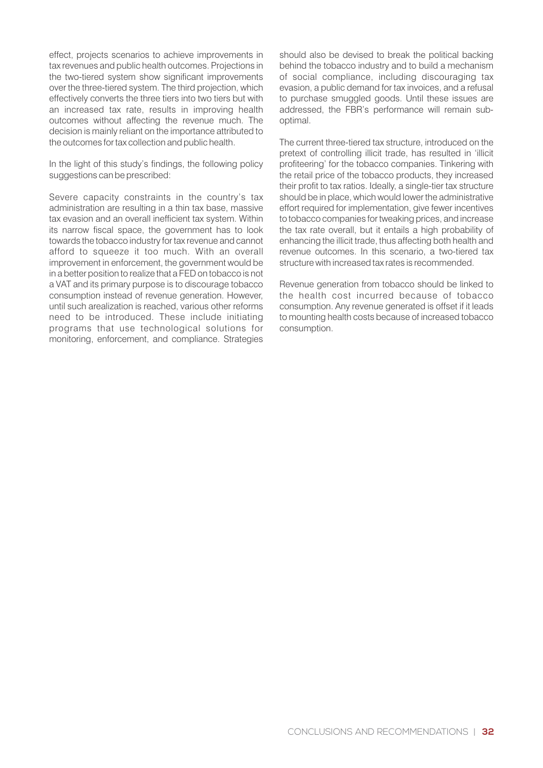effect, projects scenarios to achieve improvements in tax revenues and public health outcomes. Projections in the two-tiered system show significant improvements over the three-tiered system. The third projection, which effectively converts the three tiers into two tiers but with an increased tax rate, results in improving health outcomes without affecting the revenue much. The decision is mainly reliant on the importance attributed to the outcomes for tax collection and public health.

In the light of this study's findings, the following policy suggestions can be prescribed:

Severe capacity constraints in the country's tax administration are resulting in a thin tax base, massive tax evasion and an overall inefficient tax system. Within its narrow fiscal space, the government has to look towards the tobacco industry for tax revenue and cannot afford to squeeze it too much. With an overall improvement in enforcement, the government would be in a better position to realize that a FED on tobacco is not a VAT and its primary purpose is to discourage tobacco consumption instead of revenue generation. However, until such arealization is reached, various other reforms need to be introduced. These include initiating programs that use technological solutions for monitoring, enforcement, and compliance. Strategies should also be devised to break the political backing behind the tobacco industry and to build a mechanism of social compliance, including discouraging tax evasion, a public demand for tax invoices, and a refusal to purchase smuggled goods. Until these issues are addressed, the FBR's performance will remain sub-optimal.

The current three-tiered tax structure, introduced on the pretext of controlling illicit trade, has resulted in 'illicit profiteering' for the tobacco companies. Tinkering with the retail price of the tobacco products, they increased their profit to tax ratios. Ideally, a single-tier tax structure should be in place, which would lower the administrative effort required for implementation, give fewer incentives to tobacco companies for tweaking prices, and increase the tax rate overall, but it entails a high probability of enhancing the illicit trade, thus affecting both health and revenue outcomes. In this scenario, a two-tiered tax structure with increased tax rates is recommended.

Revenue generation from tobacco should be linked to the health cost incurred because of tobacco consumption. Any revenue generated is offset if it leads to mounting health costs because of increased tobacco consumption.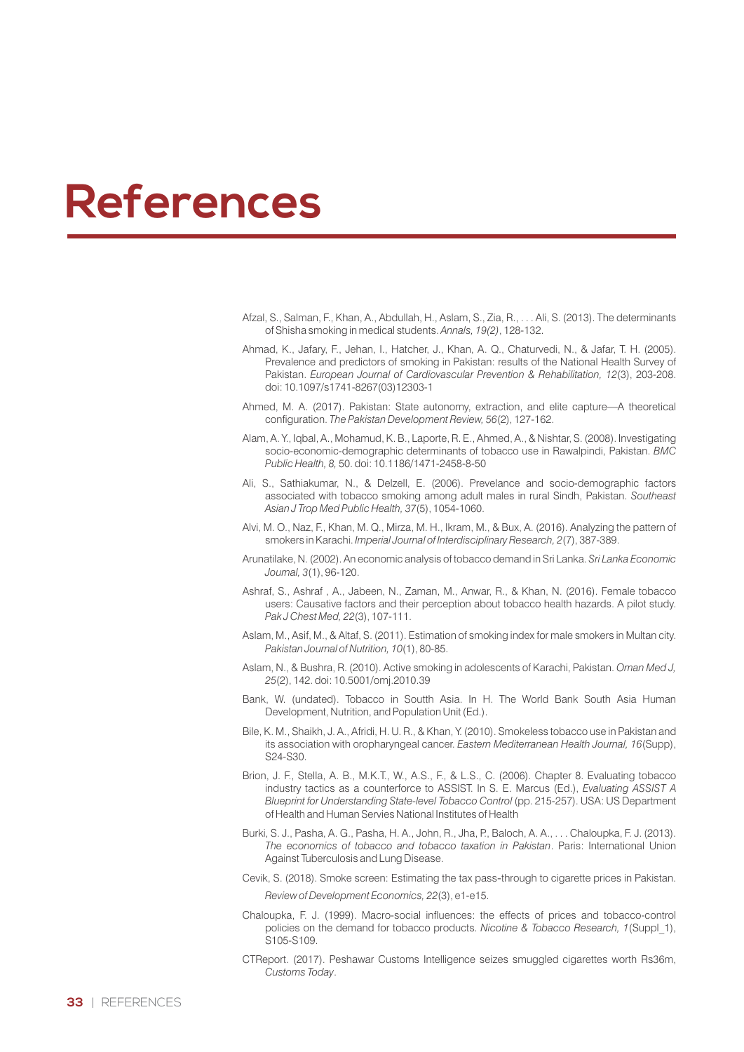# References

Afzal, S., Salman, F., Khan, A., Abdullah, H., Aslam, S., Zia, R., . . . Ali, S. (2013). The determinants of Shisha smoking in medical students. *Annals, 19(2)*, 128-132.

Ahmad, K., Jafary, F., Jehan, I., Hatcher, J., Khan, A. Q., Chaturvedi, N., & Jafar, T. H. (2005). Prevalence and predictors of smoking in Pakistan: results of the National Health Survey of Pakistan. *European Journal of Cardiovascular Prevention & Rehabilitation, 12*(3), 203-208. doi: 10.1097/s1741-8267(03)12303-1

Ahmed, M. A. (2017). Pakistan: State autonomy, extraction, and elite capture—A theoretical configuration. *The Pakistan Development Review, 56*(2), 127-162.

Alam, A. Y., Iqbal, A., Mohamud, K. B., Laporte, R. E., Ahmed, A., & Nishtar, S. (2008). Investigating socio-economic-demographic determinants of tobacco use in Rawalpindi, Pakistan. *BMC Public Health, 8,* 50. doi: 10.1186/1471-2458-8-50

Ali, S., Sathiakumar, N., & Delzell, E. (2006). Prevelance and socio-demographic factors associated with tobacco smoking among adult males in rural Sindh, Pakistan. *Southeast Asian J Trop Med Public Health, 37*(5), 1054-1060.

Alvi, M. O., Naz, F., Khan, M. Q., Mirza, M. H., Ikram, M., & Bux, A. (2016). Analyzing the pattern of smokers in Karachi. *Imperial Journal of Interdisciplinary Research, 2*(7), 387-389.

Arunatilake, N. (2002). An economic analysis of tobacco demand in Sri Lanka. *Sri Lanka Economic Journal, 3*(1), 96-120.

Ashraf, S., Ashraf , A., Jabeen, N., Zaman, M., Anwar, R., & Khan, N. (2016). Female tobacco users: Causative factors and their perception about tobacco health hazards. A pilot study. *Pak J Chest Med, 22*(3), 107-111.

Aslam, M., Asif, M., & Altaf, S. (2011). Estimation of smoking index for male smokers in Multan city. *Pakistan Journal of Nutrition, 10*(1), 80-85.

Aslam, N., & Bushra, R. (2010). Active smoking in adolescents of Karachi, Pakistan. *Oman Med J, 25*(2), 142. doi: 10.5001/omj.2010.39

Bank, W. (undated). Tobacco in Southh Asia. In H. The World Bank South Asia Human Development, Nutrition, and Population Unit (Ed.).

Bile, K. M., Shaikh, J. A., Afridi, H. U. R., & Khan, Y. (2010). Smokeless tobacco use in Pakistan and its association with oropharyngeal cancer. *Eastern Mediterranean Health Journal, 16*(Supp), S24-S30.

Brion, J. F., Stella, A. B., M.K.T., W., A.S., F., & L.S., C. (2006). Chapter 8. Evaluating tobacco industry tactics as a counterforce to ASSIST. In S. E. Marcus (Ed.), *Evaluating ASSIST A Blueprint for Understanding State-level Tobacco Control* (pp. 215-257). USA: US Department of Health and Human Servies National Institutes of Health

Burki, S. J., Pasha, A. G., Pasha, H. A., John, R., Jha, P., Baloch, A. A., . . . Chaloupka, F. J. (2013). *The economics of tobacco and tobacco taxation in Pakistan*. Paris: International Union Against Tuberculosis and Lung Disease.

Cevik, S. (2018). Smoke screen: Estimating the tax pass-through to cigarette prices in Pakistan. *Review of Development Economics, 22*(3), e1-e15.

Chaloupka, F. J. (1999). Macro-social influences: the effects of prices and tobacco-control policies on the demand for tobacco products. *Nicotine & Tobacco Research, 1*(Suppl_1), S105-S109.

CTReport. (2017). Peshawar Customs Intelligence seizes smuggled cigarettes worth Rs36m, *Customs Today*.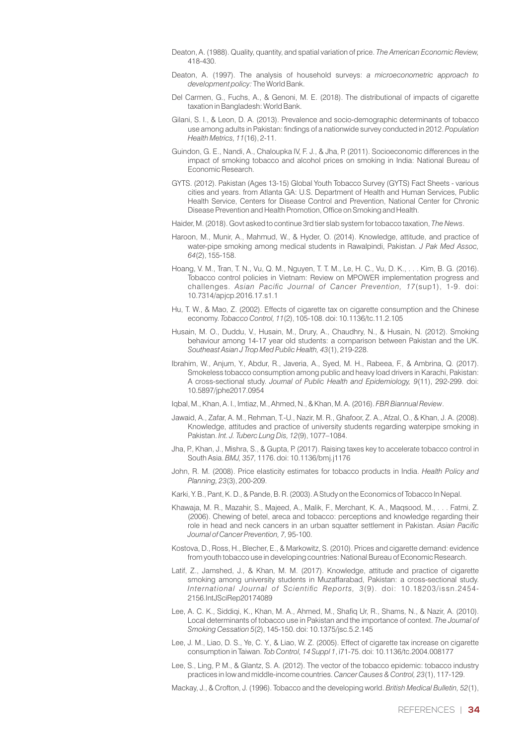Deaton, A. (1988). Quality, quantity, and spatial variation of price. *The American Economic Review,* 418-430.

Deaton, A. (1997). The analysis of household surveys: *a microeconometric approach to development policy:* The World Bank.

Del Carmen, G., Fuchs, A., & Genoni, M. E. (2018). The distributional of impacts of cigarette taxation in Bangladesh: World Bank.

Gilani, S. I., & Leon, D. A. (2013). Prevalence and socio-demographic determinants of tobacco use among adults in Pakistan: findings of a nationwide survey conducted in 2012. *Population Health Metrics, 11*(16), 2-11.

Guindon, G. E., Nandi, A., Chaloupka IV, F. J., & Jha, P. (2011). Socioeconomic differences in the impact of smoking tobacco and alcohol prices on smoking in India: National Bureau of Economic Research.

GYTS. (2012). Pakistan (Ages 13-15) Global Youth Tobacco Survey (GYTS) Fact Sheets - various cities and years. from Atlanta GA: U.S. Department of Health and Human Services, Public Health Service, Centers for Disease Control and Prevention, National Center for Chronic Disease Prevention and Health Promotion, Office on Smoking and Health.

Haider, M. (2018). Govt asked to continue 3rd tier slab system for tobacco taxation, *The News*.

Haroon, M., Munir, A., Mahmud, W., & Hyder, O. (2014). Knowledge, attitude, and practice of water-pipe smoking among medical students in Rawalpindi, Pakistan. *J Pak Med Assoc, 64*(2), 155-158.

Hoang, V. M., Tran, T. N., Vu, Q. M., Nguyen, T. T. M., Le, H. C., Vu, D. K., . . . Kim, B. G. (2016). Tobacco control policies in Vietnam: Review on MPOWER implementation progress and challenges. *Asian Pacific Journal of Cancer Prevention, 17*(sup1), 1-9. doi: 10.7314/apjcp.2016.17.s1.1

Hu, T. W., & Mao, Z. (2002). Effects of cigarette tax on cigarette consumption and the Chinese economy. *Tobacco Control, 11*(2), 105-108. doi: 10.1136/tc.11.2.105

Husain, M. O., Duddu, V., Husain, M., Drury, A., Chaudhry, N., & Husain, N. (2012). Smoking behaviour among 14-17 year old students: a comparison between Pakistan and the UK. *Southeast Asian J Trop Med Public Health, 43*(1), 219-228.

Ibrahim, W., Anjum, Y., Abdur, R., Javeria, A., Syed, M. H., Rabeea, F., & Ambrina, Q. (2017). Smokeless tobacco consumption among public and heavy load drivers in Karachi, Pakistan: A cross-sectional study. *Journal of Public Health and Epidemiology, 9*(11), 292-299. doi: 10.5897/jphe2017.0954

Iqbal, M., Khan, A. I., Imtiaz, M., Ahmed, N., & Khan, M. A. (2016). *FBR Biannual Review*.

Jawaid, A., Zafar, A. M., Rehman, T.-U., Nazir, M. R., Ghafoor, Z. A., Afzal, O., & Khan, J. A. (2008). Knowledge, attitudes and practice of university students regarding waterpipe smoking in Pakistan. *Int. J. Tuberc Lung Dis, 12*(9), 1077–1084.

Jha, P., Khan, J., Mishra, S., & Gupta, P. (2017). Raising taxes key to accelerate tobacco control in South Asia. *BMJ, 357,* 1176. doi: 10.1136/bmj.j1176

John, R. M. (2008). Price elasticity estimates for tobacco products in India. *Health Policy and Planning, 23*(3), 200-209.

Karki, Y. B., Pant, K. D., & Pande, B. R. (2003). A Study on the Economics of Tobacco In Nepal.

Khawaja, M. R., Mazahir, S., Majeed, A., Malik, F., Merchant, K. A., Maqsood, M., . . . Fatmi, Z. (2006). Chewing of betel, areca and tobacco: perceptions and knowledge regarding their role in head and neck cancers in an urban squatter settlement in Pakistan. *Asian Pacific Journal of Cancer Prevention, 7,* 95-100.

Kostova, D., Ross, H., Blecher, E., & Markowitz, S. (2010). Prices and cigarette demand: evidence from youth tobacco use in developing countries: National Bureau of Economic Research.

Latif, Z., Jamshed, J., & Khan, M. M. (2017). Knowledge, attitude and practice of cigarette smoking among university students in Muzaffarabad, Pakistan: a cross-sectional study. *International Journal of Scientific Reports, 3*(9). doi: 10.18203/issn.2454-2156.IntJSciRep20174089

Lee, A. C. K., Siddiqi, K., Khan, M. A., Ahmed, M., Shafiq Ur, R., Shams, N., & Nazir, A. (2010). Local determinants of tobacco use in Pakistan and the importance of context. *The Journal of Smoking Cessation 5*(2), 145-150. doi: 10.1375/jsc.5.2.145

Lee, J. M., Liao, D. S., Ye, C. Y., & Liao, W. Z. (2005). Effect of cigarette tax increase on cigarette consumption in Taiwan. *Tob Control, 14 Suppl 1*, i71-75. doi: 10.1136/tc.2004.008177

Lee, S., Ling, P. M., & Glantz, S. A. (2012). The vector of the tobacco epidemic: tobacco industry practices in low and middle-income countries. *Cancer Causes & Control, 23*(1), 117-129.

Mackay, J., & Crofton, J. (1996). Tobacco and the developing world. *British Medical Bulletin, 52*(1),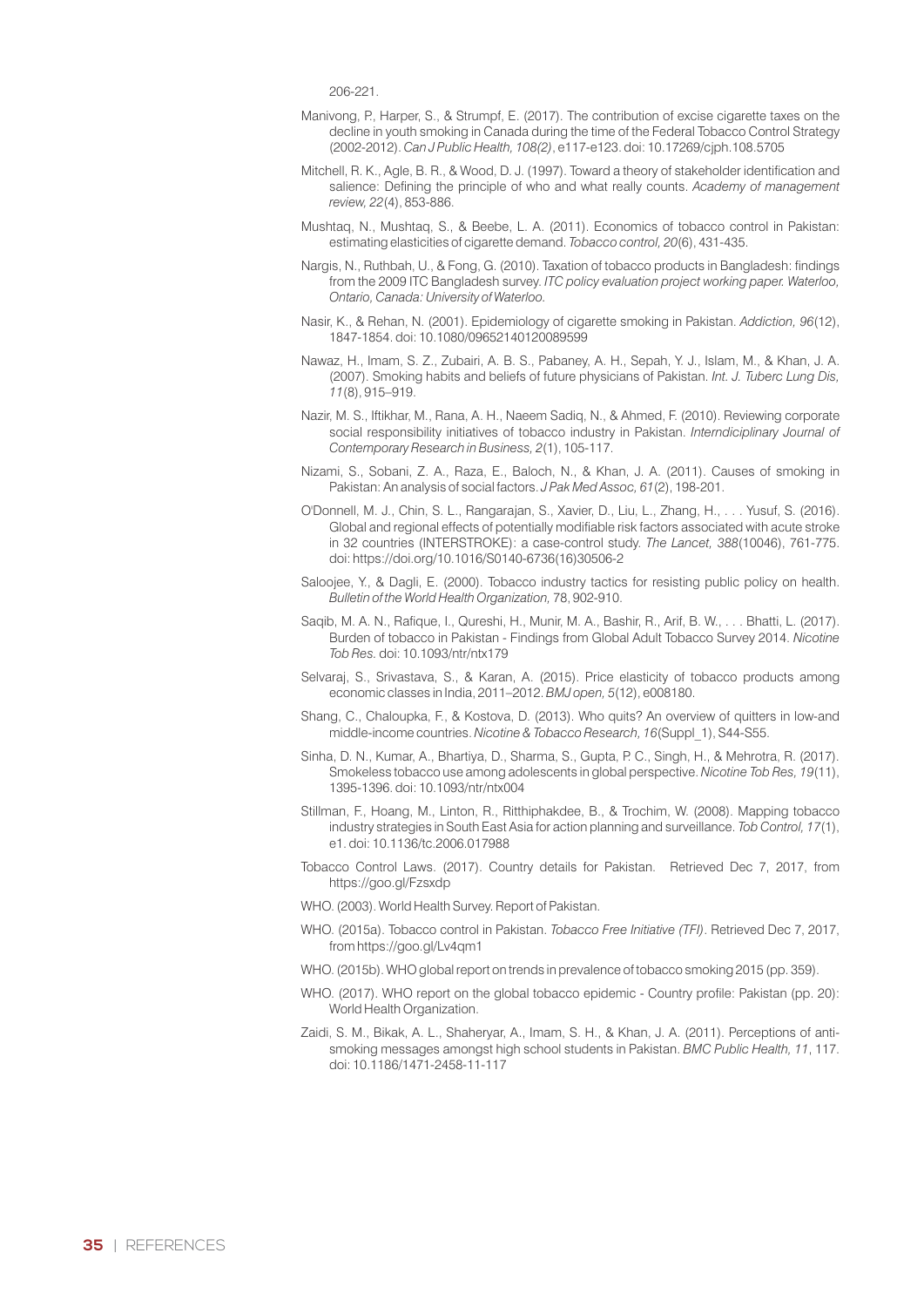206-221.

Manivong, P., Harper, S., & Strumpf, E. (2017). The contribution of excise cigarette taxes on the decline in youth smoking in Canada during the time of the Federal Tobacco Control Strategy (2002-2012). *Can J Public Health, 108(2)*, e117-e123. doi: 10.17269/cjph.108.5705

Mitchell, R. K., Agle, B. R., & Wood, D. J. (1997). Toward a theory of stakeholder identification and salience: Defining the principle of who and what really counts. *Academy of management review, 22*(4), 853-886.

Mushtaq, N., Mushtaq, S., & Beebe, L. A. (2011). Economics of tobacco control in Pakistan: estimating elasticities of cigarette demand. *Tobacco control, 20*(6), 431-435.

Nargis, N., Ruthbah, U., & Fong, G. (2010). Taxation of tobacco products in Bangladesh: findings from the 2009 ITC Bangladesh survey. *ITC policy evaluation project working paper. Waterloo, Ontario, Canada: University of Waterloo.*

Nasir, K., & Rehan, N. (2001). Epidemiology of cigarette smoking in Pakistan. *Addiction, 96*(12), 1847-1854. doi: 10.1080/09652140120089599

Nawaz, H., Imam, S. Z., Zubairi, A. B. S., Pabaney, A. H., Sepah, Y. J., Islam, M., & Khan, J. A. (2007). Smoking habits and beliefs of future physicians of Pakistan. *Int. J. Tuberc Lung Dis, 11*(8), 915–919.

Nazir, M. S., Iftikhar, M., Rana, A. H., Naeem Sadiq, N., & Ahmed, F. (2010). Reviewing corporate social responsibility initiatives of tobacco industry in Pakistan. *Interndiciplinary Journal of Contemporary Research in Business, 2*(1), 105-117.

Nizami, S., Sobani, Z. A., Raza, E., Baloch, N., & Khan, J. A. (2011). Causes of smoking in Pakistan: An analysis of social factors. *J Pak Med Assoc, 61*(2), 198-201.

O'Donnell, M. J., Chin, S. L., Rangarajan, S., Xavier, D., Liu, L., Zhang, H., . . . Yusuf, S. (2016). Global and regional effects of potentially modifiable risk factors associated with acute stroke in 32 countries (INTERSTROKE): a case-control study. *The Lancet, 388*(10046), 761-775. doi: https://doi.org/10.1016/S0140-6736(16)30506-2

Saloojee, Y., & Dagli, E. (2000). Tobacco industry tactics for resisting public policy on health. *Bulletin of the World Health Organization,* 78, 902-910.

Saqib, M. A. N., Rafique, I., Qureshi, H., Munir, M. A., Bashir, R., Arif, B. W., . . . Bhatti, L. (2017). Burden of tobacco in Pakistan - Findings from Global Adult Tobacco Survey 2014. *Nicotine Tob Res*. doi: 10.1093/ntr/ntx179

Selvaraj, S., Srivastava, S., & Karan, A. (2015). Price elasticity of tobacco products among economic classes in India, 2011–2012. *BMJ open, 5*(12), e008180.

Shang, C., Chaloupka, F., & Kostova, D. (2013). Who quits? An overview of quitters in low-and middle-income countries. *Nicotine & Tobacco Research, 16*(Suppl_1), S44-S55.

Sinha, D. N., Kumar, A., Bhartiya, D., Sharma, S., Gupta, P. C., Singh, H., & Mehrotra, R. (2017). Smokeless tobacco use among adolescents in global perspective. *Nicotine Tob Res, 19*(11), 1395-1396. doi: 10.1093/ntr/ntx004

Stillman, F., Hoang, M., Linton, R., Ritthiphakdee, B., & Trochim, W. (2008). Mapping tobacco industry strategies in South East Asia for action planning and surveillance. *Tob Control, 17*(1), e1. doi: 10.1136/tc.2006.017988

Tobacco Control Laws. (2017). Country details for Pakistan. Retrieved Dec 7, 2017, from https://goo.gl/Fzsxdp

WHO. (2003). World Health Survey. Report of Pakistan.

WHO. (2015a). Tobacco control in Pakistan. *Tobacco Free Initiative (TFI)*. Retrieved Dec 7, 2017, from https://goo.gl/Lv4qm1

WHO. (2015b). WHO global report on trends in prevalence of tobacco smoking 2015 (pp. 359).

WHO. (2017). WHO report on the global tobacco epidemic - Country profile: Pakistan (pp. 20): World Health Organization.

Zaidi, S. M., Bikak, A. L., Shaheryar, A., Imam, S. H., & Khan, J. A. (2011). Perceptions of anti-smoking messages amongst high school students in Pakistan. *BMC Public Health, 11*, 117. doi: 10.1186/1471-2458-11-117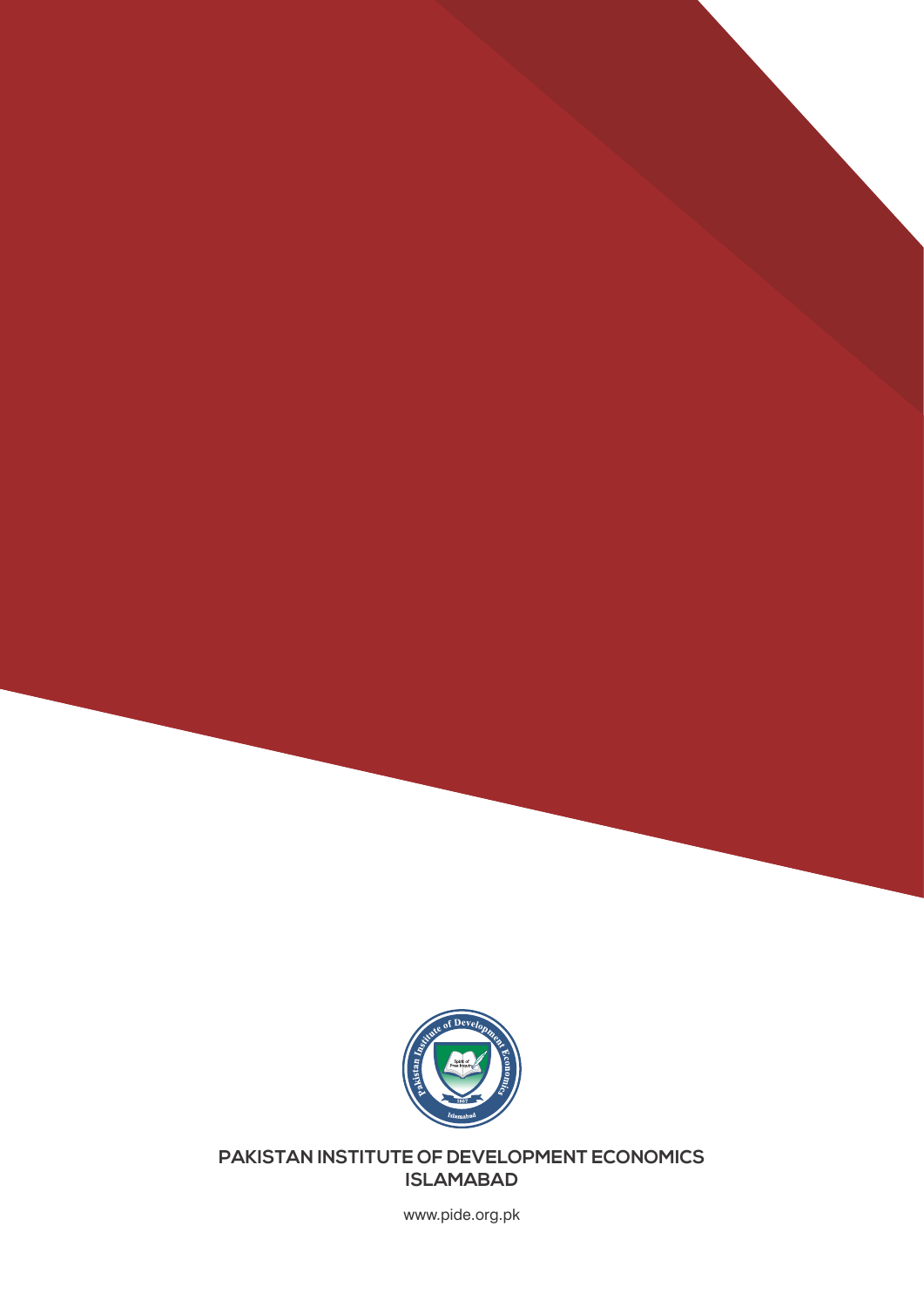PAKISTAN INSTITUTE OF DEVELOPMENT ECONOMICS
ISLAMABAD

www.pide.org.pk